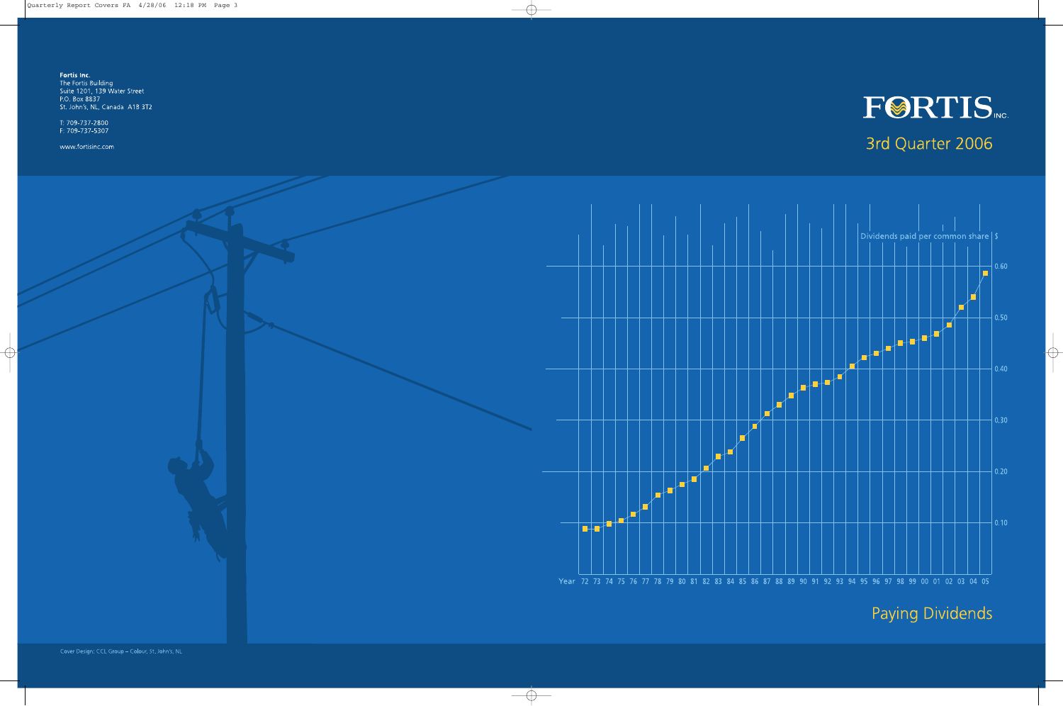**Fortis Inc.**
The Fortis Building
Suite 1201, 139 Water Street
P.O. Box 8837
St. John's, NL, Canada A1B 3T2

T: 709-737-2800
F: 709-737-5307

www.fortisinc.com

# FORTIS INC.

## 3rd Quarter 2006

Dividends paid per common share | $

0.60
0.50
0.40
0.30
0.20
0.10

Year 72 73 74 75 76 77 78 79 80 81 82 83 84 85 86 87 88 89 90 91 92 93 94 95 96 97 98 99 00 01 02 03 04 05

## Paying Dividends

Cover Design: CCL Group – Colour, St. John's, NL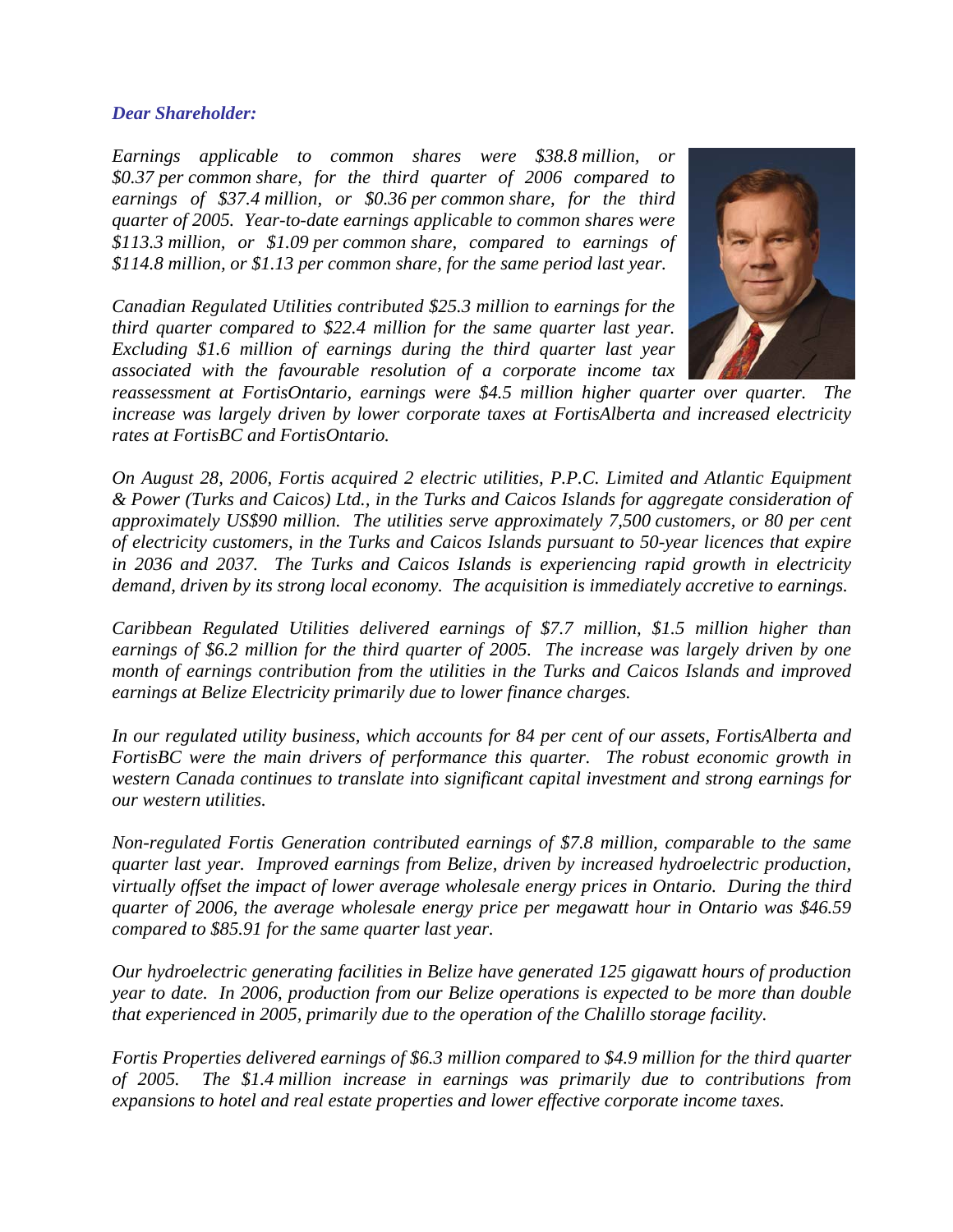*Dear Shareholder:*

*Earnings applicable to common shares were $38.8 million, or $0.37 per common share, for the third quarter of 2006 compared to earnings of $37.4 million, or $0.36 per common share, for the third quarter of 2005. Year-to-date earnings applicable to common shares were $113.3 million, or $1.09 per common share, compared to earnings of $114.8 million, or $1.13 per common share, for the same period last year.*

*Canadian Regulated Utilities contributed $25.3 million to earnings for the third quarter compared to $22.4 million for the same quarter last year. Excluding $1.6 million of earnings during the third quarter last year associated with the favourable resolution of a corporate income tax reassessment at FortisOntario, earnings were $4.5 million higher quarter over quarter. The increase was largely driven by lower corporate taxes at FortisAlberta and increased electricity rates at FortisBC and FortisOntario.*

*On August 28, 2006, Fortis acquired 2 electric utilities, P.P.C. Limited and Atlantic Equipment & Power (Turks and Caicos) Ltd., in the Turks and Caicos Islands for aggregate consideration of approximately US$90 million. The utilities serve approximately 7,500 customers, or 80 per cent of electricity customers, in the Turks and Caicos Islands pursuant to 50-year licences that expire in 2036 and 2037. The Turks and Caicos Islands is experiencing rapid growth in electricity demand, driven by its strong local economy. The acquisition is immediately accretive to earnings.*

*Caribbean Regulated Utilities delivered earnings of $7.7 million, $1.5 million higher than earnings of $6.2 million for the third quarter of 2005. The increase was largely driven by one month of earnings contribution from the utilities in the Turks and Caicos Islands and improved earnings at Belize Electricity primarily due to lower finance charges.*

*In our regulated utility business, which accounts for 84 per cent of our assets, FortisAlberta and FortisBC were the main drivers of performance this quarter. The robust economic growth in western Canada continues to translate into significant capital investment and strong earnings for our western utilities.*

*Non-regulated Fortis Generation contributed earnings of $7.8 million, comparable to the same quarter last year. Improved earnings from Belize, driven by increased hydroelectric production, virtually offset the impact of lower average wholesale energy prices in Ontario. During the third quarter of 2006, the average wholesale energy price per megawatt hour in Ontario was $46.59 compared to $85.91 for the same quarter last year.*

*Our hydroelectric generating facilities in Belize have generated 125 gigawatt hours of production year to date. In 2006, production from our Belize operations is expected to be more than double that experienced in 2005, primarily due to the operation of the Chalillo storage facility.*

*Fortis Properties delivered earnings of $6.3 million compared to $4.9 million for the third quarter of 2005. The $1.4 million increase in earnings was primarily due to contributions from expansions to hotel and real estate properties and lower effective corporate income taxes.*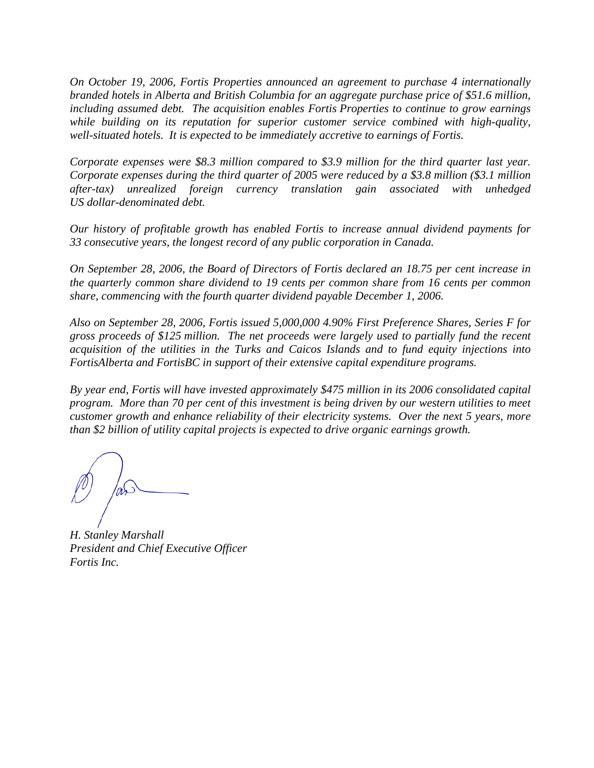*On October 19, 2006, Fortis Properties announced an agreement to purchase 4 internationally branded hotels in Alberta and British Columbia for an aggregate purchase price of $51.6 million, including assumed debt. The acquisition enables Fortis Properties to continue to grow earnings while building on its reputation for superior customer service combined with high-quality, well-situated hotels. It is expected to be immediately accretive to earnings of Fortis.*

*Corporate expenses were $8.3 million compared to $3.9 million for the third quarter last year. Corporate expenses during the third quarter of 2005 were reduced by a $3.8 million ($3.1 million after-tax) unrealized foreign currency translation gain associated with unhedged US dollar-denominated debt.*

*Our history of profitable growth has enabled Fortis to increase annual dividend payments for 33 consecutive years, the longest record of any public corporation in Canada.*

*On September 28, 2006, the Board of Directors of Fortis declared an 18.75 per cent increase in the quarterly common share dividend to 19 cents per common share from 16 cents per common share, commencing with the fourth quarter dividend payable December 1, 2006.*

*Also on September 28, 2006, Fortis issued 5,000,000 4.90% First Preference Shares, Series F for gross proceeds of $125 million. The net proceeds were largely used to partially fund the recent acquisition of the utilities in the Turks and Caicos Islands and to fund equity injections into FortisAlberta and FortisBC in support of their extensive capital expenditure programs.*

*By year end, Fortis will have invested approximately $475 million in its 2006 consolidated capital program. More than 70 per cent of this investment is being driven by our western utilities to meet customer growth and enhance reliability of their electricity systems. Over the next 5 years, more than $2 billion of utility capital projects is expected to drive organic earnings growth.*

*H. Stanley Marshall*
*President and Chief Executive Officer*
*Fortis Inc.*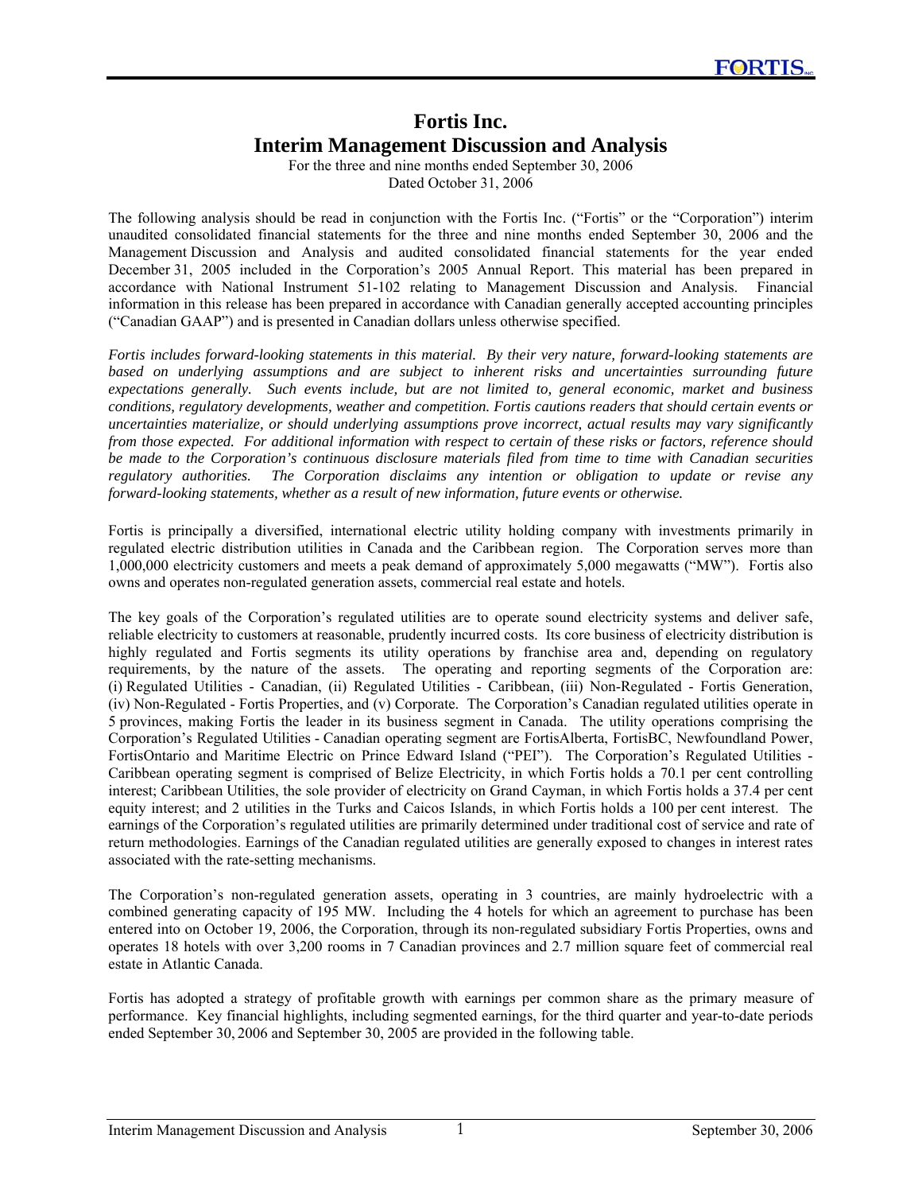# Fortis Inc.
# Interim Management Discussion and Analysis

For the three and nine months ended September 30, 2006
Dated October 31, 2006

The following analysis should be read in conjunction with the Fortis Inc. ("Fortis" or the "Corporation") interim unaudited consolidated financial statements for the three and nine months ended September 30, 2006 and the Management Discussion and Analysis and audited consolidated financial statements for the year ended December 31, 2005 included in the Corporation's 2005 Annual Report. This material has been prepared in accordance with National Instrument 51-102 relating to Management Discussion and Analysis. Financial information in this release has been prepared in accordance with Canadian generally accepted accounting principles ("Canadian GAAP") and is presented in Canadian dollars unless otherwise specified.

*Fortis includes forward-looking statements in this material. By their very nature, forward-looking statements are based on underlying assumptions and are subject to inherent risks and uncertainties surrounding future expectations generally. Such events include, but are not limited to, general economic, market and business conditions, regulatory developments, weather and competition. Fortis cautions readers that should certain events or uncertainties materialize, or should underlying assumptions prove incorrect, actual results may vary significantly from those expected. For additional information with respect to certain of these risks or factors, reference should be made to the Corporation's continuous disclosure materials filed from time to time with Canadian securities regulatory authorities. The Corporation disclaims any intention or obligation to update or revise any forward-looking statements, whether as a result of new information, future events or otherwise.*

Fortis is principally a diversified, international electric utility holding company with investments primarily in regulated electric distribution utilities in Canada and the Caribbean region. The Corporation serves more than 1,000,000 electricity customers and meets a peak demand of approximately 5,000 megawatts ("MW"). Fortis also owns and operates non-regulated generation assets, commercial real estate and hotels.

The key goals of the Corporation's regulated utilities are to operate sound electricity systems and deliver safe, reliable electricity to customers at reasonable, prudently incurred costs. Its core business of electricity distribution is highly regulated and Fortis segments its utility operations by franchise area and, depending on regulatory requirements, by the nature of the assets. The operating and reporting segments of the Corporation are: (i) Regulated Utilities - Canadian, (ii) Regulated Utilities - Caribbean, (iii) Non-Regulated - Fortis Generation, (iv) Non-Regulated - Fortis Properties, and (v) Corporate. The Corporation's Canadian regulated utilities operate in 5 provinces, making Fortis the leader in its business segment in Canada. The utility operations comprising the Corporation's Regulated Utilities - Canadian operating segment are FortisAlberta, FortisBC, Newfoundland Power, FortisOntario and Maritime Electric on Prince Edward Island ("PEI"). The Corporation's Regulated Utilities - Caribbean operating segment is comprised of Belize Electricity, in which Fortis holds a 70.1 per cent controlling interest; Caribbean Utilities, the sole provider of electricity on Grand Cayman, in which Fortis holds a 37.4 per cent equity interest; and 2 utilities in the Turks and Caicos Islands, in which Fortis holds a 100 per cent interest. The earnings of the Corporation's regulated utilities are primarily determined under traditional cost of service and rate of return methodologies. Earnings of the Canadian regulated utilities are generally exposed to changes in interest rates associated with the rate-setting mechanisms.

The Corporation's non-regulated generation assets, operating in 3 countries, are mainly hydroelectric with a combined generating capacity of 195 MW. Including the 4 hotels for which an agreement to purchase has been entered into on October 19, 2006, the Corporation, through its non-regulated subsidiary Fortis Properties, owns and operates 18 hotels with over 3,200 rooms in 7 Canadian provinces and 2.7 million square feet of commercial real estate in Atlantic Canada.

Fortis has adopted a strategy of profitable growth with earnings per common share as the primary measure of performance. Key financial highlights, including segmented earnings, for the third quarter and year-to-date periods ended September 30, 2006 and September 30, 2005 are provided in the following table.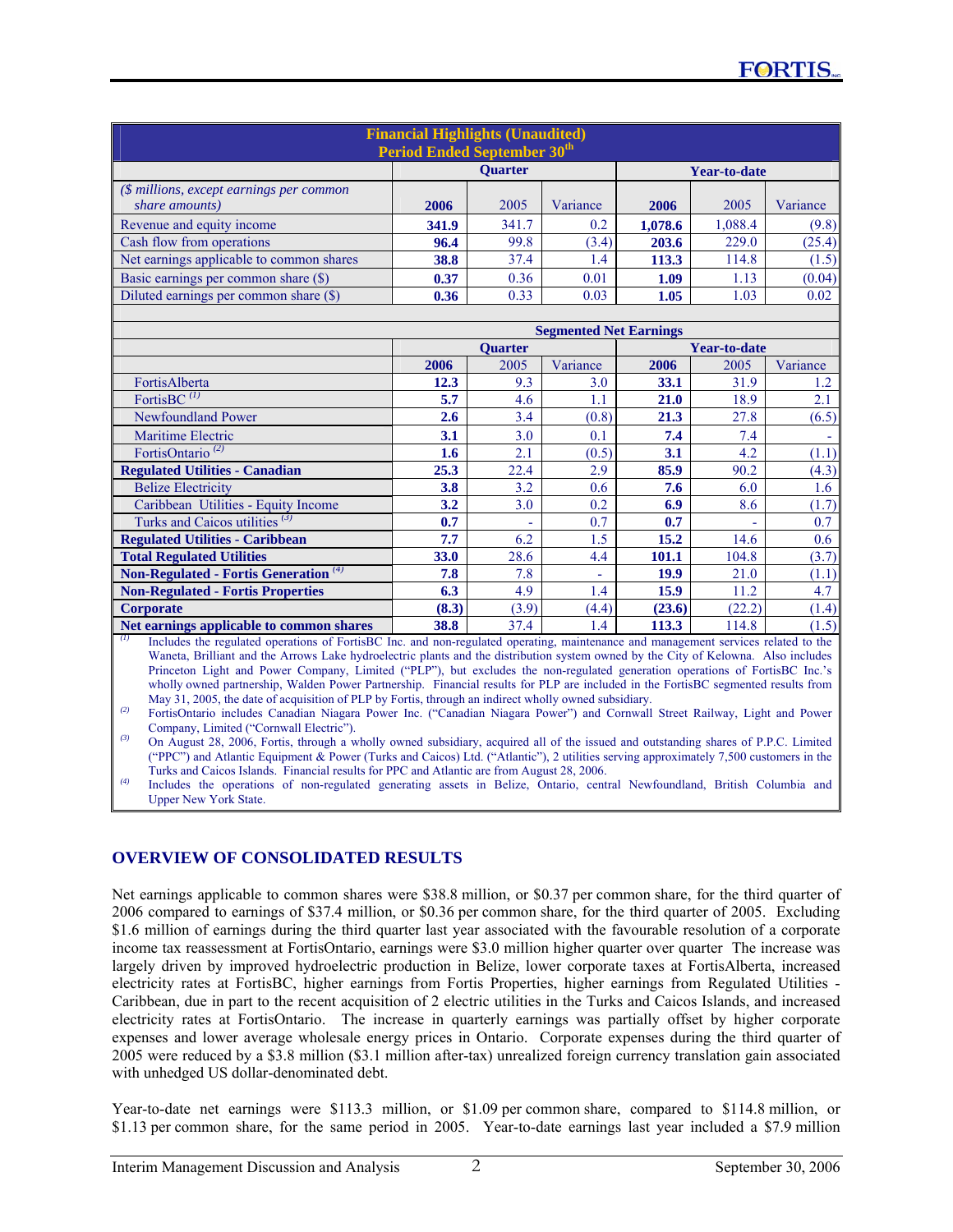**Financial Highlights (Unaudited)**
**Period Ended September 30th**

| ($ millions, except earnings per common share amounts) | Quarter | | | Year-to-date | | |
|---|---|---|---|---|---|---|
| | **2006** | 2005 | Variance | **2006** | 2005 | Variance |
| Revenue and equity income | **341.9** | 341.7 | 0.2 | **1,078.6** | 1,088.4 | (9.8) |
| Cash flow from operations | **96.4** | 99.8 | (3.4) | **203.6** | 229.0 | (25.4) |
| Net earnings applicable to common shares | **38.8** | 37.4 | 1.4 | **113.3** | 114.8 | (1.5) |
| Basic earnings per common share ($) | **0.37** | 0.36 | 0.01 | **1.09** | 1.13 | (0.04) |
| Diluted earnings per common share ($) | **0.36** | 0.33 | 0.03 | **1.05** | 1.03 | 0.02 |

**Segmented Net Earnings**

| | Quarter | | | Year-to-date | | |
|---|---|---|---|---|---|---|
| | **2006** | 2005 | Variance | **2006** | 2005 | Variance |
| FortisAlberta | **12.3** | 9.3 | 3.0 | **33.1** | 31.9 | 1.2 |
| FortisBC [(1)] | **5.7** | 4.6 | 1.1 | **21.0** | 18.9 | 2.1 |
| Newfoundland Power | **2.6** | 3.4 | (0.8) | **21.3** | 27.8 | (6.5) |
| Maritime Electric | **3.1** | 3.0 | 0.1 | **7.4** | 7.4 | - |
| FortisOntario [(2)] | **1.6** | 2.1 | (0.5) | **3.1** | 4.2 | (1.1) |
| **Regulated Utilities - Canadian** | **25.3** | 22.4 | 2.9 | **85.9** | 90.2 | (4.3) |
| Belize Electricity | **3.8** | 3.2 | 0.6 | **7.6** | 6.0 | 1.6 |
| Caribbean Utilities - Equity Income | **3.2** | 3.0 | 0.2 | **6.9** | 8.6 | (1.7) |
| Turks and Caicos utilities [(3)] | **0.7** | - | 0.7 | **0.7** | - | 0.7 |
| **Regulated Utilities - Caribbean** | **7.7** | 6.2 | 1.5 | **15.2** | 14.6 | 0.6 |
| **Total Regulated Utilities** | **33.0** | 28.6 | 4.4 | **101.1** | 104.8 | (3.7) |
| **Non-Regulated - Fortis Generation** [(4)] | **7.8** | 7.8 | - | **19.9** | 21.0 | (1.1) |
| **Non-Regulated - Fortis Properties** | **6.3** | 4.9 | 1.4 | **15.9** | 11.2 | 4.7 |
| **Corporate** | **(8.3)** | (3.9) | (4.4) | **(23.6)** | (22.2) | (1.4) |
| **Net earnings applicable to common shares** | **38.8** | 37.4 | 1.4 | **113.3** | 114.8 | (1.5) |

(1) Includes the regulated operations of FortisBC Inc. and non-regulated operating, maintenance and management services related to the Waneta, Brilliant and the Arrows Lake hydroelectric plants and the distribution system owned by the City of Kelowna. Also includes Princeton Light and Power Company, Limited ("PLP"), but excludes the non-regulated generation operations of FortisBC Inc.'s wholly owned partnership, Walden Power Partnership. Financial results for PLP are included in the FortisBC segmented results from May 31, 2005, the date of acquisition of PLP by Fortis, through an indirect wholly owned subsidiary.

(2) FortisOntario includes Canadian Niagara Power Inc. ("Canadian Niagara Power") and Cornwall Street Railway, Light and Power Company, Limited ("Cornwall Electric").

(3) On August 28, 2006, Fortis, through a wholly owned subsidiary, acquired all of the issued and outstanding shares of P.P.C. Limited ("PPC") and Atlantic Equipment & Power (Turks and Caicos) Ltd. ("Atlantic"), 2 utilities serving approximately 7,500 customers in the Turks and Caicos Islands. Financial results for PPC and Atlantic are from August 28, 2006.

(4) Includes the operations of non-regulated generating assets in Belize, Ontario, central Newfoundland, British Columbia and Upper New York State.

## OVERVIEW OF CONSOLIDATED RESULTS

Net earnings applicable to common shares were $38.8 million, or $0.37 per common share, for the third quarter of 2006 compared to earnings of $37.4 million, or $0.36 per common share, for the third quarter of 2005. Excluding $1.6 million of earnings during the third quarter last year associated with the favourable resolution of a corporate income tax reassessment at FortisOntario, earnings were $3.0 million higher quarter over quarter The increase was largely driven by improved hydroelectric production in Belize, lower corporate taxes at FortisAlberta, increased electricity rates at FortisBC, higher earnings from Fortis Properties, higher earnings from Regulated Utilities - Caribbean, due in part to the recent acquisition of 2 electric utilities in the Turks and Caicos Islands, and increased electricity rates at FortisOntario. The increase in quarterly earnings was partially offset by higher corporate expenses and lower average wholesale energy prices in Ontario. Corporate expenses during the third quarter of 2005 were reduced by a $3.8 million ($3.1 million after-tax) unrealized foreign currency translation gain associated with unhedged US dollar-denominated debt.

Year-to-date net earnings were $113.3 million, or $1.09 per common share, compared to $114.8 million, or $1.13 per common share, for the same period in 2005. Year-to-date earnings last year included a $7.9 million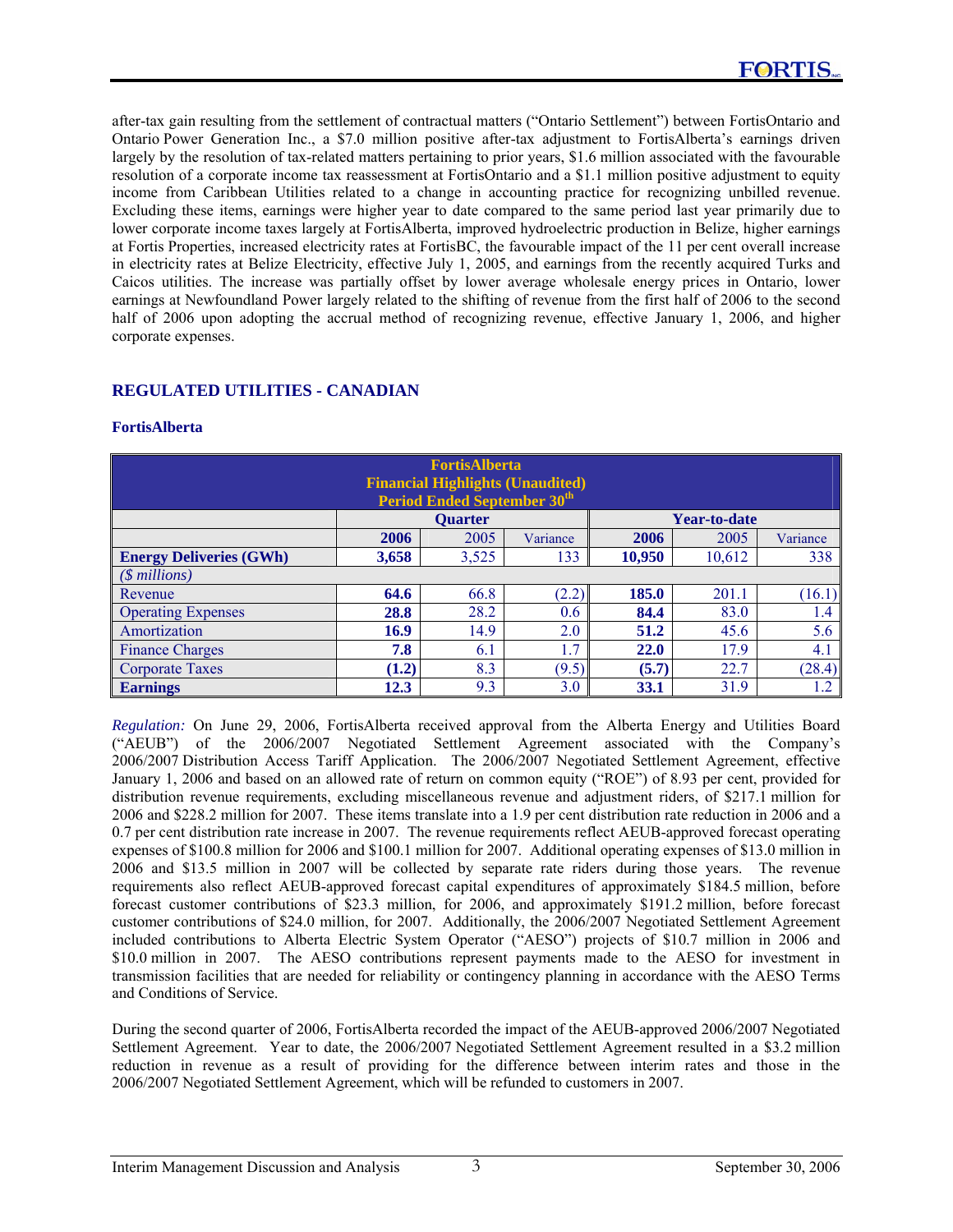after-tax gain resulting from the settlement of contractual matters ("Ontario Settlement") between FortisOntario and Ontario Power Generation Inc., a $7.0 million positive after-tax adjustment to FortisAlberta's earnings driven largely by the resolution of tax-related matters pertaining to prior years, $1.6 million associated with the favourable resolution of a corporate income tax reassessment at FortisOntario and a $1.1 million positive adjustment to equity income from Caribbean Utilities related to a change in accounting practice for recognizing unbilled revenue. Excluding these items, earnings were higher year to date compared to the same period last year primarily due to lower corporate income taxes largely at FortisAlberta, improved hydroelectric production in Belize, higher earnings at Fortis Properties, increased electricity rates at FortisBC, the favourable impact of the 11 per cent overall increase in electricity rates at Belize Electricity, effective July 1, 2005, and earnings from the recently acquired Turks and Caicos utilities. The increase was partially offset by lower average wholesale energy prices in Ontario, lower earnings at Newfoundland Power largely related to the shifting of revenue from the first half of 2006 to the second half of 2006 upon adopting the accrual method of recognizing revenue, effective January 1, 2006, and higher corporate expenses.

## REGULATED UTILITIES - CANADIAN

### FortisAlberta

**FortisAlberta**
**Financial Highlights (Unaudited)**
**Period Ended September 30th**

| | Quarter | | | Year-to-date | | |
|---|---|---|---|---|---|---|
| | **2006** | 2005 | Variance | **2006** | 2005 | Variance |
| **Energy Deliveries (GWh)** | **3,658** | 3,525 | 133 | **10,950** | 10,612 | 338 |
| *($ millions)* | | | | | | |
| Revenue | **64.6** | 66.8 | (2.2) | **185.0** | 201.1 | (16.1) |
| Operating Expenses | **28.8** | 28.2 | 0.6 | **84.4** | 83.0 | 1.4 |
| Amortization | **16.9** | 14.9 | 2.0 | **51.2** | 45.6 | 5.6 |
| Finance Charges | **7.8** | 6.1 | 1.7 | **22.0** | 17.9 | 4.1 |
| Corporate Taxes | **(1.2)** | 8.3 | (9.5) | **(5.7)** | 22.7 | (28.4) |
| **Earnings** | **12.3** | 9.3 | 3.0 | **33.1** | 31.9 | 1.2 |

*Regulation:* On June 29, 2006, FortisAlberta received approval from the Alberta Energy and Utilities Board ("AEUB") of the 2006/2007 Negotiated Settlement Agreement associated with the Company's 2006/2007 Distribution Access Tariff Application. The 2006/2007 Negotiated Settlement Agreement, effective January 1, 2006 and based on an allowed rate of return on common equity ("ROE") of 8.93 per cent, provided for distribution revenue requirements, excluding miscellaneous revenue and adjustment riders, of $217.1 million for 2006 and $228.2 million for 2007. These items translate into a 1.9 per cent distribution rate reduction in 2006 and a 0.7 per cent distribution rate increase in 2007. The revenue requirements reflect AEUB-approved forecast operating expenses of $100.8 million for 2006 and $100.1 million for 2007. Additional operating expenses of $13.0 million in 2006 and $13.5 million in 2007 will be collected by separate rate riders during those years. The revenue requirements also reflect AEUB-approved forecast capital expenditures of approximately $184.5 million, before forecast customer contributions of $23.3 million, for 2006, and approximately $191.2 million, before forecast customer contributions of $24.0 million, for 2007. Additionally, the 2006/2007 Negotiated Settlement Agreement included contributions to Alberta Electric System Operator ("AESO") projects of $10.7 million in 2006 and $10.0 million in 2007. The AESO contributions represent payments made to the AESO for investment in transmission facilities that are needed for reliability or contingency planning in accordance with the AESO Terms and Conditions of Service.

During the second quarter of 2006, FortisAlberta recorded the impact of the AEUB-approved 2006/2007 Negotiated Settlement Agreement. Year to date, the 2006/2007 Negotiated Settlement Agreement resulted in a $3.2 million reduction in revenue as a result of providing for the difference between interim rates and those in the 2006/2007 Negotiated Settlement Agreement, which will be refunded to customers in 2007.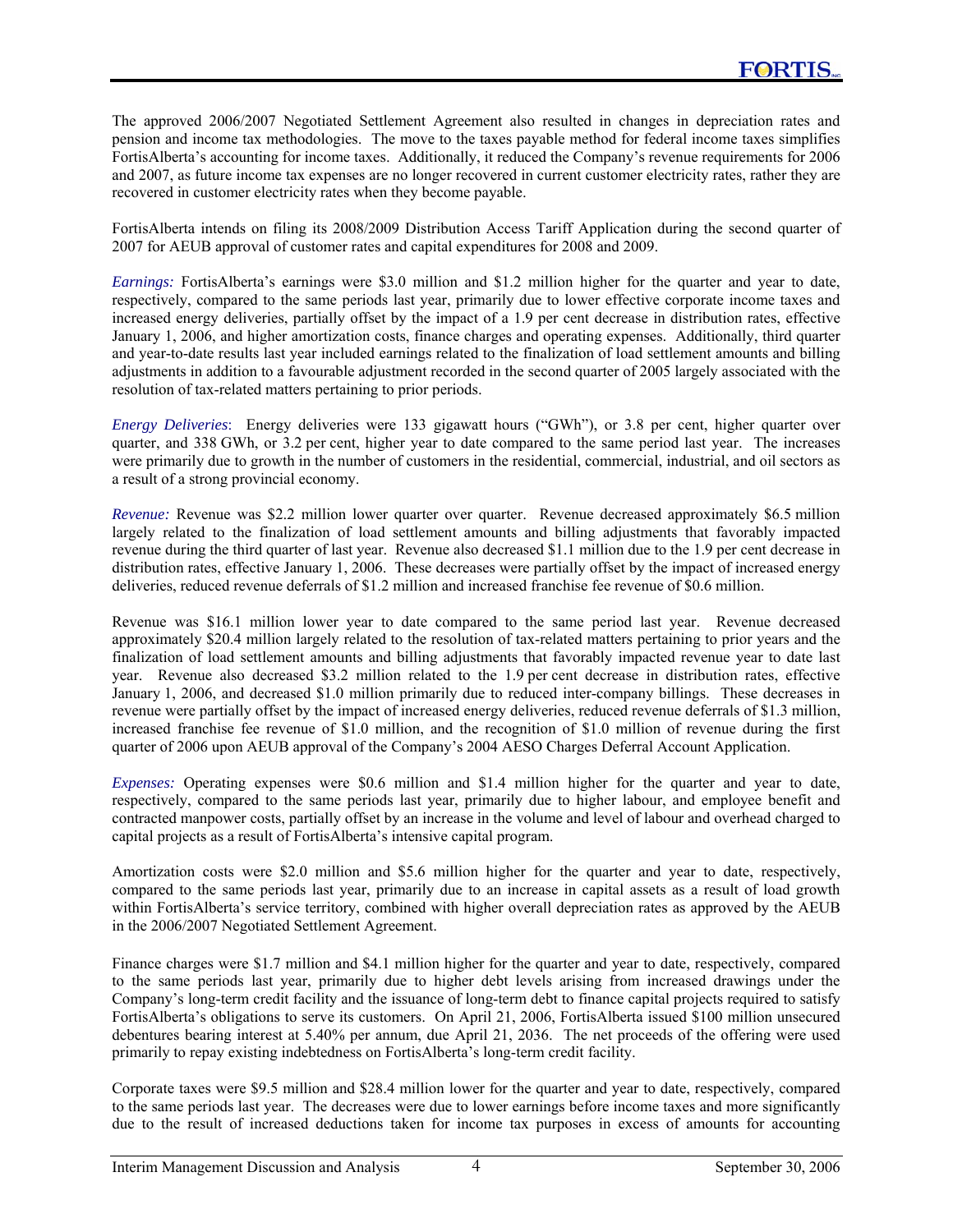The approved 2006/2007 Negotiated Settlement Agreement also resulted in changes in depreciation rates and pension and income tax methodologies. The move to the taxes payable method for federal income taxes simplifies FortisAlberta's accounting for income taxes. Additionally, it reduced the Company's revenue requirements for 2006 and 2007, as future income tax expenses are no longer recovered in current customer electricity rates, rather they are recovered in customer electricity rates when they become payable.

FortisAlberta intends on filing its 2008/2009 Distribution Access Tariff Application during the second quarter of 2007 for AEUB approval of customer rates and capital expenditures for 2008 and 2009.

*Earnings:* FortisAlberta's earnings were $3.0 million and $1.2 million higher for the quarter and year to date, respectively, compared to the same periods last year, primarily due to lower effective corporate income taxes and increased energy deliveries, partially offset by the impact of a 1.9 per cent decrease in distribution rates, effective January 1, 2006, and higher amortization costs, finance charges and operating expenses. Additionally, third quarter and year-to-date results last year included earnings related to the finalization of load settlement amounts and billing adjustments in addition to a favourable adjustment recorded in the second quarter of 2005 largely associated with the resolution of tax-related matters pertaining to prior periods.

*Energy Deliveries*: Energy deliveries were 133 gigawatt hours ("GWh"), or 3.8 per cent, higher quarter over quarter, and 338 GWh, or 3.2 per cent, higher year to date compared to the same period last year. The increases were primarily due to growth in the number of customers in the residential, commercial, industrial, and oil sectors as a result of a strong provincial economy.

*Revenue:* Revenue was $2.2 million lower quarter over quarter. Revenue decreased approximately $6.5 million largely related to the finalization of load settlement amounts and billing adjustments that favorably impacted revenue during the third quarter of last year. Revenue also decreased $1.1 million due to the 1.9 per cent decrease in distribution rates, effective January 1, 2006. These decreases were partially offset by the impact of increased energy deliveries, reduced revenue deferrals of $1.2 million and increased franchise fee revenue of $0.6 million.

Revenue was $16.1 million lower year to date compared to the same period last year. Revenue decreased approximately $20.4 million largely related to the resolution of tax-related matters pertaining to prior years and the finalization of load settlement amounts and billing adjustments that favorably impacted revenue year to date last year. Revenue also decreased $3.2 million related to the 1.9 per cent decrease in distribution rates, effective January 1, 2006, and decreased $1.0 million primarily due to reduced inter-company billings. These decreases in revenue were partially offset by the impact of increased energy deliveries, reduced revenue deferrals of $1.3 million, increased franchise fee revenue of $1.0 million, and the recognition of $1.0 million of revenue during the first quarter of 2006 upon AEUB approval of the Company's 2004 AESO Charges Deferral Account Application.

*Expenses:* Operating expenses were $0.6 million and $1.4 million higher for the quarter and year to date, respectively, compared to the same periods last year, primarily due to higher labour, and employee benefit and contracted manpower costs, partially offset by an increase in the volume and level of labour and overhead charged to capital projects as a result of FortisAlberta's intensive capital program.

Amortization costs were $2.0 million and $5.6 million higher for the quarter and year to date, respectively, compared to the same periods last year, primarily due to an increase in capital assets as a result of load growth within FortisAlberta's service territory, combined with higher overall depreciation rates as approved by the AEUB in the 2006/2007 Negotiated Settlement Agreement.

Finance charges were $1.7 million and $4.1 million higher for the quarter and year to date, respectively, compared to the same periods last year, primarily due to higher debt levels arising from increased drawings under the Company's long-term credit facility and the issuance of long-term debt to finance capital projects required to satisfy FortisAlberta's obligations to serve its customers. On April 21, 2006, FortisAlberta issued $100 million unsecured debentures bearing interest at 5.40% per annum, due April 21, 2036. The net proceeds of the offering were used primarily to repay existing indebtedness on FortisAlberta's long-term credit facility.

Corporate taxes were $9.5 million and $28.4 million lower for the quarter and year to date, respectively, compared to the same periods last year. The decreases were due to lower earnings before income taxes and more significantly due to the result of increased deductions taken for income tax purposes in excess of amounts for accounting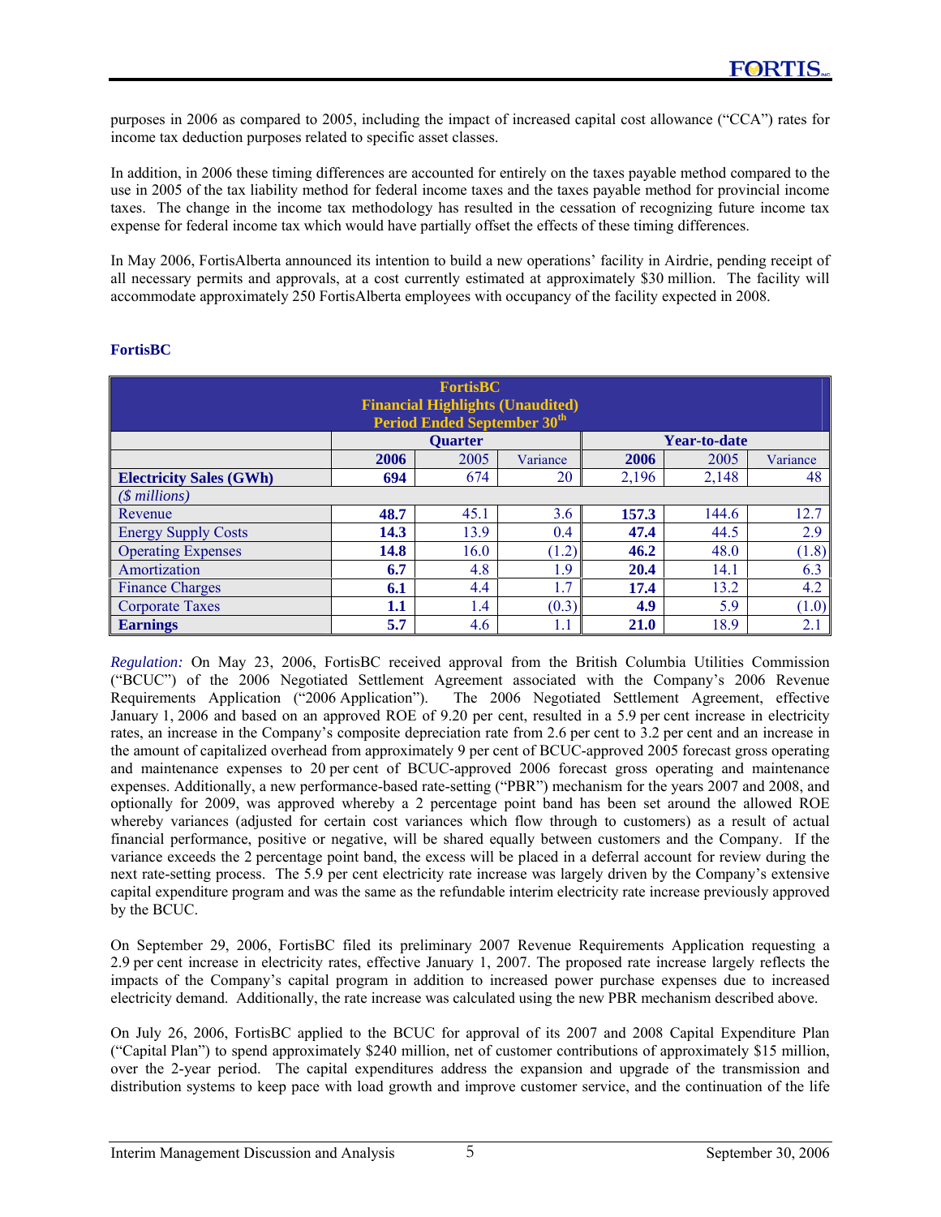purposes in 2006 as compared to 2005, including the impact of increased capital cost allowance ("CCA") rates for income tax deduction purposes related to specific asset classes.

In addition, in 2006 these timing differences are accounted for entirely on the taxes payable method compared to the use in 2005 of the tax liability method for federal income taxes and the taxes payable method for provincial income taxes. The change in the income tax methodology has resulted in the cessation of recognizing future income tax expense for federal income tax which would have partially offset the effects of these timing differences.

In May 2006, FortisAlberta announced its intention to build a new operations' facility in Airdrie, pending receipt of all necessary permits and approvals, at a cost currently estimated at approximately $30 million. The facility will accommodate approximately 250 FortisAlberta employees with occupancy of the facility expected in 2008.

## FortisBC

| FortisBC<br>Financial Highlights (Unaudited)<br>Period Ended September 30th | | | | | | |
|---|---|---|---|---|---|---|
| | Quarter | | | Year-to-date | | |
| | **2006** | 2005 | Variance | **2006** | 2005 | Variance |
| **Electricity Sales (GWh)** | **694** | 674 | 20 | 2,196 | 2,148 | 48 |
| *($ millions)* | | | | | | |
| Revenue | **48.7** | 45.1 | 3.6 | **157.3** | 144.6 | 12.7 |
| Energy Supply Costs | **14.3** | 13.9 | 0.4 | **47.4** | 44.5 | 2.9 |
| Operating Expenses | **14.8** | 16.0 | (1.2) | **46.2** | 48.0 | (1.8) |
| Amortization | **6.7** | 4.8 | 1.9 | **20.4** | 14.1 | 6.3 |
| Finance Charges | **6.1** | 4.4 | 1.7 | **17.4** | 13.2 | 4.2 |
| Corporate Taxes | **1.1** | 1.4 | (0.3) | **4.9** | 5.9 | (1.0) |
| **Earnings** | **5.7** | 4.6 | 1.1 | **21.0** | 18.9 | 2.1 |

*Regulation:* On May 23, 2006, FortisBC received approval from the British Columbia Utilities Commission ("BCUC") of the 2006 Negotiated Settlement Agreement associated with the Company's 2006 Revenue Requirements Application ("2006 Application"). The 2006 Negotiated Settlement Agreement, effective January 1, 2006 and based on an approved ROE of 9.20 per cent, resulted in a 5.9 per cent increase in electricity rates, an increase in the Company's composite depreciation rate from 2.6 per cent to 3.2 per cent and an increase in the amount of capitalized overhead from approximately 9 per cent of BCUC-approved 2005 forecast gross operating and maintenance expenses to 20 per cent of BCUC-approved 2006 forecast gross operating and maintenance expenses. Additionally, a new performance-based rate-setting ("PBR") mechanism for the years 2007 and 2008, and optionally for 2009, was approved whereby a 2 percentage point band has been set around the allowed ROE whereby variances (adjusted for certain cost variances which flow through to customers) as a result of actual financial performance, positive or negative, will be shared equally between customers and the Company. If the variance exceeds the 2 percentage point band, the excess will be placed in a deferral account for review during the next rate-setting process. The 5.9 per cent electricity rate increase was largely driven by the Company's extensive capital expenditure program and was the same as the refundable interim electricity rate increase previously approved by the BCUC.

On September 29, 2006, FortisBC filed its preliminary 2007 Revenue Requirements Application requesting a 2.9 per cent increase in electricity rates, effective January 1, 2007. The proposed rate increase largely reflects the impacts of the Company's capital program in addition to increased power purchase expenses due to increased electricity demand. Additionally, the rate increase was calculated using the new PBR mechanism described above.

On July 26, 2006, FortisBC applied to the BCUC for approval of its 2007 and 2008 Capital Expenditure Plan ("Capital Plan") to spend approximately $240 million, net of customer contributions of approximately $15 million, over the 2-year period. The capital expenditures address the expansion and upgrade of the transmission and distribution systems to keep pace with load growth and improve customer service, and the continuation of the life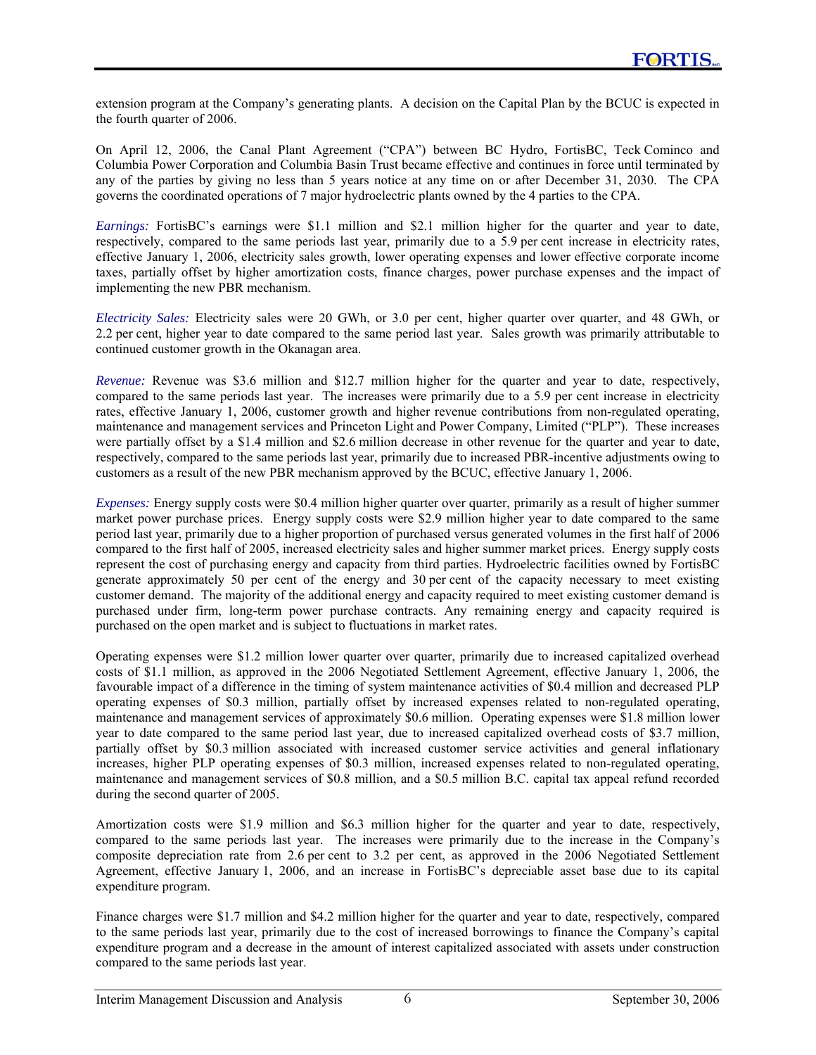extension program at the Company's generating plants. A decision on the Capital Plan by the BCUC is expected in the fourth quarter of 2006.

On April 12, 2006, the Canal Plant Agreement ("CPA") between BC Hydro, FortisBC, Teck Cominco and Columbia Power Corporation and Columbia Basin Trust became effective and continues in force until terminated by any of the parties by giving no less than 5 years notice at any time on or after December 31, 2030. The CPA governs the coordinated operations of 7 major hydroelectric plants owned by the 4 parties to the CPA.

*Earnings:* FortisBC's earnings were $1.1 million and $2.1 million higher for the quarter and year to date, respectively, compared to the same periods last year, primarily due to a 5.9 per cent increase in electricity rates, effective January 1, 2006, electricity sales growth, lower operating expenses and lower effective corporate income taxes, partially offset by higher amortization costs, finance charges, power purchase expenses and the impact of implementing the new PBR mechanism.

*Electricity Sales:* Electricity sales were 20 GWh, or 3.0 per cent, higher quarter over quarter, and 48 GWh, or 2.2 per cent, higher year to date compared to the same period last year. Sales growth was primarily attributable to continued customer growth in the Okanagan area.

*Revenue:* Revenue was $3.6 million and $12.7 million higher for the quarter and year to date, respectively, compared to the same periods last year. The increases were primarily due to a 5.9 per cent increase in electricity rates, effective January 1, 2006, customer growth and higher revenue contributions from non-regulated operating, maintenance and management services and Princeton Light and Power Company, Limited ("PLP"). These increases were partially offset by a $1.4 million and $2.6 million decrease in other revenue for the quarter and year to date, respectively, compared to the same periods last year, primarily due to increased PBR-incentive adjustments owing to customers as a result of the new PBR mechanism approved by the BCUC, effective January 1, 2006.

*Expenses:* Energy supply costs were $0.4 million higher quarter over quarter, primarily as a result of higher summer market power purchase prices. Energy supply costs were $2.9 million higher year to date compared to the same period last year, primarily due to a higher proportion of purchased versus generated volumes in the first half of 2006 compared to the first half of 2005, increased electricity sales and higher summer market prices. Energy supply costs represent the cost of purchasing energy and capacity from third parties. Hydroelectric facilities owned by FortisBC generate approximately 50 per cent of the energy and 30 per cent of the capacity necessary to meet existing customer demand. The majority of the additional energy and capacity required to meet existing customer demand is purchased under firm, long-term power purchase contracts. Any remaining energy and capacity required is purchased on the open market and is subject to fluctuations in market rates.

Operating expenses were $1.2 million lower quarter over quarter, primarily due to increased capitalized overhead costs of $1.1 million, as approved in the 2006 Negotiated Settlement Agreement, effective January 1, 2006, the favourable impact of a difference in the timing of system maintenance activities of $0.4 million and decreased PLP operating expenses of $0.3 million, partially offset by increased expenses related to non-regulated operating, maintenance and management services of approximately $0.6 million. Operating expenses were $1.8 million lower year to date compared to the same period last year, due to increased capitalized overhead costs of $3.7 million, partially offset by $0.3 million associated with increased customer service activities and general inflationary increases, higher PLP operating expenses of $0.3 million, increased expenses related to non-regulated operating, maintenance and management services of $0.8 million, and a $0.5 million B.C. capital tax appeal refund recorded during the second quarter of 2005.

Amortization costs were $1.9 million and $6.3 million higher for the quarter and year to date, respectively, compared to the same periods last year. The increases were primarily due to the increase in the Company's composite depreciation rate from 2.6 per cent to 3.2 per cent, as approved in the 2006 Negotiated Settlement Agreement, effective January 1, 2006, and an increase in FortisBC's depreciable asset base due to its capital expenditure program.

Finance charges were $1.7 million and $4.2 million higher for the quarter and year to date, respectively, compared to the same periods last year, primarily due to the cost of increased borrowings to finance the Company's capital expenditure program and a decrease in the amount of interest capitalized associated with assets under construction compared to the same periods last year.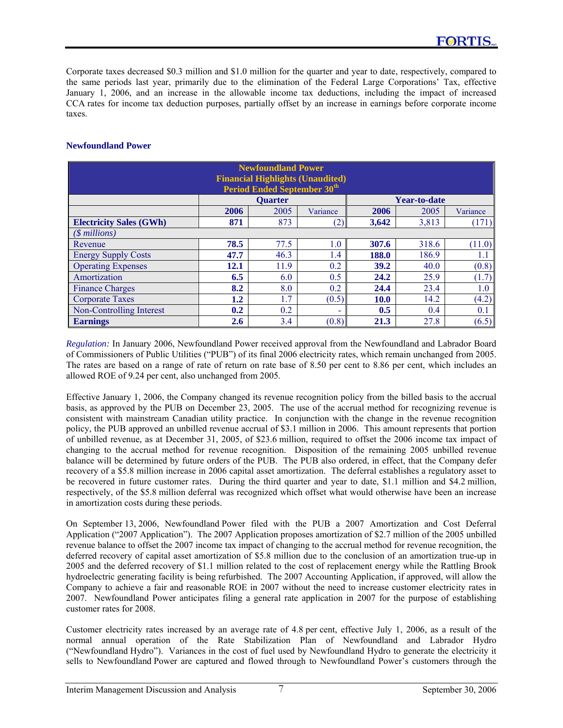Corporate taxes decreased $0.3 million and $1.0 million for the quarter and year to date, respectively, compared to the same periods last year, primarily due to the elimination of the Federal Large Corporations' Tax, effective January 1, 2006, and an increase in the allowable income tax deductions, including the impact of increased CCA rates for income tax deduction purposes, partially offset by an increase in earnings before corporate income taxes.

### Newfoundland Power

| Newfoundland Power<br>Financial Highlights (Unaudited)<br>Period Ended September 30th | | | | | | |
|---|---|---|---|---|---|---|
| | Quarter | | | Year-to-date | | |
| | **2006** | 2005 | Variance | **2006** | 2005 | Variance |
| **Electricity Sales (GWh)** | **871** | 873 | (2) | **3,642** | 3,813 | (171) |
| *($ millions)* | | | | | | |
| Revenue | **78.5** | 77.5 | 1.0 | **307.6** | 318.6 | (11.0) |
| Energy Supply Costs | **47.7** | 46.3 | 1.4 | **188.0** | 186.9 | 1.1 |
| Operating Expenses | **12.1** | 11.9 | 0.2 | **39.2** | 40.0 | (0.8) |
| Amortization | **6.5** | 6.0 | 0.5 | **24.2** | 25.9 | (1.7) |
| Finance Charges | **8.2** | 8.0 | 0.2 | **24.4** | 23.4 | 1.0 |
| Corporate Taxes | **1.2** | 1.7 | (0.5) | **10.0** | 14.2 | (4.2) |
| Non-Controlling Interest | **0.2** | 0.2 | - | **0.5** | 0.4 | 0.1 |
| **Earnings** | **2.6** | 3.4 | (0.8) | **21.3** | 27.8 | (6.5) |

*Regulation:* In January 2006, Newfoundland Power received approval from the Newfoundland and Labrador Board of Commissioners of Public Utilities ("PUB") of its final 2006 electricity rates, which remain unchanged from 2005. The rates are based on a range of rate of return on rate base of 8.50 per cent to 8.86 per cent, which includes an allowed ROE of 9.24 per cent, also unchanged from 2005.

Effective January 1, 2006, the Company changed its revenue recognition policy from the billed basis to the accrual basis, as approved by the PUB on December 23, 2005. The use of the accrual method for recognizing revenue is consistent with mainstream Canadian utility practice. In conjunction with the change in the revenue recognition policy, the PUB approved an unbilled revenue accrual of $3.1 million in 2006. This amount represents that portion of unbilled revenue, as at December 31, 2005, of $23.6 million, required to offset the 2006 income tax impact of changing to the accrual method for revenue recognition. Disposition of the remaining 2005 unbilled revenue balance will be determined by future orders of the PUB. The PUB also ordered, in effect, that the Company defer recovery of a $5.8 million increase in 2006 capital asset amortization. The deferral establishes a regulatory asset to be recovered in future customer rates. During the third quarter and year to date, $1.1 million and $4.2 million, respectively, of the $5.8 million deferral was recognized which offset what would otherwise have been an increase in amortization costs during these periods.

On September 13, 2006, Newfoundland Power filed with the PUB a 2007 Amortization and Cost Deferral Application ("2007 Application"). The 2007 Application proposes amortization of $2.7 million of the 2005 unbilled revenue balance to offset the 2007 income tax impact of changing to the accrual method for revenue recognition, the deferred recovery of capital asset amortization of $5.8 million due to the conclusion of an amortization true-up in 2005 and the deferred recovery of $1.1 million related to the cost of replacement energy while the Rattling Brook hydroelectric generating facility is being refurbished. The 2007 Accounting Application, if approved, will allow the Company to achieve a fair and reasonable ROE in 2007 without the need to increase customer electricity rates in 2007. Newfoundland Power anticipates filing a general rate application in 2007 for the purpose of establishing customer rates for 2008.

Customer electricity rates increased by an average rate of 4.8 per cent, effective July 1, 2006, as a result of the normal annual operation of the Rate Stabilization Plan of Newfoundland and Labrador Hydro ("Newfoundland Hydro"). Variances in the cost of fuel used by Newfoundland Hydro to generate the electricity it sells to Newfoundland Power are captured and flowed through to Newfoundland Power's customers through the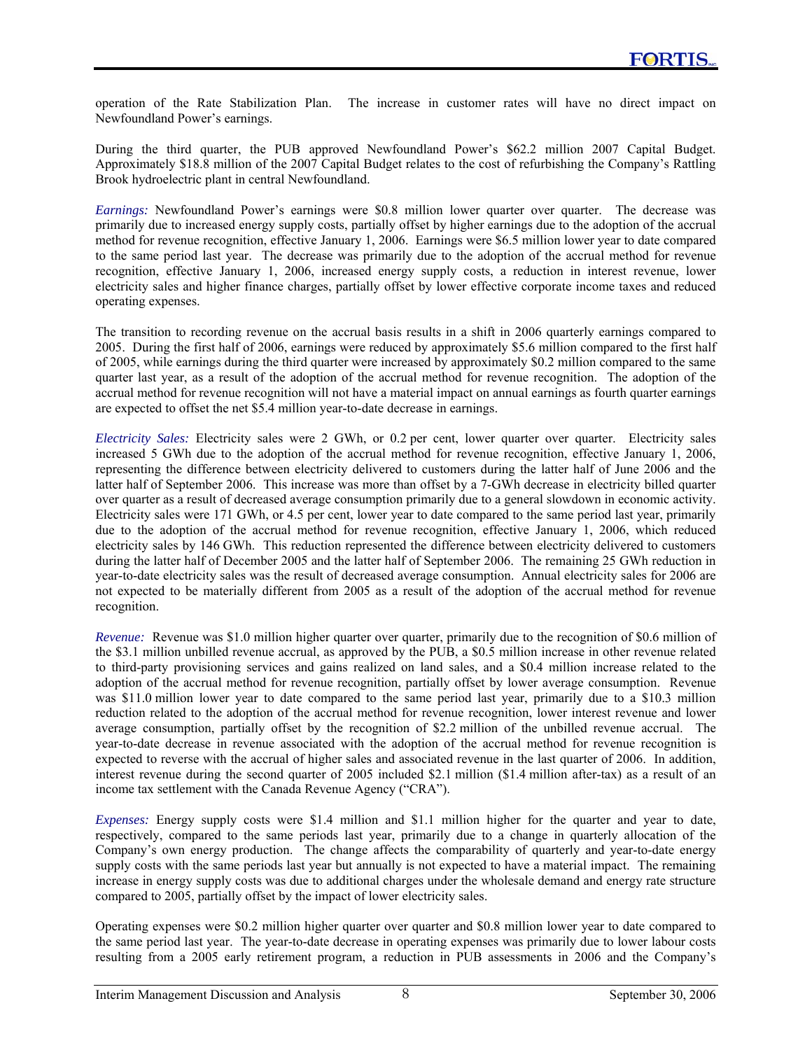operation of the Rate Stabilization Plan. The increase in customer rates will have no direct impact on Newfoundland Power's earnings.

During the third quarter, the PUB approved Newfoundland Power's $62.2 million 2007 Capital Budget. Approximately $18.8 million of the 2007 Capital Budget relates to the cost of refurbishing the Company's Rattling Brook hydroelectric plant in central Newfoundland.

*Earnings:* Newfoundland Power's earnings were $0.8 million lower quarter over quarter. The decrease was primarily due to increased energy supply costs, partially offset by higher earnings due to the adoption of the accrual method for revenue recognition, effective January 1, 2006. Earnings were $6.5 million lower year to date compared to the same period last year. The decrease was primarily due to the adoption of the accrual method for revenue recognition, effective January 1, 2006, increased energy supply costs, a reduction in interest revenue, lower electricity sales and higher finance charges, partially offset by lower effective corporate income taxes and reduced operating expenses.

The transition to recording revenue on the accrual basis results in a shift in 2006 quarterly earnings compared to 2005. During the first half of 2006, earnings were reduced by approximately $5.6 million compared to the first half of 2005, while earnings during the third quarter were increased by approximately $0.2 million compared to the same quarter last year, as a result of the adoption of the accrual method for revenue recognition. The adoption of the accrual method for revenue recognition will not have a material impact on annual earnings as fourth quarter earnings are expected to offset the net $5.4 million year-to-date decrease in earnings.

*Electricity Sales:* Electricity sales were 2 GWh, or 0.2 per cent, lower quarter over quarter. Electricity sales increased 5 GWh due to the adoption of the accrual method for revenue recognition, effective January 1, 2006, representing the difference between electricity delivered to customers during the latter half of June 2006 and the latter half of September 2006. This increase was more than offset by a 7-GWh decrease in electricity billed quarter over quarter as a result of decreased average consumption primarily due to a general slowdown in economic activity. Electricity sales were 171 GWh, or 4.5 per cent, lower year to date compared to the same period last year, primarily due to the adoption of the accrual method for revenue recognition, effective January 1, 2006, which reduced electricity sales by 146 GWh. This reduction represented the difference between electricity delivered to customers during the latter half of December 2005 and the latter half of September 2006. The remaining 25 GWh reduction in year-to-date electricity sales was the result of decreased average consumption. Annual electricity sales for 2006 are not expected to be materially different from 2005 as a result of the adoption of the accrual method for revenue recognition.

*Revenue:* Revenue was $1.0 million higher quarter over quarter, primarily due to the recognition of $0.6 million of the $3.1 million unbilled revenue accrual, as approved by the PUB, a $0.5 million increase in other revenue related to third-party provisioning services and gains realized on land sales, and a $0.4 million increase related to the adoption of the accrual method for revenue recognition, partially offset by lower average consumption. Revenue was $11.0 million lower year to date compared to the same period last year, primarily due to a $10.3 million reduction related to the adoption of the accrual method for revenue recognition, lower interest revenue and lower average consumption, partially offset by the recognition of $2.2 million of the unbilled revenue accrual. The year-to-date decrease in revenue associated with the adoption of the accrual method for revenue recognition is expected to reverse with the accrual of higher sales and associated revenue in the last quarter of 2006. In addition, interest revenue during the second quarter of 2005 included $2.1 million ($1.4 million after-tax) as a result of an income tax settlement with the Canada Revenue Agency ("CRA").

*Expenses:* Energy supply costs were $1.4 million and $1.1 million higher for the quarter and year to date, respectively, compared to the same periods last year, primarily due to a change in quarterly allocation of the Company's own energy production. The change affects the comparability of quarterly and year-to-date energy supply costs with the same periods last year but annually is not expected to have a material impact. The remaining increase in energy supply costs was due to additional charges under the wholesale demand and energy rate structure compared to 2005, partially offset by the impact of lower electricity sales.

Operating expenses were $0.2 million higher quarter over quarter and $0.8 million lower year to date compared to the same period last year. The year-to-date decrease in operating expenses was primarily due to lower labour costs resulting from a 2005 early retirement program, a reduction in PUB assessments in 2006 and the Company's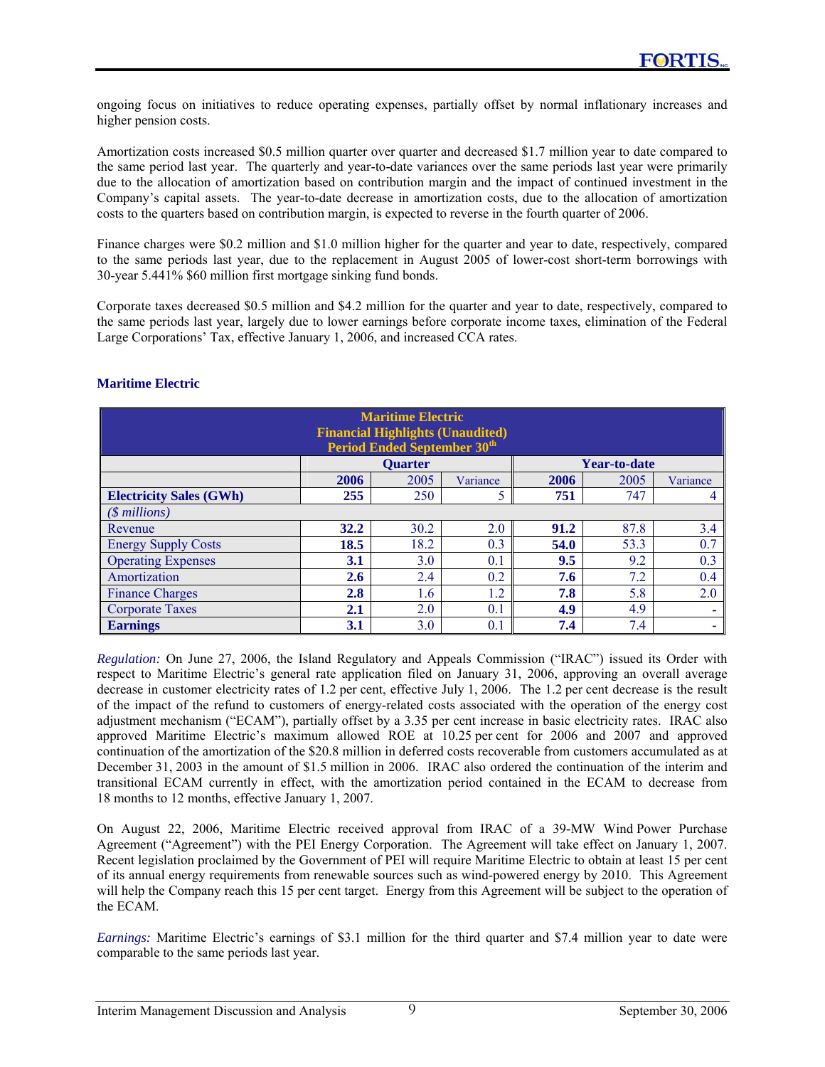ongoing focus on initiatives to reduce operating expenses, partially offset by normal inflationary increases and higher pension costs.

Amortization costs increased \$0.5 million quarter over quarter and decreased \$1.7 million year to date compared to the same period last year. The quarterly and year-to-date variances over the same periods last year were primarily due to the allocation of amortization based on contribution margin and the impact of continued investment in the Company's capital assets. The year-to-date decrease in amortization costs, due to the allocation of amortization costs to the quarters based on contribution margin, is expected to reverse in the fourth quarter of 2006.

Finance charges were \$0.2 million and \$1.0 million higher for the quarter and year to date, respectively, compared to the same periods last year, due to the replacement in August 2005 of lower-cost short-term borrowings with 30-year 5.441% \$60 million first mortgage sinking fund bonds.

Corporate taxes decreased \$0.5 million and \$4.2 million for the quarter and year to date, respectively, compared to the same periods last year, largely due to lower earnings before corporate income taxes, elimination of the Federal Large Corporations' Tax, effective January 1, 2006, and increased CCA rates.

### Maritime Electric

| Maritime Electric Financial Highlights (Unaudited) Period Ended September 30th | | | | | | |
|---|---|---|---|---|---|---|
| | Quarter | | | Year-to-date | | |
| | **2006** | 2005 | Variance | **2006** | 2005 | Variance |
| **Electricity Sales (GWh)** | **255** | 250 | 5 | **751** | 747 | 4 |
| *(\$ millions)* | | | | | | |
| Revenue | **32.2** | 30.2 | 2.0 | **91.2** | 87.8 | 3.4 |
| Energy Supply Costs | **18.5** | 18.2 | 0.3 | **54.0** | 53.3 | 0.7 |
| Operating Expenses | **3.1** | 3.0 | 0.1 | **9.5** | 9.2 | 0.3 |
| Amortization | **2.6** | 2.4 | 0.2 | **7.6** | 7.2 | 0.4 |
| Finance Charges | **2.8** | 1.6 | 1.2 | **7.8** | 5.8 | 2.0 |
| Corporate Taxes | **2.1** | 2.0 | 0.1 | **4.9** | 4.9 | - |
| **Earnings** | **3.1** | 3.0 | 0.1 | **7.4** | 7.4 | - |

*Regulation:* On June 27, 2006, the Island Regulatory and Appeals Commission ("IRAC") issued its Order with respect to Maritime Electric's general rate application filed on January 31, 2006, approving an overall average decrease in customer electricity rates of 1.2 per cent, effective July 1, 2006. The 1.2 per cent decrease is the result of the impact of the refund to customers of energy-related costs associated with the operation of the energy cost adjustment mechanism ("ECAM"), partially offset by a 3.35 per cent increase in basic electricity rates. IRAC also approved Maritime Electric's maximum allowed ROE at 10.25 per cent for 2006 and 2007 and approved continuation of the amortization of the \$20.8 million in deferred costs recoverable from customers accumulated as at December 31, 2003 in the amount of \$1.5 million in 2006. IRAC also ordered the continuation of the interim and transitional ECAM currently in effect, with the amortization period contained in the ECAM to decrease from 18 months to 12 months, effective January 1, 2007.

On August 22, 2006, Maritime Electric received approval from IRAC of a 39-MW Wind Power Purchase Agreement ("Agreement") with the PEI Energy Corporation. The Agreement will take effect on January 1, 2007. Recent legislation proclaimed by the Government of PEI will require Maritime Electric to obtain at least 15 per cent of its annual energy requirements from renewable sources such as wind-powered energy by 2010. This Agreement will help the Company reach this 15 per cent target. Energy from this Agreement will be subject to the operation of the ECAM.

*Earnings:* Maritime Electric's earnings of \$3.1 million for the third quarter and \$7.4 million year to date were comparable to the same periods last year.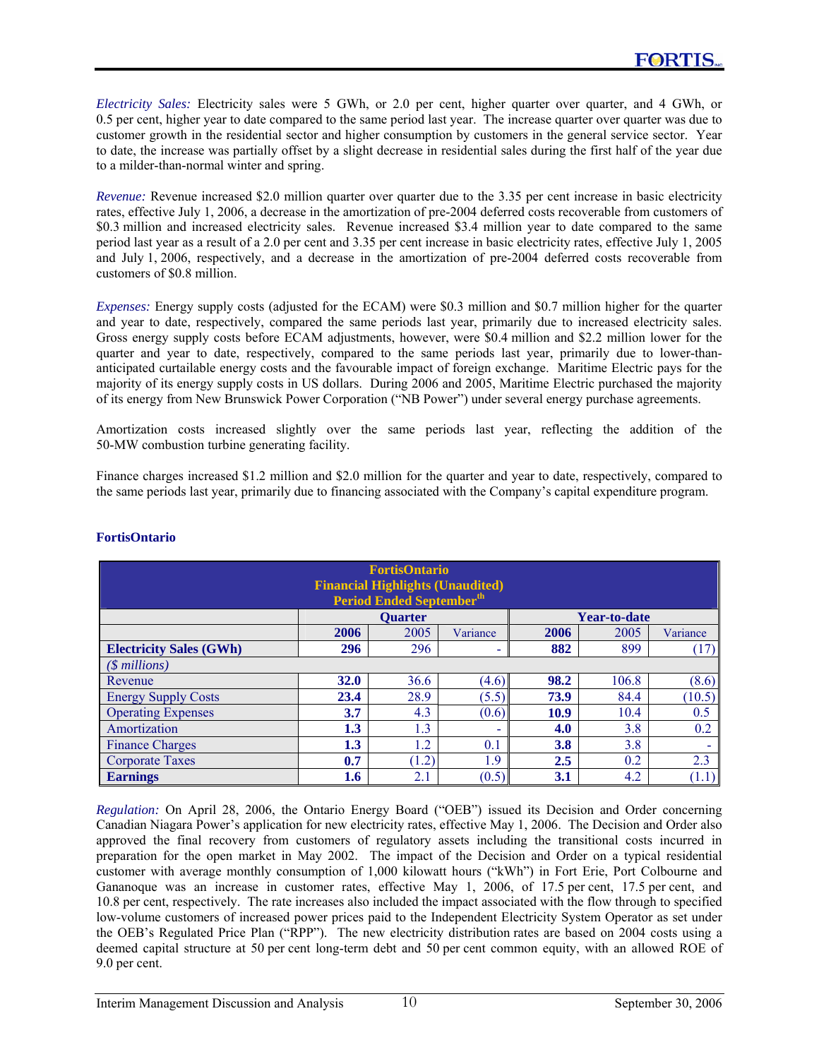*Electricity Sales:* Electricity sales were 5 GWh, or 2.0 per cent, higher quarter over quarter, and 4 GWh, or 0.5 per cent, higher year to date compared to the same period last year. The increase quarter over quarter was due to customer growth in the residential sector and higher consumption by customers in the general service sector. Year to date, the increase was partially offset by a slight decrease in residential sales during the first half of the year due to a milder-than-normal winter and spring.

*Revenue:* Revenue increased $2.0 million quarter over quarter due to the 3.35 per cent increase in basic electricity rates, effective July 1, 2006, a decrease in the amortization of pre-2004 deferred costs recoverable from customers of $0.3 million and increased electricity sales. Revenue increased $3.4 million year to date compared to the same period last year as a result of a 2.0 per cent and 3.35 per cent increase in basic electricity rates, effective July 1, 2005 and July 1, 2006, respectively, and a decrease in the amortization of pre-2004 deferred costs recoverable from customers of $0.8 million.

*Expenses:* Energy supply costs (adjusted for the ECAM) were $0.3 million and $0.7 million higher for the quarter and year to date, respectively, compared the same periods last year, primarily due to increased electricity sales. Gross energy supply costs before ECAM adjustments, however, were $0.4 million and $2.2 million lower for the quarter and year to date, respectively, compared to the same periods last year, primarily due to lower-than-anticipated curtailable energy costs and the favourable impact of foreign exchange. Maritime Electric pays for the majority of its energy supply costs in US dollars. During 2006 and 2005, Maritime Electric purchased the majority of its energy from New Brunswick Power Corporation ("NB Power") under several energy purchase agreements.

Amortization costs increased slightly over the same periods last year, reflecting the addition of the 50-MW combustion turbine generating facility.

Finance charges increased $1.2 million and $2.0 million for the quarter and year to date, respectively, compared to the same periods last year, primarily due to financing associated with the Company's capital expenditure program.

### FortisOntario

| FortisOntario Financial Highlights (Unaudited) Period Ended September[th] | | | | | | |
|---|---|---|---|---|---|---|
| | Quarter | | | Year-to-date | | |
| | **2006** | 2005 | Variance | **2006** | 2005 | Variance |
| **Electricity Sales (GWh)** | **296** | 296 | - | **882** | 899 | (17) |
| *($ millions)* | | | | | | |
| Revenue | **32.0** | 36.6 | (4.6) | **98.2** | 106.8 | (8.6) |
| Energy Supply Costs | **23.4** | 28.9 | (5.5) | **73.9** | 84.4 | (10.5) |
| Operating Expenses | **3.7** | 4.3 | (0.6) | **10.9** | 10.4 | 0.5 |
| Amortization | **1.3** | 1.3 | - | **4.0** | 3.8 | 0.2 |
| Finance Charges | **1.3** | 1.2 | 0.1 | **3.8** | 3.8 | - |
| Corporate Taxes | **0.7** | (1.2) | 1.9 | **2.5** | 0.2 | 2.3 |
| **Earnings** | **1.6** | 2.1 | (0.5) | **3.1** | 4.2 | (1.1) |

*Regulation:* On April 28, 2006, the Ontario Energy Board ("OEB") issued its Decision and Order concerning Canadian Niagara Power's application for new electricity rates, effective May 1, 2006. The Decision and Order also approved the final recovery from customers of regulatory assets including the transitional costs incurred in preparation for the open market in May 2002. The impact of the Decision and Order on a typical residential customer with average monthly consumption of 1,000 kilowatt hours ("kWh") in Fort Erie, Port Colbourne and Gananoque was an increase in customer rates, effective May 1, 2006, of 17.5 per cent, 17.5 per cent, and 10.8 per cent, respectively. The rate increases also included the impact associated with the flow through to specified low-volume customers of increased power prices paid to the Independent Electricity System Operator as set under the OEB's Regulated Price Plan ("RPP"). The new electricity distribution rates are based on 2004 costs using a deemed capital structure at 50 per cent long-term debt and 50 per cent common equity, with an allowed ROE of 9.0 per cent.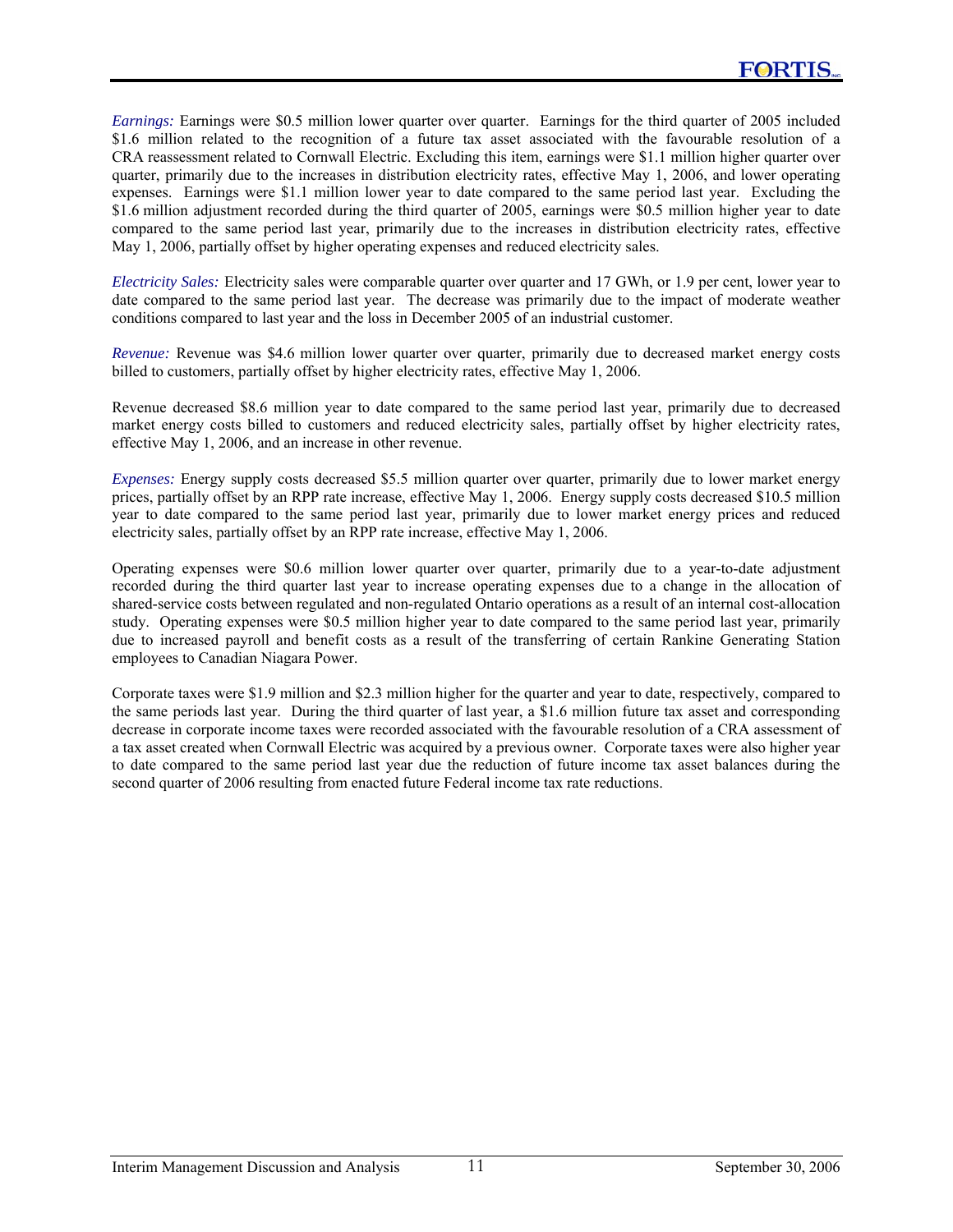*Earnings:* Earnings were \$0.5 million lower quarter over quarter. Earnings for the third quarter of 2005 included \$1.6 million related to the recognition of a future tax asset associated with the favourable resolution of a CRA reassessment related to Cornwall Electric. Excluding this item, earnings were \$1.1 million higher quarter over quarter, primarily due to the increases in distribution electricity rates, effective May 1, 2006, and lower operating expenses. Earnings were \$1.1 million lower year to date compared to the same period last year. Excluding the \$1.6 million adjustment recorded during the third quarter of 2005, earnings were \$0.5 million higher year to date compared to the same period last year, primarily due to the increases in distribution electricity rates, effective May 1, 2006, partially offset by higher operating expenses and reduced electricity sales.

*Electricity Sales:* Electricity sales were comparable quarter over quarter and 17 GWh, or 1.9 per cent, lower year to date compared to the same period last year. The decrease was primarily due to the impact of moderate weather conditions compared to last year and the loss in December 2005 of an industrial customer.

*Revenue:* Revenue was \$4.6 million lower quarter over quarter, primarily due to decreased market energy costs billed to customers, partially offset by higher electricity rates, effective May 1, 2006.

Revenue decreased \$8.6 million year to date compared to the same period last year, primarily due to decreased market energy costs billed to customers and reduced electricity sales, partially offset by higher electricity rates, effective May 1, 2006, and an increase in other revenue.

*Expenses:* Energy supply costs decreased \$5.5 million quarter over quarter, primarily due to lower market energy prices, partially offset by an RPP rate increase, effective May 1, 2006. Energy supply costs decreased \$10.5 million year to date compared to the same period last year, primarily due to lower market energy prices and reduced electricity sales, partially offset by an RPP rate increase, effective May 1, 2006.

Operating expenses were \$0.6 million lower quarter over quarter, primarily due to a year-to-date adjustment recorded during the third quarter last year to increase operating expenses due to a change in the allocation of shared-service costs between regulated and non-regulated Ontario operations as a result of an internal cost-allocation study. Operating expenses were \$0.5 million higher year to date compared to the same period last year, primarily due to increased payroll and benefit costs as a result of the transferring of certain Rankine Generating Station employees to Canadian Niagara Power.

Corporate taxes were \$1.9 million and \$2.3 million higher for the quarter and year to date, respectively, compared to the same periods last year. During the third quarter of last year, a \$1.6 million future tax asset and corresponding decrease in corporate income taxes were recorded associated with the favourable resolution of a CRA assessment of a tax asset created when Cornwall Electric was acquired by a previous owner. Corporate taxes were also higher year to date compared to the same period last year due the reduction of future income tax asset balances during the second quarter of 2006 resulting from enacted future Federal income tax rate reductions.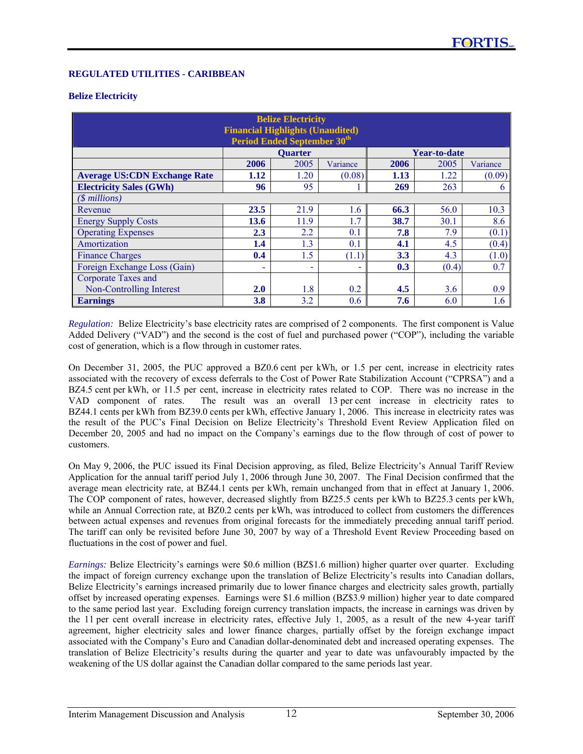## REGULATED UTILITIES - CARIBBEAN

### Belize Electricity

| Belize Electricity<br>Financial Highlights (Unaudited)<br>Period Ended September 30th | Quarter | | | Year-to-date | | |
|---|---|---|---|---|---|---|
| | **2006** | 2005 | Variance | **2006** | 2005 | Variance |
| **Average US:CDN Exchange Rate** | **1.12** | 1.20 | (0.08) | **1.13** | 1.22 | (0.09) |
| **Electricity Sales (GWh)** | **96** | 95 | 1 | **269** | 263 | 6 |
| *($ millions)* | | | | | | |
| Revenue | **23.5** | 21.9 | 1.6 | **66.3** | 56.0 | 10.3 |
| Energy Supply Costs | **13.6** | 11.9 | 1.7 | **38.7** | 30.1 | 8.6 |
| Operating Expenses | **2.3** | 2.2 | 0.1 | **7.8** | 7.9 | (0.1) |
| Amortization | **1.4** | 1.3 | 0.1 | **4.1** | 4.5 | (0.4) |
| Finance Charges | **0.4** | 1.5 | (1.1) | **3.3** | 4.3 | (1.0) |
| Foreign Exchange Loss (Gain) | **-** | - | - | **0.3** | (0.4) | 0.7 |
| Corporate Taxes and Non-Controlling Interest | **2.0** | 1.8 | 0.2 | **4.5** | 3.6 | 0.9 |
| **Earnings** | **3.8** | 3.2 | 0.6 | **7.6** | 6.0 | 1.6 |

*Regulation:* Belize Electricity's base electricity rates are comprised of 2 components. The first component is Value Added Delivery ("VAD") and the second is the cost of fuel and purchased power ("COP"), including the variable cost of generation, which is a flow through in customer rates.

On December 31, 2005, the PUC approved a BZ0.6 cent per kWh, or 1.5 per cent, increase in electricity rates associated with the recovery of excess deferrals to the Cost of Power Rate Stabilization Account ("CPRSA") and a BZ4.5 cent per kWh, or 11.5 per cent, increase in electricity rates related to COP. There was no increase in the VAD component of rates. The result was an overall 13 per cent increase in electricity rates to BZ44.1 cents per kWh from BZ39.0 cents per kWh, effective January 1, 2006. This increase in electricity rates was the result of the PUC's Final Decision on Belize Electricity's Threshold Event Review Application filed on December 20, 2005 and had no impact on the Company's earnings due to the flow through of cost of power to customers.

On May 9, 2006, the PUC issued its Final Decision approving, as filed, Belize Electricity's Annual Tariff Review Application for the annual tariff period July 1, 2006 through June 30, 2007. The Final Decision confirmed that the average mean electricity rate, at BZ44.1 cents per kWh, remain unchanged from that in effect at January 1, 2006. The COP component of rates, however, decreased slightly from BZ25.5 cents per kWh to BZ25.3 cents per kWh, while an Annual Correction rate, at BZ0.2 cents per kWh, was introduced to collect from customers the differences between actual expenses and revenues from original forecasts for the immediately preceding annual tariff period. The tariff can only be revisited before June 30, 2007 by way of a Threshold Event Review Proceeding based on fluctuations in the cost of power and fuel.

*Earnings:* Belize Electricity's earnings were $0.6 million (BZ$1.6 million) higher quarter over quarter. Excluding the impact of foreign currency exchange upon the translation of Belize Electricity's results into Canadian dollars, Belize Electricity's earnings increased primarily due to lower finance charges and electricity sales growth, partially offset by increased operating expenses. Earnings were $1.6 million (BZ$3.9 million) higher year to date compared to the same period last year. Excluding foreign currency translation impacts, the increase in earnings was driven by the 11 per cent overall increase in electricity rates, effective July 1, 2005, as a result of the new 4-year tariff agreement, higher electricity sales and lower finance charges, partially offset by the foreign exchange impact associated with the Company's Euro and Canadian dollar-denominated debt and increased operating expenses. The translation of Belize Electricity's results during the quarter and year to date was unfavourably impacted by the weakening of the US dollar against the Canadian dollar compared to the same periods last year.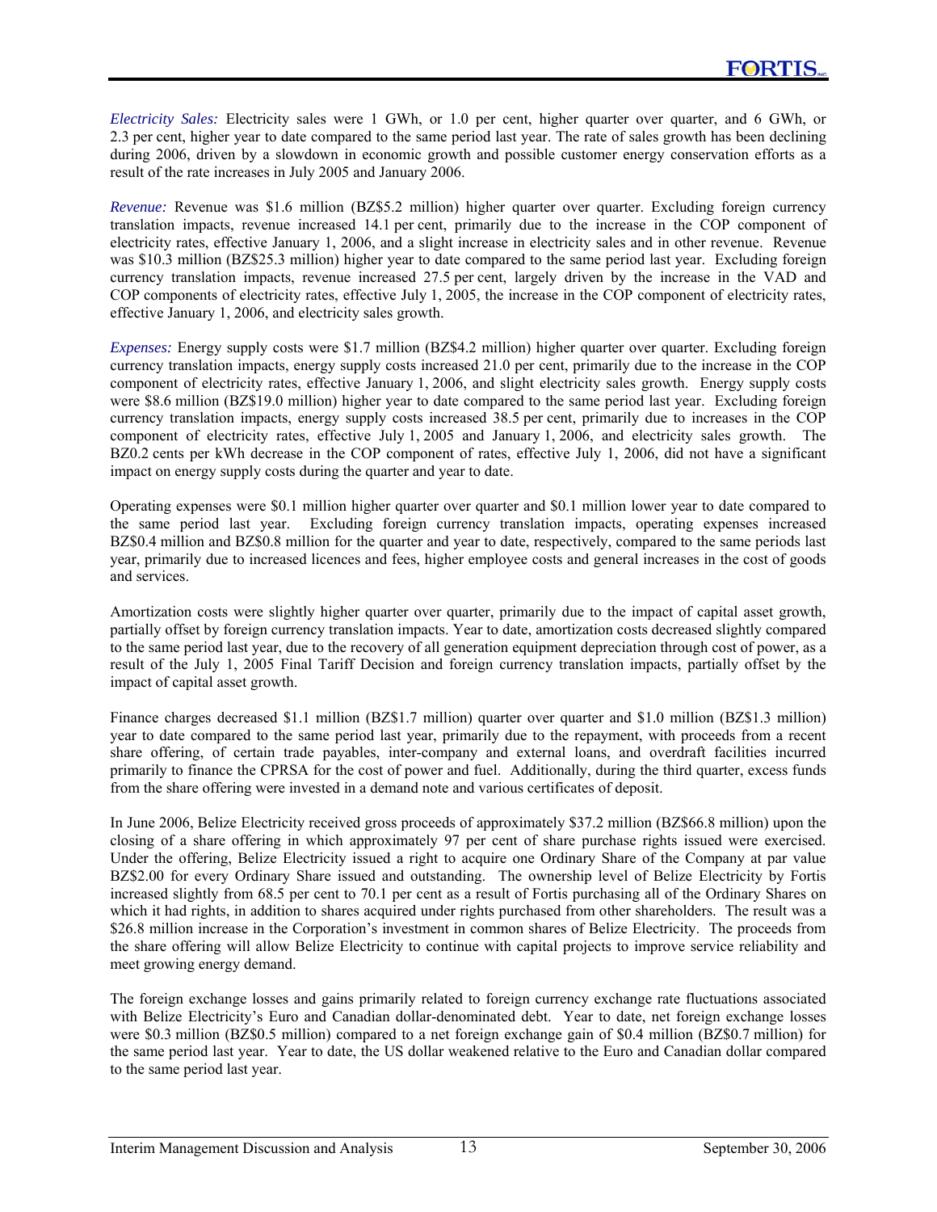*Electricity Sales:* Electricity sales were 1 GWh, or 1.0 per cent, higher quarter over quarter, and 6 GWh, or 2.3 per cent, higher year to date compared to the same period last year. The rate of sales growth has been declining during 2006, driven by a slowdown in economic growth and possible customer energy conservation efforts as a result of the rate increases in July 2005 and January 2006.

*Revenue:* Revenue was $1.6 million (BZ$5.2 million) higher quarter over quarter. Excluding foreign currency translation impacts, revenue increased 14.1 per cent, primarily due to the increase in the COP component of electricity rates, effective January 1, 2006, and a slight increase in electricity sales and in other revenue. Revenue was $10.3 million (BZ$25.3 million) higher year to date compared to the same period last year. Excluding foreign currency translation impacts, revenue increased 27.5 per cent, largely driven by the increase in the VAD and COP components of electricity rates, effective July 1, 2005, the increase in the COP component of electricity rates, effective January 1, 2006, and electricity sales growth.

*Expenses:* Energy supply costs were $1.7 million (BZ$4.2 million) higher quarter over quarter. Excluding foreign currency translation impacts, energy supply costs increased 21.0 per cent, primarily due to the increase in the COP component of electricity rates, effective January 1, 2006, and slight electricity sales growth. Energy supply costs were $8.6 million (BZ$19.0 million) higher year to date compared to the same period last year. Excluding foreign currency translation impacts, energy supply costs increased 38.5 per cent, primarily due to increases in the COP component of electricity rates, effective July 1, 2005 and January 1, 2006, and electricity sales growth. The BZ0.2 cents per kWh decrease in the COP component of rates, effective July 1, 2006, did not have a significant impact on energy supply costs during the quarter and year to date.

Operating expenses were $0.1 million higher quarter over quarter and $0.1 million lower year to date compared to the same period last year. Excluding foreign currency translation impacts, operating expenses increased BZ$0.4 million and BZ$0.8 million for the quarter and year to date, respectively, compared to the same periods last year, primarily due to increased licences and fees, higher employee costs and general increases in the cost of goods and services.

Amortization costs were slightly higher quarter over quarter, primarily due to the impact of capital asset growth, partially offset by foreign currency translation impacts. Year to date, amortization costs decreased slightly compared to the same period last year, due to the recovery of all generation equipment depreciation through cost of power, as a result of the July 1, 2005 Final Tariff Decision and foreign currency translation impacts, partially offset by the impact of capital asset growth.

Finance charges decreased $1.1 million (BZ$1.7 million) quarter over quarter and $1.0 million (BZ$1.3 million) year to date compared to the same period last year, primarily due to the repayment, with proceeds from a recent share offering, of certain trade payables, inter-company and external loans, and overdraft facilities incurred primarily to finance the CPRSA for the cost of power and fuel. Additionally, during the third quarter, excess funds from the share offering were invested in a demand note and various certificates of deposit.

In June 2006, Belize Electricity received gross proceeds of approximately $37.2 million (BZ$66.8 million) upon the closing of a share offering in which approximately 97 per cent of share purchase rights issued were exercised. Under the offering, Belize Electricity issued a right to acquire one Ordinary Share of the Company at par value BZ$2.00 for every Ordinary Share issued and outstanding. The ownership level of Belize Electricity by Fortis increased slightly from 68.5 per cent to 70.1 per cent as a result of Fortis purchasing all of the Ordinary Shares on which it had rights, in addition to shares acquired under rights purchased from other shareholders. The result was a $26.8 million increase in the Corporation's investment in common shares of Belize Electricity. The proceeds from the share offering will allow Belize Electricity to continue with capital projects to improve service reliability and meet growing energy demand.

The foreign exchange losses and gains primarily related to foreign currency exchange rate fluctuations associated with Belize Electricity's Euro and Canadian dollar-denominated debt. Year to date, net foreign exchange losses were $0.3 million (BZ$0.5 million) compared to a net foreign exchange gain of $0.4 million (BZ$0.7 million) for the same period last year. Year to date, the US dollar weakened relative to the Euro and Canadian dollar compared to the same period last year.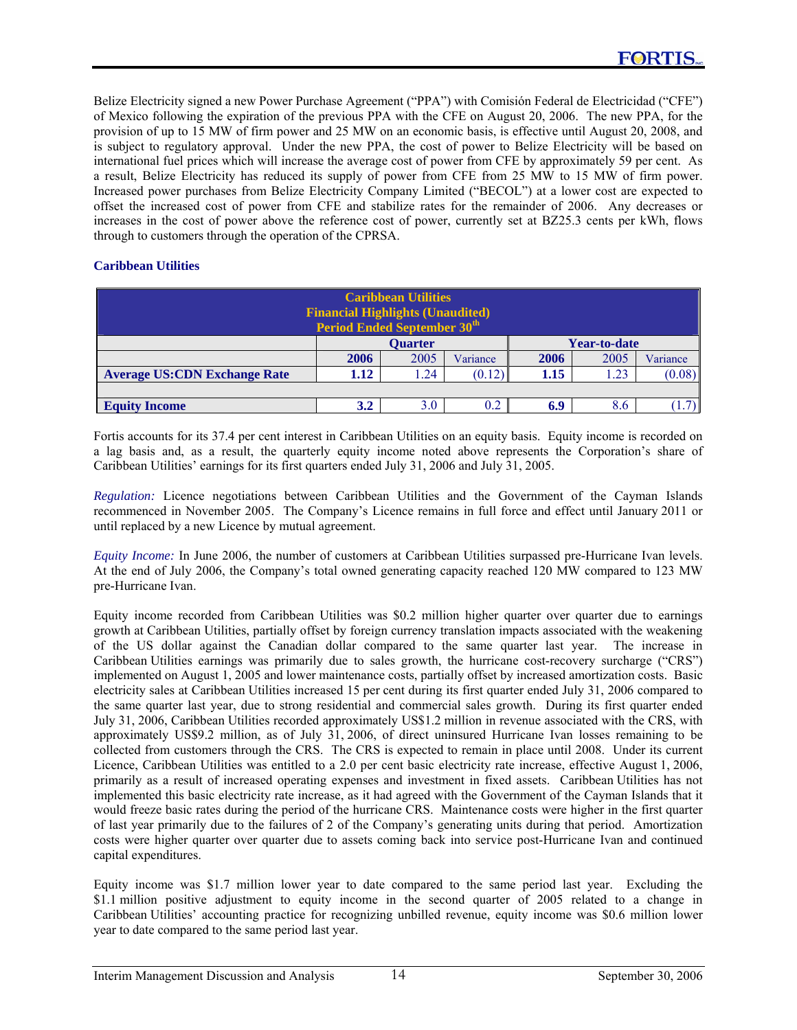Belize Electricity signed a new Power Purchase Agreement ("PPA") with Comisión Federal de Electricidad ("CFE") of Mexico following the expiration of the previous PPA with the CFE on August 20, 2006. The new PPA, for the provision of up to 15 MW of firm power and 25 MW on an economic basis, is effective until August 20, 2008, and is subject to regulatory approval. Under the new PPA, the cost of power to Belize Electricity will be based on international fuel prices which will increase the average cost of power from CFE by approximately 59 per cent. As a result, Belize Electricity has reduced its supply of power from CFE from 25 MW to 15 MW of firm power. Increased power purchases from Belize Electricity Company Limited ("BECOL") at a lower cost are expected to offset the increased cost of power from CFE and stabilize rates for the remainder of 2006. Any decreases or increases in the cost of power above the reference cost of power, currently set at BZ25.3 cents per kWh, flows through to customers through the operation of the CPRSA.

### Caribbean Utilities

| Caribbean Utilities<br>Financial Highlights (Unaudited)<br>Period Ended September 30th | | | | | | |
|---|---|---|---|---|---|---|
| | Quarter | | | Year-to-date | | |
| | **2006** | 2005 | Variance | **2006** | 2005 | Variance |
| **Average US:CDN Exchange Rate** | **1.12** | 1.24 | (0.12) | **1.15** | 1.23 | (0.08) |
| | | | | | | |
| **Equity Income** | **3.2** | 3.0 | 0.2 | **6.9** | 8.6 | (1.7) |

Fortis accounts for its 37.4 per cent interest in Caribbean Utilities on an equity basis. Equity income is recorded on a lag basis and, as a result, the quarterly equity income noted above represents the Corporation's share of Caribbean Utilities' earnings for its first quarters ended July 31, 2006 and July 31, 2005.

*Regulation:* Licence negotiations between Caribbean Utilities and the Government of the Cayman Islands recommenced in November 2005. The Company's Licence remains in full force and effect until January 2011 or until replaced by a new Licence by mutual agreement.

*Equity Income:* In June 2006, the number of customers at Caribbean Utilities surpassed pre-Hurricane Ivan levels. At the end of July 2006, the Company's total owned generating capacity reached 120 MW compared to 123 MW pre-Hurricane Ivan.

Equity income recorded from Caribbean Utilities was $0.2 million higher quarter over quarter due to earnings growth at Caribbean Utilities, partially offset by foreign currency translation impacts associated with the weakening of the US dollar against the Canadian dollar compared to the same quarter last year. The increase in Caribbean Utilities earnings was primarily due to sales growth, the hurricane cost-recovery surcharge ("CRS") implemented on August 1, 2005 and lower maintenance costs, partially offset by increased amortization costs. Basic electricity sales at Caribbean Utilities increased 15 per cent during its first quarter ended July 31, 2006 compared to the same quarter last year, due to strong residential and commercial sales growth. During its first quarter ended July 31, 2006, Caribbean Utilities recorded approximately US$1.2 million in revenue associated with the CRS, with approximately US$9.2 million, as of July 31, 2006, of direct uninsured Hurricane Ivan losses remaining to be collected from customers through the CRS. The CRS is expected to remain in place until 2008. Under its current Licence, Caribbean Utilities was entitled to a 2.0 per cent basic electricity rate increase, effective August 1, 2006, primarily as a result of increased operating expenses and investment in fixed assets. Caribbean Utilities has not implemented this basic electricity rate increase, as it had agreed with the Government of the Cayman Islands that it would freeze basic rates during the period of the hurricane CRS. Maintenance costs were higher in the first quarter of last year primarily due to the failures of 2 of the Company's generating units during that period. Amortization costs were higher quarter over quarter due to assets coming back into service post-Hurricane Ivan and continued capital expenditures.

Equity income was $1.7 million lower year to date compared to the same period last year. Excluding the $1.1 million positive adjustment to equity income in the second quarter of 2005 related to a change in Caribbean Utilities' accounting practice for recognizing unbilled revenue, equity income was $0.6 million lower year to date compared to the same period last year.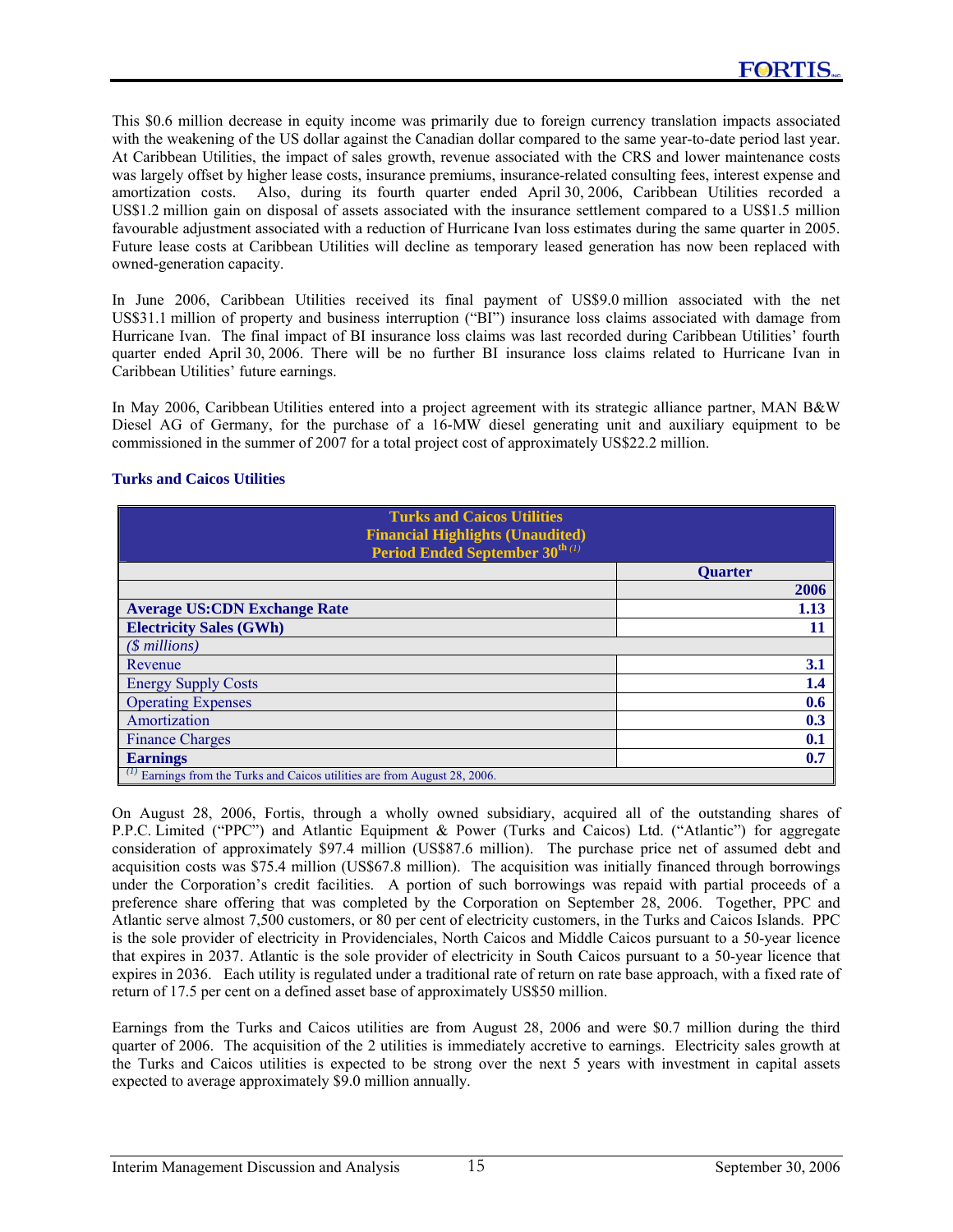This $0.6 million decrease in equity income was primarily due to foreign currency translation impacts associated with the weakening of the US dollar against the Canadian dollar compared to the same year-to-date period last year. At Caribbean Utilities, the impact of sales growth, revenue associated with the CRS and lower maintenance costs was largely offset by higher lease costs, insurance premiums, insurance-related consulting fees, interest expense and amortization costs. Also, during its fourth quarter ended April 30, 2006, Caribbean Utilities recorded a US$1.2 million gain on disposal of assets associated with the insurance settlement compared to a US$1.5 million favourable adjustment associated with a reduction of Hurricane Ivan loss estimates during the same quarter in 2005. Future lease costs at Caribbean Utilities will decline as temporary leased generation has now been replaced with owned-generation capacity.

In June 2006, Caribbean Utilities received its final payment of US$9.0 million associated with the net US$31.1 million of property and business interruption ("BI") insurance loss claims associated with damage from Hurricane Ivan. The final impact of BI insurance loss claims was last recorded during Caribbean Utilities' fourth quarter ended April 30, 2006. There will be no further BI insurance loss claims related to Hurricane Ivan in Caribbean Utilities' future earnings.

In May 2006, Caribbean Utilities entered into a project agreement with its strategic alliance partner, MAN B&W Diesel AG of Germany, for the purchase of a 16-MW diesel generating unit and auxiliary equipment to be commissioned in the summer of 2007 for a total project cost of approximately US$22.2 million.

### Turks and Caicos Utilities

**Turks and Caicos Utilities**
**Financial Highlights (Unaudited)**
**Period Ended September 30th (1)**

| | Quarter |
|---|---|
| | **2006** |
| **Average US:CDN Exchange Rate** | **1.13** |
| **Electricity Sales (GWh)** | **11** |
| *($ millions)* | |
| Revenue | **3.1** |
| Energy Supply Costs | **1.4** |
| Operating Expenses | **0.6** |
| Amortization | **0.3** |
| Finance Charges | **0.1** |
| **Earnings** | **0.7** |

(1) Earnings from the Turks and Caicos utilities are from August 28, 2006.

On August 28, 2006, Fortis, through a wholly owned subsidiary, acquired all of the outstanding shares of P.P.C. Limited ("PPC") and Atlantic Equipment & Power (Turks and Caicos) Ltd. ("Atlantic") for aggregate consideration of approximately $97.4 million (US$87.6 million). The purchase price net of assumed debt and acquisition costs was $75.4 million (US$67.8 million). The acquisition was initially financed through borrowings under the Corporation's credit facilities. A portion of such borrowings was repaid with partial proceeds of a preference share offering that was completed by the Corporation on September 28, 2006. Together, PPC and Atlantic serve almost 7,500 customers, or 80 per cent of electricity customers, in the Turks and Caicos Islands. PPC is the sole provider of electricity in Providenciales, North Caicos and Middle Caicos pursuant to a 50-year licence that expires in 2037. Atlantic is the sole provider of electricity in South Caicos pursuant to a 50-year licence that expires in 2036. Each utility is regulated under a traditional rate of return on rate base approach, with a fixed rate of return of 17.5 per cent on a defined asset base of approximately US$50 million.

Earnings from the Turks and Caicos utilities are from August 28, 2006 and were $0.7 million during the third quarter of 2006. The acquisition of the 2 utilities is immediately accretive to earnings. Electricity sales growth at the Turks and Caicos utilities is expected to be strong over the next 5 years with investment in capital assets expected to average approximately $9.0 million annually.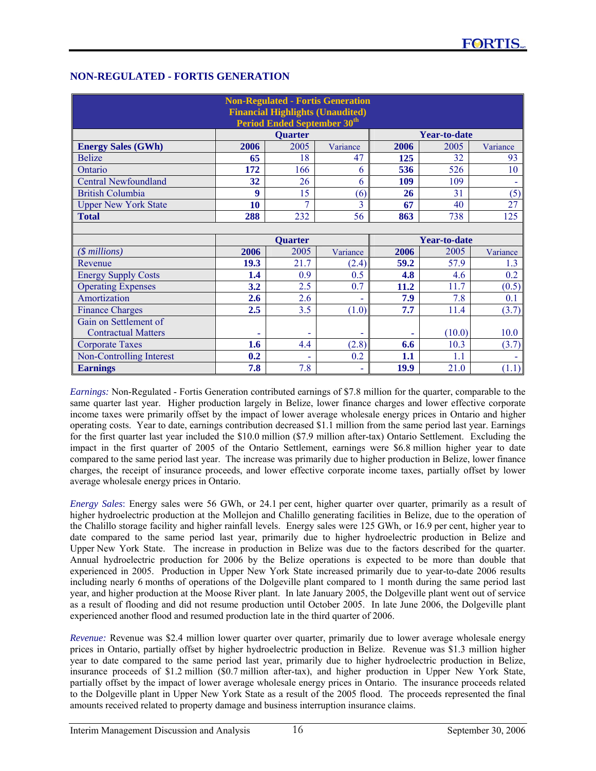## NON-REGULATED - FORTIS GENERATION

| Non-Regulated - Fortis Generation Financial Highlights (Unaudited) Period Ended September 30th | | | | | | |
|---|---|---|---|---|---|---|
| | Quarter | | | Year-to-date | | |
| **Energy Sales (GWh)** | **2006** | 2005 | Variance | **2006** | 2005 | Variance |
| Belize | **65** | 18 | 47 | **125** | 32 | 93 |
| Ontario | **172** | 166 | 6 | **536** | 526 | 10 |
| Central Newfoundland | **32** | 26 | 6 | **109** | 109 | - |
| British Columbia | **9** | 15 | (6) | **26** | 31 | (5) |
| Upper New York State | **10** | 7 | 3 | **67** | 40 | 27 |
| **Total** | **288** | 232 | 56 | **863** | 738 | 125 |
| | | | | | | |
| | Quarter | | | Year-to-date | | |
| *($ millions)* | **2006** | 2005 | Variance | **2006** | 2005 | Variance |
| Revenue | **19.3** | 21.7 | (2.4) | **59.2** | 57.9 | 1.3 |
| Energy Supply Costs | **1.4** | 0.9 | 0.5 | **4.8** | 4.6 | 0.2 |
| Operating Expenses | **3.2** | 2.5 | 0.7 | **11.2** | 11.7 | (0.5) |
| Amortization | **2.6** | 2.6 | - | **7.9** | 7.8 | 0.1 |
| Finance Charges | **2.5** | 3.5 | (1.0) | **7.7** | 11.4 | (3.7) |
| Gain on Settlement of Contractual Matters | **-** | - | - | **-** | (10.0) | 10.0 |
| Corporate Taxes | **1.6** | 4.4 | (2.8) | **6.6** | 10.3 | (3.7) |
| Non-Controlling Interest | **0.2** | - | 0.2 | **1.1** | 1.1 | - |
| **Earnings** | **7.8** | 7.8 | - | **19.9** | 21.0 | (1.1) |

*Earnings:* Non-Regulated - Fortis Generation contributed earnings of $7.8 million for the quarter, comparable to the same quarter last year. Higher production largely in Belize, lower finance charges and lower effective corporate income taxes were primarily offset by the impact of lower average wholesale energy prices in Ontario and higher operating costs. Year to date, earnings contribution decreased $1.1 million from the same period last year. Earnings for the first quarter last year included the $10.0 million ($7.9 million after-tax) Ontario Settlement. Excluding the impact in the first quarter of 2005 of the Ontario Settlement, earnings were $6.8 million higher year to date compared to the same period last year. The increase was primarily due to higher production in Belize, lower finance charges, the receipt of insurance proceeds, and lower effective corporate income taxes, partially offset by lower average wholesale energy prices in Ontario.

*Energy Sales*: Energy sales were 56 GWh, or 24.1 per cent, higher quarter over quarter, primarily as a result of higher hydroelectric production at the Mollejon and Chalillo generating facilities in Belize, due to the operation of the Chalillo storage facility and higher rainfall levels. Energy sales were 125 GWh, or 16.9 per cent, higher year to date compared to the same period last year, primarily due to higher hydroelectric production in Belize and Upper New York State. The increase in production in Belize was due to the factors described for the quarter. Annual hydroelectric production for 2006 by the Belize operations is expected to be more than double that experienced in 2005. Production in Upper New York State increased primarily due to year-to-date 2006 results including nearly 6 months of operations of the Dolgeville plant compared to 1 month during the same period last year, and higher production at the Moose River plant. In late January 2005, the Dolgeville plant went out of service as a result of flooding and did not resume production until October 2005. In late June 2006, the Dolgeville plant experienced another flood and resumed production late in the third quarter of 2006.

*Revenue:* Revenue was $2.4 million lower quarter over quarter, primarily due to lower average wholesale energy prices in Ontario, partially offset by higher hydroelectric production in Belize. Revenue was $1.3 million higher year to date compared to the same period last year, primarily due to higher hydroelectric production in Belize, insurance proceeds of $1.2 million ($0.7 million after-tax), and higher production in Upper New York State, partially offset by the impact of lower average wholesale energy prices in Ontario. The insurance proceeds related to the Dolgeville plant in Upper New York State as a result of the 2005 flood. The proceeds represented the final amounts received related to property damage and business interruption insurance claims.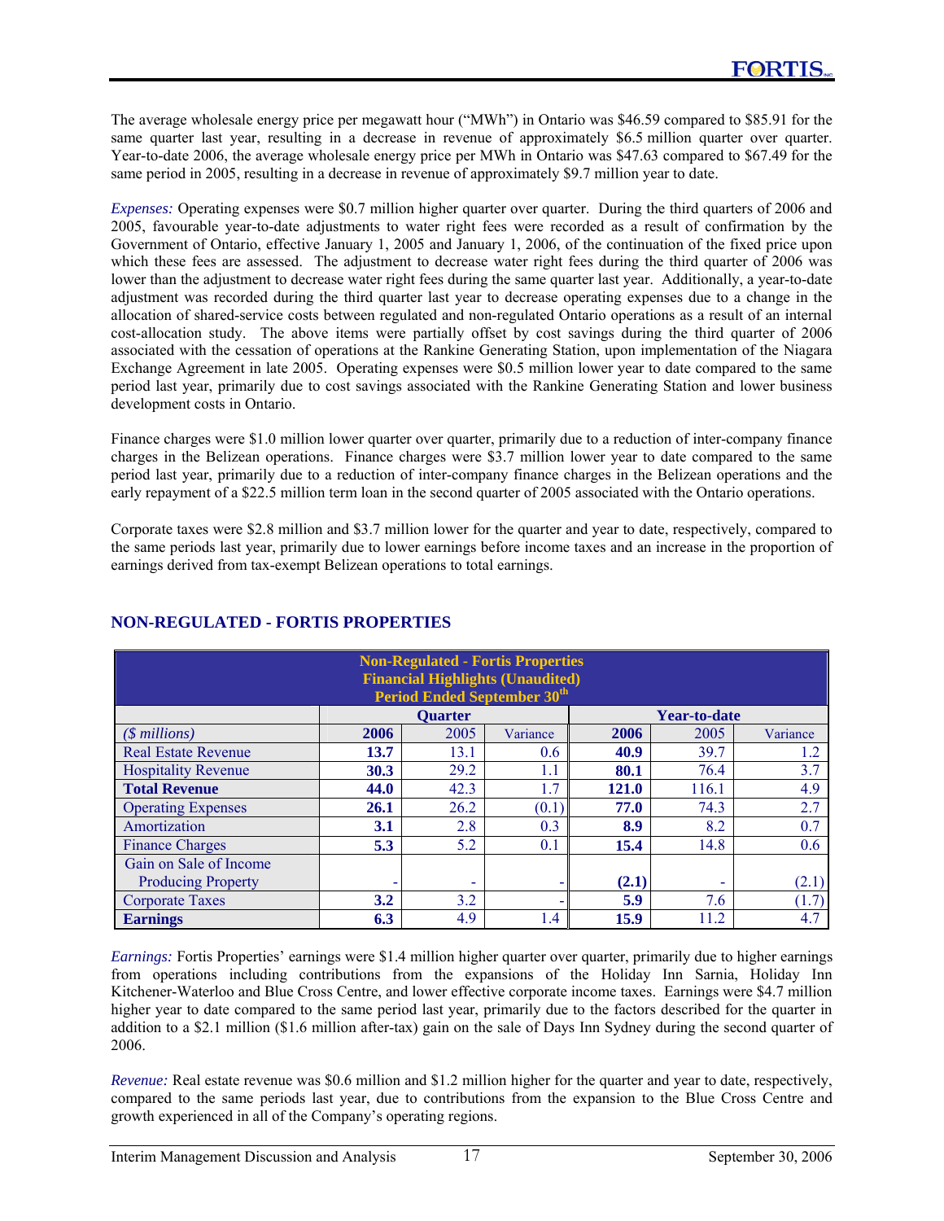The average wholesale energy price per megawatt hour ("MWh") in Ontario was $46.59 compared to $85.91 for the same quarter last year, resulting in a decrease in revenue of approximately $6.5 million quarter over quarter. Year-to-date 2006, the average wholesale energy price per MWh in Ontario was $47.63 compared to $67.49 for the same period in 2005, resulting in a decrease in revenue of approximately $9.7 million year to date.

*Expenses:* Operating expenses were $0.7 million higher quarter over quarter. During the third quarters of 2006 and 2005, favourable year-to-date adjustments to water right fees were recorded as a result of confirmation by the Government of Ontario, effective January 1, 2005 and January 1, 2006, of the continuation of the fixed price upon which these fees are assessed. The adjustment to decrease water right fees during the third quarter of 2006 was lower than the adjustment to decrease water right fees during the same quarter last year. Additionally, a year-to-date adjustment was recorded during the third quarter last year to decrease operating expenses due to a change in the allocation of shared-service costs between regulated and non-regulated Ontario operations as a result of an internal cost-allocation study. The above items were partially offset by cost savings during the third quarter of 2006 associated with the cessation of operations at the Rankine Generating Station, upon implementation of the Niagara Exchange Agreement in late 2005. Operating expenses were $0.5 million lower year to date compared to the same period last year, primarily due to cost savings associated with the Rankine Generating Station and lower business development costs in Ontario.

Finance charges were $1.0 million lower quarter over quarter, primarily due to a reduction of inter-company finance charges in the Belizean operations. Finance charges were $3.7 million lower year to date compared to the same period last year, primarily due to a reduction of inter-company finance charges in the Belizean operations and the early repayment of a $22.5 million term loan in the second quarter of 2005 associated with the Ontario operations.

Corporate taxes were $2.8 million and $3.7 million lower for the quarter and year to date, respectively, compared to the same periods last year, primarily due to lower earnings before income taxes and an increase in the proportion of earnings derived from tax-exempt Belizean operations to total earnings.

## NON-REGULATED - FORTIS PROPERTIES

**Non-Regulated - Fortis Properties**
**Financial Highlights (Unaudited)**
**Period Ended September 30th**

| | Quarter | | | Year-to-date | | |
|---|---|---|---|---|---|---|
| *($ millions)* | **2006** | 2005 | Variance | **2006** | 2005 | Variance |
| Real Estate Revenue | **13.7** | 13.1 | 0.6 | **40.9** | 39.7 | 1.2 |
| Hospitality Revenue | **30.3** | 29.2 | 1.1 | **80.1** | 76.4 | 3.7 |
| **Total Revenue** | **44.0** | 42.3 | 1.7 | **121.0** | 116.1 | 4.9 |
| Operating Expenses | **26.1** | 26.2 | (0.1) | **77.0** | 74.3 | 2.7 |
| Amortization | **3.1** | 2.8 | 0.3 | **8.9** | 8.2 | 0.7 |
| Finance Charges | **5.3** | 5.2 | 0.1 | **15.4** | 14.8 | 0.6 |
| Gain on Sale of Income Producing Property | **-** | - | - | **(2.1)** | - | (2.1) |
| Corporate Taxes | **3.2** | 3.2 | - | **5.9** | 7.6 | (1.7) |
| **Earnings** | **6.3** | 4.9 | 1.4 | **15.9** | 11.2 | 4.7 |

*Earnings:* Fortis Properties' earnings were $1.4 million higher quarter over quarter, primarily due to higher earnings from operations including contributions from the expansions of the Holiday Inn Sarnia, Holiday Inn Kitchener-Waterloo and Blue Cross Centre, and lower effective corporate income taxes. Earnings were $4.7 million higher year to date compared to the same period last year, primarily due to the factors described for the quarter in addition to a $2.1 million ($1.6 million after-tax) gain on the sale of Days Inn Sydney during the second quarter of 2006.

*Revenue:* Real estate revenue was $0.6 million and $1.2 million higher for the quarter and year to date, respectively, compared to the same periods last year, due to contributions from the expansion to the Blue Cross Centre and growth experienced in all of the Company's operating regions.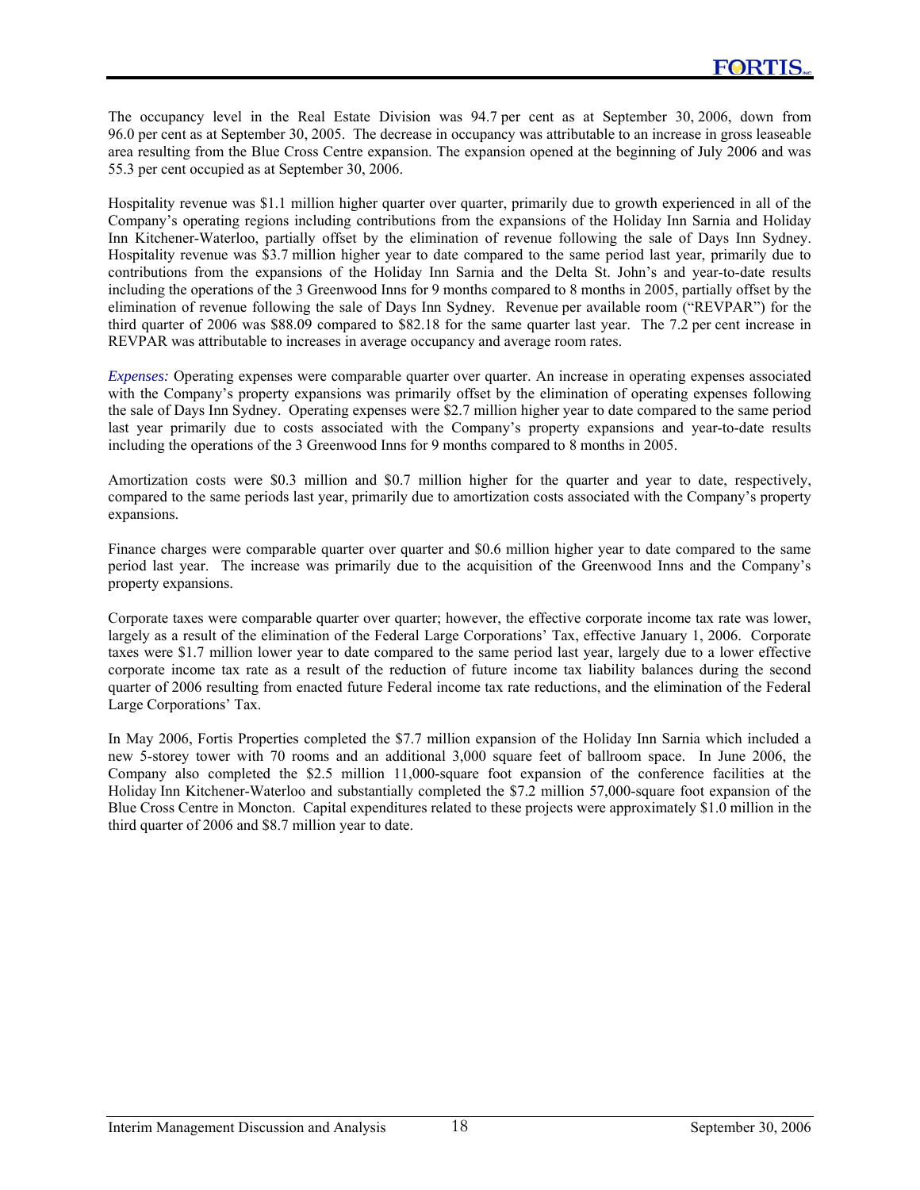The occupancy level in the Real Estate Division was 94.7 per cent as at September 30, 2006, down from 96.0 per cent as at September 30, 2005. The decrease in occupancy was attributable to an increase in gross leaseable area resulting from the Blue Cross Centre expansion. The expansion opened at the beginning of July 2006 and was 55.3 per cent occupied as at September 30, 2006.

Hospitality revenue was $1.1 million higher quarter over quarter, primarily due to growth experienced in all of the Company's operating regions including contributions from the expansions of the Holiday Inn Sarnia and Holiday Inn Kitchener-Waterloo, partially offset by the elimination of revenue following the sale of Days Inn Sydney. Hospitality revenue was $3.7 million higher year to date compared to the same period last year, primarily due to contributions from the expansions of the Holiday Inn Sarnia and the Delta St. John's and year-to-date results including the operations of the 3 Greenwood Inns for 9 months compared to 8 months in 2005, partially offset by the elimination of revenue following the sale of Days Inn Sydney. Revenue per available room ("REVPAR") for the third quarter of 2006 was $88.09 compared to $82.18 for the same quarter last year. The 7.2 per cent increase in REVPAR was attributable to increases in average occupancy and average room rates.

*Expenses:* Operating expenses were comparable quarter over quarter. An increase in operating expenses associated with the Company's property expansions was primarily offset by the elimination of operating expenses following the sale of Days Inn Sydney. Operating expenses were $2.7 million higher year to date compared to the same period last year primarily due to costs associated with the Company's property expansions and year-to-date results including the operations of the 3 Greenwood Inns for 9 months compared to 8 months in 2005.

Amortization costs were $0.3 million and $0.7 million higher for the quarter and year to date, respectively, compared to the same periods last year, primarily due to amortization costs associated with the Company's property expansions.

Finance charges were comparable quarter over quarter and $0.6 million higher year to date compared to the same period last year. The increase was primarily due to the acquisition of the Greenwood Inns and the Company's property expansions.

Corporate taxes were comparable quarter over quarter; however, the effective corporate income tax rate was lower, largely as a result of the elimination of the Federal Large Corporations' Tax, effective January 1, 2006. Corporate taxes were $1.7 million lower year to date compared to the same period last year, largely due to a lower effective corporate income tax rate as a result of the reduction of future income tax liability balances during the second quarter of 2006 resulting from enacted future Federal income tax rate reductions, and the elimination of the Federal Large Corporations' Tax.

In May 2006, Fortis Properties completed the $7.7 million expansion of the Holiday Inn Sarnia which included a new 5-storey tower with 70 rooms and an additional 3,000 square feet of ballroom space. In June 2006, the Company also completed the $2.5 million 11,000-square foot expansion of the conference facilities at the Holiday Inn Kitchener-Waterloo and substantially completed the $7.2 million 57,000-square foot expansion of the Blue Cross Centre in Moncton. Capital expenditures related to these projects were approximately $1.0 million in the third quarter of 2006 and $8.7 million year to date.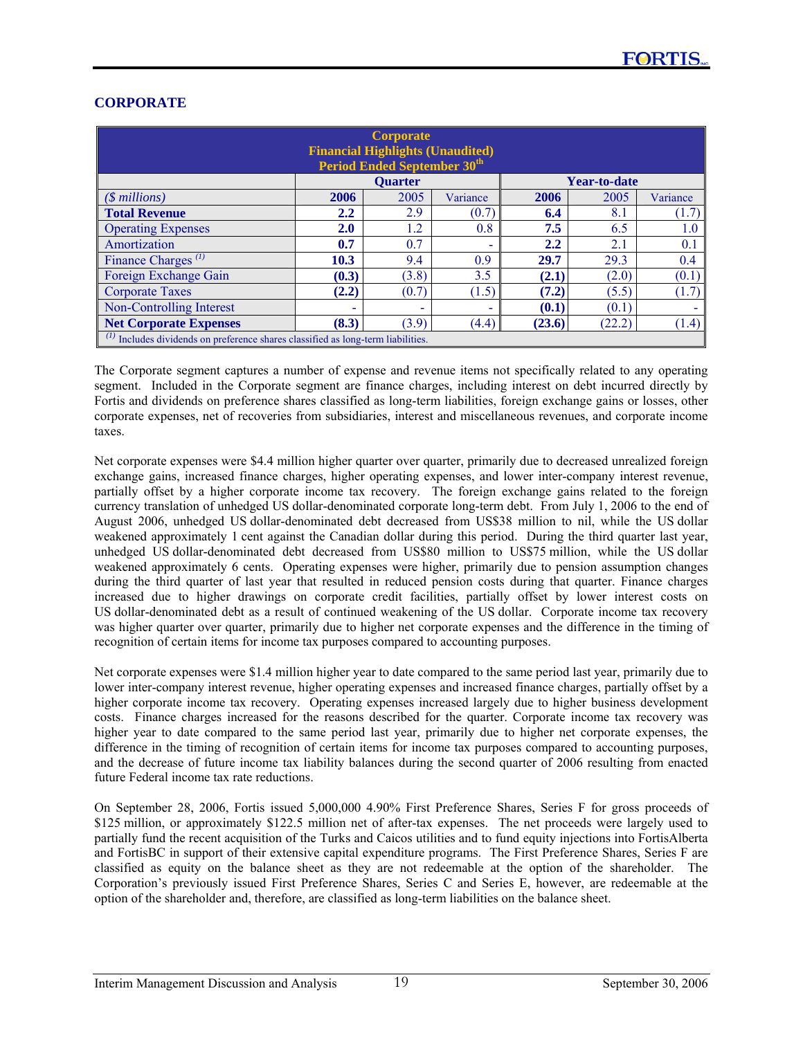## CORPORATE

| Corporate<br>Financial Highlights (Unaudited)<br>Period Ended September 30th | | | | | | |
|---|---|---|---|---|---|---|
| | Quarter | | | Year-to-date | | |
| *($ millions)* | **2006** | 2005 | Variance | **2006** | 2005 | Variance |
| **Total Revenue** | **2.2** | 2.9 | (0.7) | **6.4** | 8.1 | (1.7) |
| Operating Expenses | **2.0** | 1.2 | 0.8 | **7.5** | 6.5 | 1.0 |
| Amortization | **0.7** | 0.7 | - | **2.2** | 2.1 | 0.1 |
| Finance Charges [(1)] | **10.3** | 9.4 | 0.9 | **29.7** | 29.3 | 0.4 |
| Foreign Exchange Gain | **(0.3)** | (3.8) | 3.5 | **(2.1)** | (2.0) | (0.1) |
| Corporate Taxes | **(2.2)** | (0.7) | (1.5) | **(7.2)** | (5.5) | (1.7) |
| Non-Controlling Interest | **-** | - | - | **(0.1)** | (0.1) | - |
| **Net Corporate Expenses** | **(8.3)** | (3.9) | (4.4) | **(23.6)** | (22.2) | (1.4) |

[(1)] Includes dividends on preference shares classified as long-term liabilities.

The Corporate segment captures a number of expense and revenue items not specifically related to any operating segment. Included in the Corporate segment are finance charges, including interest on debt incurred directly by Fortis and dividends on preference shares classified as long-term liabilities, foreign exchange gains or losses, other corporate expenses, net of recoveries from subsidiaries, interest and miscellaneous revenues, and corporate income taxes.

Net corporate expenses were $4.4 million higher quarter over quarter, primarily due to decreased unrealized foreign exchange gains, increased finance charges, higher operating expenses, and lower inter-company interest revenue, partially offset by a higher corporate income tax recovery. The foreign exchange gains related to the foreign currency translation of unhedged US dollar-denominated corporate long-term debt. From July 1, 2006 to the end of August 2006, unhedged US dollar-denominated debt decreased from US$38 million to nil, while the US dollar weakened approximately 1 cent against the Canadian dollar during this period. During the third quarter last year, unhedged US dollar-denominated debt decreased from US$80 million to US$75 million, while the US dollar weakened approximately 6 cents. Operating expenses were higher, primarily due to pension assumption changes during the third quarter of last year that resulted in reduced pension costs during that quarter. Finance charges increased due to higher drawings on corporate credit facilities, partially offset by lower interest costs on US dollar-denominated debt as a result of continued weakening of the US dollar. Corporate income tax recovery was higher quarter over quarter, primarily due to higher net corporate expenses and the difference in the timing of recognition of certain items for income tax purposes compared to accounting purposes.

Net corporate expenses were $1.4 million higher year to date compared to the same period last year, primarily due to lower inter-company interest revenue, higher operating expenses and increased finance charges, partially offset by a higher corporate income tax recovery. Operating expenses increased largely due to higher business development costs. Finance charges increased for the reasons described for the quarter. Corporate income tax recovery was higher year to date compared to the same period last year, primarily due to higher net corporate expenses, the difference in the timing of recognition of certain items for income tax purposes compared to accounting purposes, and the decrease of future income tax liability balances during the second quarter of 2006 resulting from enacted future Federal income tax rate reductions.

On September 28, 2006, Fortis issued 5,000,000 4.90% First Preference Shares, Series F for gross proceeds of $125 million, or approximately $122.5 million net of after-tax expenses. The net proceeds were largely used to partially fund the recent acquisition of the Turks and Caicos utilities and to fund equity injections into FortisAlberta and FortisBC in support of their extensive capital expenditure programs. The First Preference Shares, Series F are classified as equity on the balance sheet as they are not redeemable at the option of the shareholder. The Corporation's previously issued First Preference Shares, Series C and Series E, however, are redeemable at the option of the shareholder and, therefore, are classified as long-term liabilities on the balance sheet.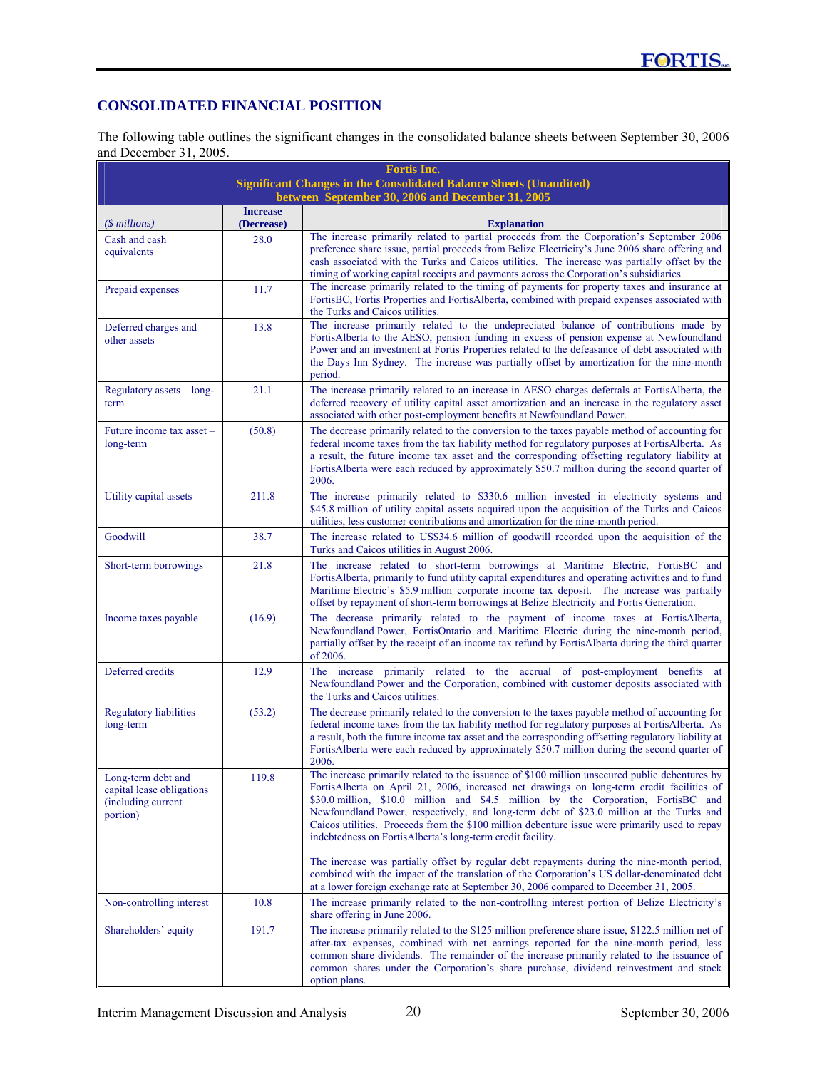## CONSOLIDATED FINANCIAL POSITION

The following table outlines the significant changes in the consolidated balance sheets between September 30, 2006 and December 31, 2005.

**Fortis Inc.**
**Significant Changes in the Consolidated Balance Sheets (Unaudited)**
**between September 30, 2006 and December 31, 2005**

| *($ millions)* | Increase (Decrease) | Explanation |
|---|---|---|
| Cash and cash equivalents | 28.0 | The increase primarily related to partial proceeds from the Corporation's September 2006 preference share issue, partial proceeds from Belize Electricity's June 2006 share offering and cash associated with the Turks and Caicos utilities. The increase was partially offset by the timing of working capital receipts and payments across the Corporation's subsidiaries. |
| Prepaid expenses | 11.7 | The increase primarily related to the timing of payments for property taxes and insurance at FortisBC, Fortis Properties and FortisAlberta, combined with prepaid expenses associated with the Turks and Caicos utilities. |
| Deferred charges and other assets | 13.8 | The increase primarily related to the undepreciated balance of contributions made by FortisAlberta to the AESO, pension funding in excess of pension expense at Newfoundland Power and an investment at Fortis Properties related to the defeasance of debt associated with the Days Inn Sydney. The increase was partially offset by amortization for the nine-month period. |
| Regulatory assets – long-term | 21.1 | The increase primarily related to an increase in AESO charges deferrals at FortisAlberta, the deferred recovery of utility capital asset amortization and an increase in the regulatory asset associated with other post-employment benefits at Newfoundland Power. |
| Future income tax asset – long-term | (50.8) | The decrease primarily related to the conversion to the taxes payable method of accounting for federal income taxes from the tax liability method for regulatory purposes at FortisAlberta. As a result, the future income tax asset and the corresponding offsetting regulatory liability at FortisAlberta were each reduced by approximately $50.7 million during the second quarter of 2006. |
| Utility capital assets | 211.8 | The increase primarily related to $330.6 million invested in electricity systems and $45.8 million of utility capital assets acquired upon the acquisition of the Turks and Caicos utilities, less customer contributions and amortization for the nine-month period. |
| Goodwill | 38.7 | The increase related to US$34.6 million of goodwill recorded upon the acquisition of the Turks and Caicos utilities in August 2006. |
| Short-term borrowings | 21.8 | The increase related to short-term borrowings at Maritime Electric, FortisBC and FortisAlberta, primarily to fund utility capital expenditures and operating activities and to fund Maritime Electric's $5.9 million corporate income tax deposit. The increase was partially offset by repayment of short-term borrowings at Belize Electricity and Fortis Generation. |
| Income taxes payable | (16.9) | The decrease primarily related to the payment of income taxes at FortisAlberta, Newfoundland Power, FortisOntario and Maritime Electric during the nine-month period, partially offset by the receipt of an income tax refund by FortisAlberta during the third quarter of 2006. |
| Deferred credits | 12.9 | The increase primarily related to the accrual of post-employment benefits at Newfoundland Power and the Corporation, combined with customer deposits associated with the Turks and Caicos utilities. |
| Regulatory liabilities – long-term | (53.2) | The decrease primarily related to the conversion to the taxes payable method of accounting for federal income taxes from the tax liability method for regulatory purposes at FortisAlberta. As a result, both the future income tax asset and the corresponding offsetting regulatory liability at FortisAlberta were each reduced by approximately $50.7 million during the second quarter of 2006. |
| Long-term debt and capital lease obligations (including current portion) | 119.8 | The increase primarily related to the issuance of $100 million unsecured public debentures by FortisAlberta on April 21, 2006, increased net drawings on long-term credit facilities of $30.0 million, $10.0 million and $4.5 million by the Corporation, FortisBC and Newfoundland Power, respectively, and long-term debt of $23.0 million at the Turks and Caicos utilities. Proceeds from the $100 million debenture issue were primarily used to repay indebtedness on FortisAlberta's long-term credit facility.<br><br>The increase was partially offset by regular debt repayments during the nine-month period, combined with the impact of the translation of the Corporation's US dollar-denominated debt at a lower foreign exchange rate at September 30, 2006 compared to December 31, 2005. |
| Non-controlling interest | 10.8 | The increase primarily related to the non-controlling interest portion of Belize Electricity's share offering in June 2006. |
| Shareholders' equity | 191.7 | The increase primarily related to the $125 million preference share issue, $122.5 million net of after-tax expenses, combined with net earnings reported for the nine-month period, less common share dividends. The remainder of the increase primarily related to the issuance of common shares under the Corporation's share purchase, dividend reinvestment and stock option plans. |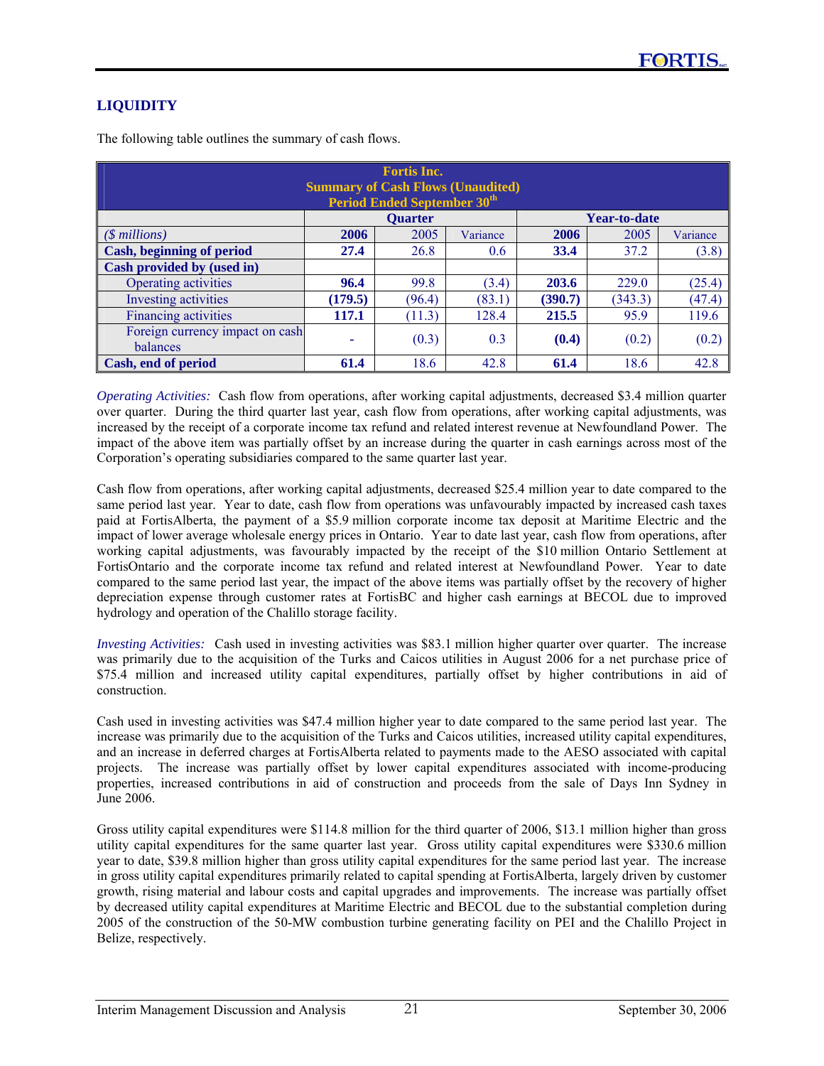## LIQUIDITY

The following table outlines the summary of cash flows.

| Fortis Inc. Summary of Cash Flows (Unaudited) Period Ended September 30th | Quarter | | | Year-to-date | | |
|---|---|---|---|---|---|---|
| *($ millions)* | **2006** | 2005 | Variance | **2006** | 2005 | Variance |
| **Cash, beginning of period** | **27.4** | 26.8 | 0.6 | **33.4** | 37.2 | (3.8) |
| **Cash provided by (used in)** | | | | | | |
| Operating activities | **96.4** | 99.8 | (3.4) | **203.6** | 229.0 | (25.4) |
| Investing activities | **(179.5)** | (96.4) | (83.1) | **(390.7)** | (343.3) | (47.4) |
| Financing activities | **117.1** | (11.3) | 128.4 | **215.5** | 95.9 | 119.6 |
| Foreign currency impact on cash balances | **-** | (0.3) | 0.3 | **(0.4)** | (0.2) | (0.2) |
| **Cash, end of period** | **61.4** | 18.6 | 42.8 | **61.4** | 18.6 | 42.8 |

*Operating Activities:* Cash flow from operations, after working capital adjustments, decreased $3.4 million quarter over quarter. During the third quarter last year, cash flow from operations, after working capital adjustments, was increased by the receipt of a corporate income tax refund and related interest revenue at Newfoundland Power. The impact of the above item was partially offset by an increase during the quarter in cash earnings across most of the Corporation's operating subsidiaries compared to the same quarter last year.

Cash flow from operations, after working capital adjustments, decreased $25.4 million year to date compared to the same period last year. Year to date, cash flow from operations was unfavourably impacted by increased cash taxes paid at FortisAlberta, the payment of a $5.9 million corporate income tax deposit at Maritime Electric and the impact of lower average wholesale energy prices in Ontario. Year to date last year, cash flow from operations, after working capital adjustments, was favourably impacted by the receipt of the $10 million Ontario Settlement at FortisOntario and the corporate income tax refund and related interest at Newfoundland Power. Year to date compared to the same period last year, the impact of the above items was partially offset by the recovery of higher depreciation expense through customer rates at FortisBC and higher cash earnings at BECOL due to improved hydrology and operation of the Chalillo storage facility.

*Investing Activities:* Cash used in investing activities was $83.1 million higher quarter over quarter. The increase was primarily due to the acquisition of the Turks and Caicos utilities in August 2006 for a net purchase price of $75.4 million and increased utility capital expenditures, partially offset by higher contributions in aid of construction.

Cash used in investing activities was $47.4 million higher year to date compared to the same period last year. The increase was primarily due to the acquisition of the Turks and Caicos utilities, increased utility capital expenditures, and an increase in deferred charges at FortisAlberta related to payments made to the AESO associated with capital projects. The increase was partially offset by lower capital expenditures associated with income-producing properties, increased contributions in aid of construction and proceeds from the sale of Days Inn Sydney in June 2006.

Gross utility capital expenditures were $114.8 million for the third quarter of 2006, $13.1 million higher than gross utility capital expenditures for the same quarter last year. Gross utility capital expenditures were $330.6 million year to date, $39.8 million higher than gross utility capital expenditures for the same period last year. The increase in gross utility capital expenditures primarily related to capital spending at FortisAlberta, largely driven by customer growth, rising material and labour costs and capital upgrades and improvements. The increase was partially offset by decreased utility capital expenditures at Maritime Electric and BECOL due to the substantial completion during 2005 of the construction of the 50-MW combustion turbine generating facility on PEI and the Chalillo Project in Belize, respectively.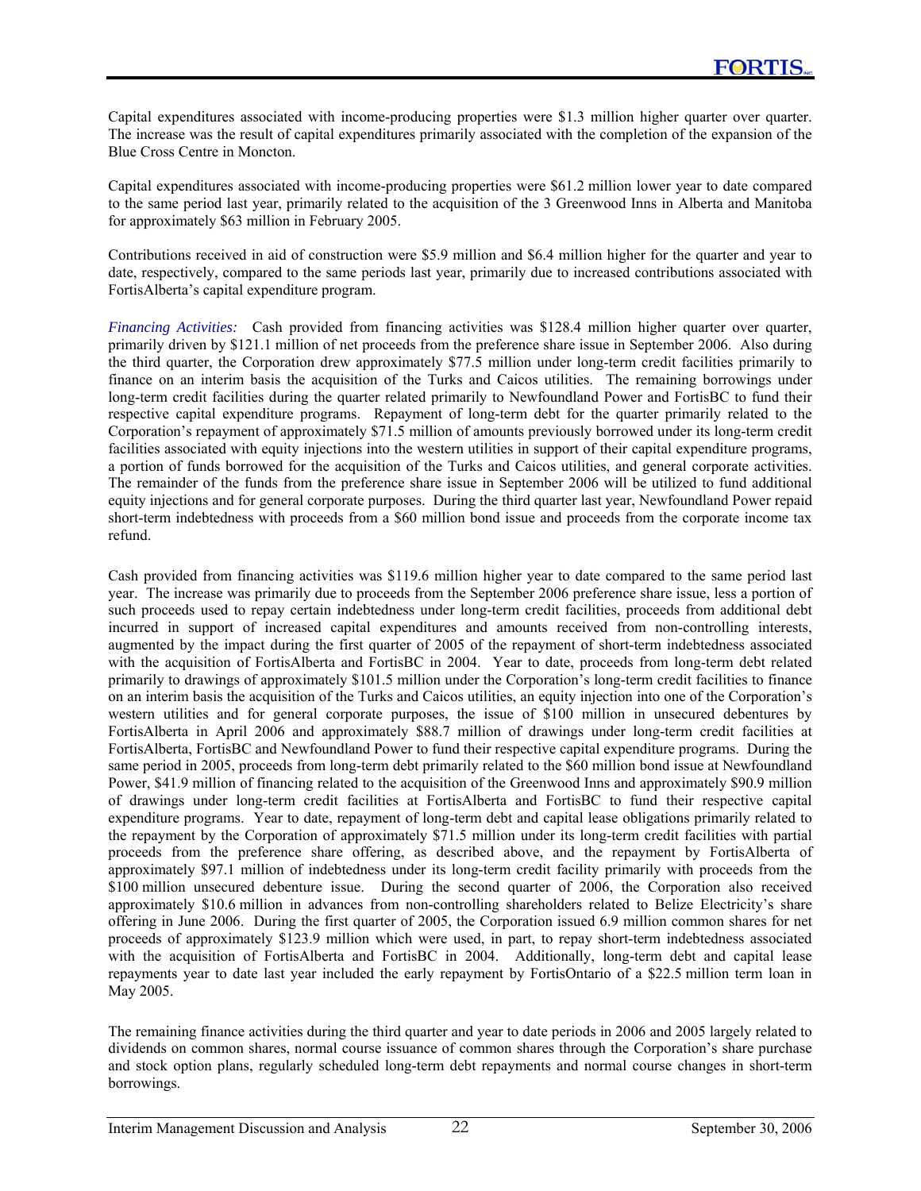Capital expenditures associated with income-producing properties were $1.3 million higher quarter over quarter. The increase was the result of capital expenditures primarily associated with the completion of the expansion of the Blue Cross Centre in Moncton.

Capital expenditures associated with income-producing properties were $61.2 million lower year to date compared to the same period last year, primarily related to the acquisition of the 3 Greenwood Inns in Alberta and Manitoba for approximately $63 million in February 2005.

Contributions received in aid of construction were $5.9 million and $6.4 million higher for the quarter and year to date, respectively, compared to the same periods last year, primarily due to increased contributions associated with FortisAlberta's capital expenditure program.

*Financing Activities:* Cash provided from financing activities was $128.4 million higher quarter over quarter, primarily driven by $121.1 million of net proceeds from the preference share issue in September 2006. Also during the third quarter, the Corporation drew approximately $77.5 million under long-term credit facilities primarily to finance on an interim basis the acquisition of the Turks and Caicos utilities. The remaining borrowings under long-term credit facilities during the quarter related primarily to Newfoundland Power and FortisBC to fund their respective capital expenditure programs. Repayment of long-term debt for the quarter primarily related to the Corporation's repayment of approximately $71.5 million of amounts previously borrowed under its long-term credit facilities associated with equity injections into the western utilities in support of their capital expenditure programs, a portion of funds borrowed for the acquisition of the Turks and Caicos utilities, and general corporate activities. The remainder of the funds from the preference share issue in September 2006 will be utilized to fund additional equity injections and for general corporate purposes. During the third quarter last year, Newfoundland Power repaid short-term indebtedness with proceeds from a $60 million bond issue and proceeds from the corporate income tax refund.

Cash provided from financing activities was $119.6 million higher year to date compared to the same period last year. The increase was primarily due to proceeds from the September 2006 preference share issue, less a portion of such proceeds used to repay certain indebtedness under long-term credit facilities, proceeds from additional debt incurred in support of increased capital expenditures and amounts received from non-controlling interests, augmented by the impact during the first quarter of 2005 of the repayment of short-term indebtedness associated with the acquisition of FortisAlberta and FortisBC in 2004. Year to date, proceeds from long-term debt related primarily to drawings of approximately $101.5 million under the Corporation's long-term credit facilities to finance on an interim basis the acquisition of the Turks and Caicos utilities, an equity injection into one of the Corporation's western utilities and for general corporate purposes, the issue of $100 million in unsecured debentures by FortisAlberta in April 2006 and approximately $88.7 million of drawings under long-term credit facilities at FortisAlberta, FortisBC and Newfoundland Power to fund their respective capital expenditure programs. During the same period in 2005, proceeds from long-term debt primarily related to the $60 million bond issue at Newfoundland Power, $41.9 million of financing related to the acquisition of the Greenwood Inns and approximately $90.9 million of drawings under long-term credit facilities at FortisAlberta and FortisBC to fund their respective capital expenditure programs. Year to date, repayment of long-term debt and capital lease obligations primarily related to the repayment by the Corporation of approximately $71.5 million under its long-term credit facilities with partial proceeds from the preference share offering, as described above, and the repayment by FortisAlberta of approximately $97.1 million of indebtedness under its long-term credit facility primarily with proceeds from the $100 million unsecured debenture issue. During the second quarter of 2006, the Corporation also received approximately $10.6 million in advances from non-controlling shareholders related to Belize Electricity's share offering in June 2006. During the first quarter of 2005, the Corporation issued 6.9 million common shares for net proceeds of approximately $123.9 million which were used, in part, to repay short-term indebtedness associated with the acquisition of FortisAlberta and FortisBC in 2004. Additionally, long-term debt and capital lease repayments year to date last year included the early repayment by FortisOntario of a $22.5 million term loan in May 2005.

The remaining finance activities during the third quarter and year to date periods in 2006 and 2005 largely related to dividends on common shares, normal course issuance of common shares through the Corporation's share purchase and stock option plans, regularly scheduled long-term debt repayments and normal course changes in short-term borrowings.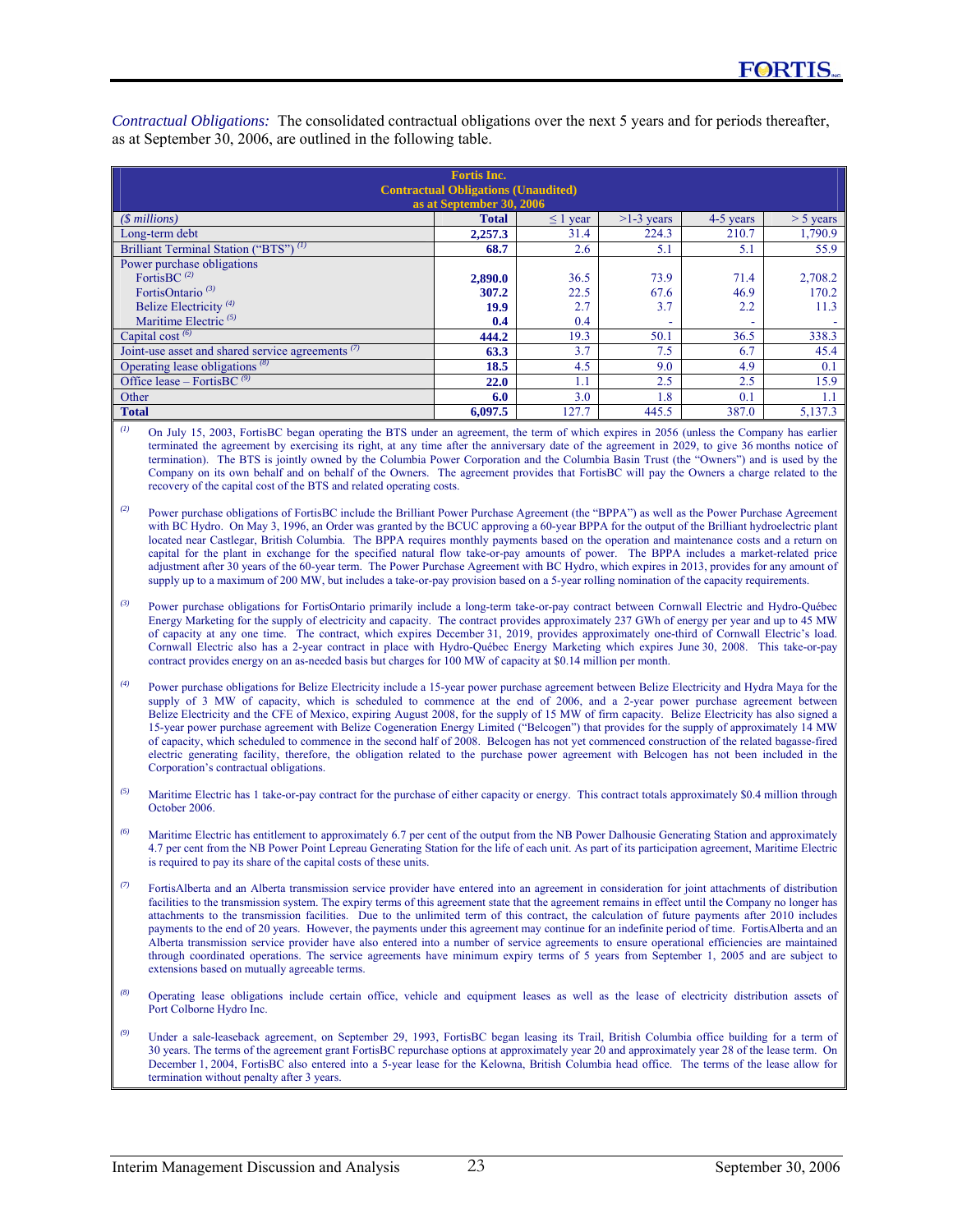*Contractual Obligations:* The consolidated contractual obligations over the next 5 years and for periods thereafter, as at September 30, 2006, are outlined in the following table.

**Fortis Inc.**
**Contractual Obligations (Unaudited)**
**as at September 30, 2006**

| *($ millions)* | Total | ≤ 1 year | >1-3 years | 4-5 years | > 5 years |
|---|---|---|---|---|---|
| Long-term debt | **2,257.3** | 31.4 | 224.3 | 210.7 | 1,790.9 |
| Brilliant Terminal Station ("BTS") [(1)] | **68.7** | 2.6 | 5.1 | 5.1 | 55.9 |
| Power purchase obligations | | | | | |
| FortisBC [(2)] | **2,890.0** | 36.5 | 73.9 | 71.4 | 2,708.2 |
| FortisOntario [(3)] | **307.2** | 22.5 | 67.6 | 46.9 | 170.2 |
| Belize Electricity [(4)] | **19.9** | 2.7 | 3.7 | 2.2 | 11.3 |
| Maritime Electric [(5)] | **0.4** | 0.4 | - | - | - |
| Capital cost [(6)] | **444.2** | 19.3 | 50.1 | 36.5 | 338.3 |
| Joint-use asset and shared service agreements [(7)] | **63.3** | 3.7 | 7.5 | 6.7 | 45.4 |
| Operating lease obligations [(8)] | **18.5** | 4.5 | 9.0 | 4.9 | 0.1 |
| Office lease – FortisBC [(9)] | **22.0** | 1.1 | 2.5 | 2.5 | 15.9 |
| Other | **6.0** | 3.0 | 1.8 | 0.1 | 1.1 |
| **Total** | **6,097.5** | 127.7 | 445.5 | 387.0 | 5,137.3 |

(1) On July 15, 2003, FortisBC began operating the BTS under an agreement, the term of which expires in 2056 (unless the Company has earlier terminated the agreement by exercising its right, at any time after the anniversary date of the agreement in 2029, to give 36 months notice of termination). The BTS is jointly owned by the Columbia Power Corporation and the Columbia Basin Trust (the "Owners") and is used by the Company on its own behalf and on behalf of the Owners. The agreement provides that FortisBC will pay the Owners a charge related to the recovery of the capital cost of the BTS and related operating costs.

(2) Power purchase obligations of FortisBC include the Brilliant Power Purchase Agreement (the "BPPA") as well as the Power Purchase Agreement with BC Hydro. On May 3, 1996, an Order was granted by the BCUC approving a 60-year BPPA for the output of the Brilliant hydroelectric plant located near Castlegar, British Columbia. The BPPA requires monthly payments based on the operation and maintenance costs and a return on capital for the plant in exchange for the specified natural flow take-or-pay amounts of power. The BPPA includes a market-related price adjustment after 30 years of the 60-year term. The Power Purchase Agreement with BC Hydro, which expires in 2013, provides for any amount of supply up to a maximum of 200 MW, but includes a take-or-pay provision based on a 5-year rolling nomination of the capacity requirements.

(3) Power purchase obligations for FortisOntario primarily include a long-term take-or-pay contract between Cornwall Electric and Hydro-Québec Energy Marketing for the supply of electricity and capacity. The contract provides approximately 237 GWh of energy per year and up to 45 MW of capacity at any one time. The contract, which expires December 31, 2019, provides approximately one-third of Cornwall Electric's load. Cornwall Electric also has a 2-year contract in place with Hydro-Québec Energy Marketing which expires June 30, 2008. This take-or-pay contract provides energy on an as-needed basis but charges for 100 MW of capacity at $0.14 million per month.

(4) Power purchase obligations for Belize Electricity include a 15-year power purchase agreement between Belize Electricity and Hydra Maya for the supply of 3 MW of capacity, which is scheduled to commence at the end of 2006, and a 2-year power purchase agreement between Belize Electricity and the CFE of Mexico, expiring August 2008, for the supply of 15 MW of firm capacity. Belize Electricity has also signed a 15-year power purchase agreement with Belize Cogeneration Energy Limited ("Belcogen") that provides for the supply of approximately 14 MW of capacity, which scheduled to commence in the second half of 2008. Belcogen has not yet commenced construction of the related bagasse-fired electric generating facility, therefore, the obligation related to the purchase power agreement with Belcogen has not been included in the Corporation's contractual obligations.

(5) Maritime Electric has 1 take-or-pay contract for the purchase of either capacity or energy. This contract totals approximately $0.4 million through October 2006.

(6) Maritime Electric has entitlement to approximately 6.7 per cent of the output from the NB Power Dalhousie Generating Station and approximately 4.7 per cent from the NB Power Point Lepreau Generating Station for the life of each unit. As part of its participation agreement, Maritime Electric is required to pay its share of the capital costs of these units.

(7) FortisAlberta and an Alberta transmission service provider have entered into an agreement in consideration for joint attachments of distribution facilities to the transmission system. The expiry terms of this agreement state that the agreement remains in effect until the Company no longer has attachments to the transmission facilities. Due to the unlimited term of this contract, the calculation of future payments after 2010 includes payments to the end of 20 years. However, the payments under this agreement may continue for an indefinite period of time. FortisAlberta and an Alberta transmission service provider have also entered into a number of service agreements to ensure operational efficiencies are maintained through coordinated operations. The service agreements have minimum expiry terms of 5 years from September 1, 2005 and are subject to extensions based on mutually agreeable terms.

(8) Operating lease obligations include certain office, vehicle and equipment leases as well as the lease of electricity distribution assets of Port Colborne Hydro Inc.

(9) Under a sale-leaseback agreement, on September 29, 1993, FortisBC began leasing its Trail, British Columbia office building for a term of 30 years. The terms of the agreement grant FortisBC repurchase options at approximately year 20 and approximately year 28 of the lease term. On December 1, 2004, FortisBC also entered into a 5-year lease for the Kelowna, British Columbia head office. The terms of the lease allow for termination without penalty after 3 years.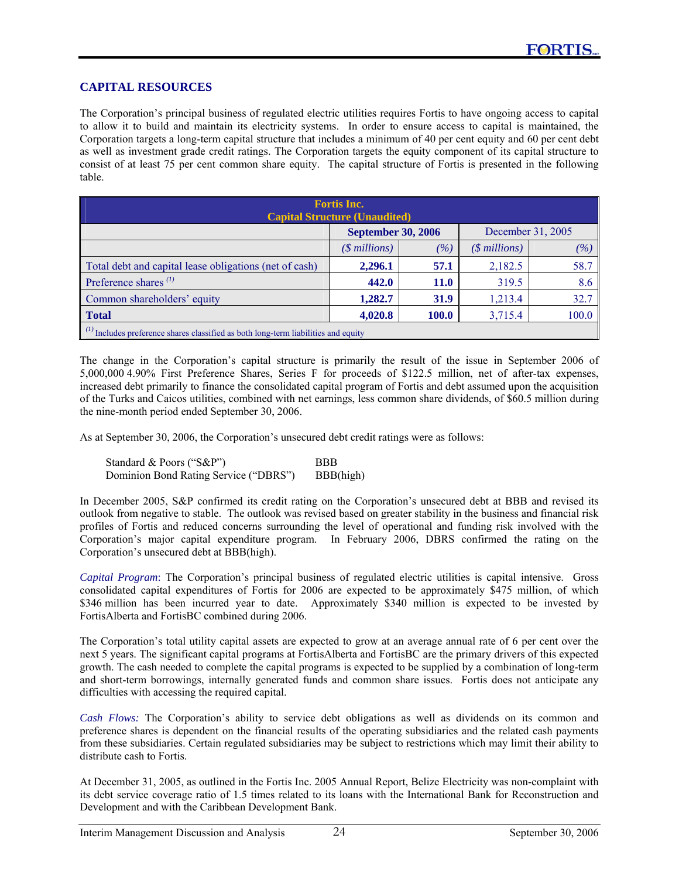## CAPITAL RESOURCES

The Corporation's principal business of regulated electric utilities requires Fortis to have ongoing access to capital to allow it to build and maintain its electricity systems. In order to ensure access to capital is maintained, the Corporation targets a long-term capital structure that includes a minimum of 40 per cent equity and 60 per cent debt as well as investment grade credit ratings. The Corporation targets the equity component of its capital structure to consist of at least 75 per cent common share equity. The capital structure of Fortis is presented in the following table.

**Fortis Inc.**
**Capital Structure (Unaudited)**

| | September 30, 2006 | | December 31, 2005 | |
|---|---|---|---|---|
| | *($ millions)* | *(%)* | *($ millions)* | *(%)* |
| Total debt and capital lease obligations (net of cash) | **2,296.1** | **57.1** | 2,182.5 | 58.7 |
| Preference shares [(1)] | **442.0** | **11.0** | 319.5 | 8.6 |
| Common shareholders' equity | **1,282.7** | **31.9** | 1,213.4 | 32.7 |
| **Total** | **4,020.8** | **100.0** | 3,715.4 | 100.0 |

[(1)] Includes preference shares classified as both long-term liabilities and equity

The change in the Corporation's capital structure is primarily the result of the issue in September 2006 of 5,000,000 4.90% First Preference Shares, Series F for proceeds of $122.5 million, net of after-tax expenses, increased debt primarily to finance the consolidated capital program of Fortis and debt assumed upon the acquisition of the Turks and Caicos utilities, combined with net earnings, less common share dividends, of $60.5 million during the nine-month period ended September 30, 2006.

As at September 30, 2006, the Corporation's unsecured debt credit ratings were as follows:

| | |
|---|---|
| Standard & Poors ("S&P") | BBB |
| Dominion Bond Rating Service ("DBRS") | BBB(high) |

In December 2005, S&P confirmed its credit rating on the Corporation's unsecured debt at BBB and revised its outlook from negative to stable. The outlook was revised based on greater stability in the business and financial risk profiles of Fortis and reduced concerns surrounding the level of operational and funding risk involved with the Corporation's major capital expenditure program. In February 2006, DBRS confirmed the rating on the Corporation's unsecured debt at BBB(high).

*Capital Program*: The Corporation's principal business of regulated electric utilities is capital intensive. Gross consolidated capital expenditures of Fortis for 2006 are expected to be approximately $475 million, of which $346 million has been incurred year to date. Approximately $340 million is expected to be invested by FortisAlberta and FortisBC combined during 2006.

The Corporation's total utility capital assets are expected to grow at an average annual rate of 6 per cent over the next 5 years. The significant capital programs at FortisAlberta and FortisBC are the primary drivers of this expected growth. The cash needed to complete the capital programs is expected to be supplied by a combination of long-term and short-term borrowings, internally generated funds and common share issues. Fortis does not anticipate any difficulties with accessing the required capital.

*Cash Flows:* The Corporation's ability to service debt obligations as well as dividends on its common and preference shares is dependent on the financial results of the operating subsidiaries and the related cash payments from these subsidiaries. Certain regulated subsidiaries may be subject to restrictions which may limit their ability to distribute cash to Fortis.

At December 31, 2005, as outlined in the Fortis Inc. 2005 Annual Report, Belize Electricity was non-complaint with its debt service coverage ratio of 1.5 times related to its loans with the International Bank for Reconstruction and Development and with the Caribbean Development Bank.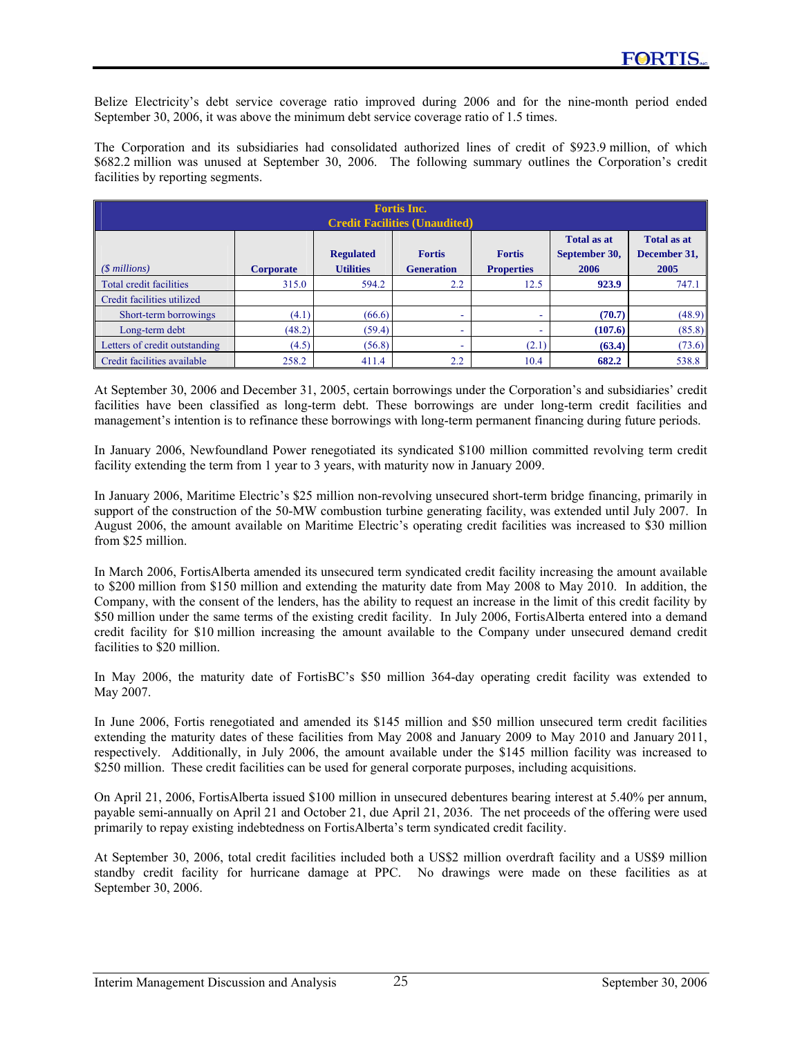Belize Electricity's debt service coverage ratio improved during 2006 and for the nine-month period ended September 30, 2006, it was above the minimum debt service coverage ratio of 1.5 times.

The Corporation and its subsidiaries had consolidated authorized lines of credit of $923.9 million, of which $682.2 million was unused at September 30, 2006. The following summary outlines the Corporation's credit facilities by reporting segments.

**Fortis Inc.**
**Credit Facilities (Unaudited)**

| *($ millions)* | Corporate | Regulated Utilities | Fortis Generation | Fortis Properties | Total as at September 30, 2006 | Total as at December 31, 2005 |
|---|---|---|---|---|---|---|
| Total credit facilities | 315.0 | 594.2 | 2.2 | 12.5 | **923.9** | 747.1 |
| Credit facilities utilized | | | | | | |
| Short-term borrowings | (4.1) | (66.6) | - | - | **(70.7)** | (48.9) |
| Long-term debt | (48.2) | (59.4) | - | - | **(107.6)** | (85.8) |
| Letters of credit outstanding | (4.5) | (56.8) | - | (2.1) | **(63.4)** | (73.6) |
| Credit facilities available | 258.2 | 411.4 | 2.2 | 10.4 | **682.2** | 538.8 |

At September 30, 2006 and December 31, 2005, certain borrowings under the Corporation's and subsidiaries' credit facilities have been classified as long-term debt. These borrowings are under long-term credit facilities and management's intention is to refinance these borrowings with long-term permanent financing during future periods.

In January 2006, Newfoundland Power renegotiated its syndicated $100 million committed revolving term credit facility extending the term from 1 year to 3 years, with maturity now in January 2009.

In January 2006, Maritime Electric's $25 million non-revolving unsecured short-term bridge financing, primarily in support of the construction of the 50-MW combustion turbine generating facility, was extended until July 2007. In August 2006, the amount available on Maritime Electric's operating credit facilities was increased to $30 million from $25 million.

In March 2006, FortisAlberta amended its unsecured term syndicated credit facility increasing the amount available to $200 million from $150 million and extending the maturity date from May 2008 to May 2010. In addition, the Company, with the consent of the lenders, has the ability to request an increase in the limit of this credit facility by $50 million under the same terms of the existing credit facility. In July 2006, FortisAlberta entered into a demand credit facility for $10 million increasing the amount available to the Company under unsecured demand credit facilities to $20 million.

In May 2006, the maturity date of FortisBC's $50 million 364-day operating credit facility was extended to May 2007.

In June 2006, Fortis renegotiated and amended its $145 million and $50 million unsecured term credit facilities extending the maturity dates of these facilities from May 2008 and January 2009 to May 2010 and January 2011, respectively. Additionally, in July 2006, the amount available under the $145 million facility was increased to $250 million. These credit facilities can be used for general corporate purposes, including acquisitions.

On April 21, 2006, FortisAlberta issued $100 million in unsecured debentures bearing interest at 5.40% per annum, payable semi-annually on April 21 and October 21, due April 21, 2036. The net proceeds of the offering were used primarily to repay existing indebtedness on FortisAlberta's term syndicated credit facility.

At September 30, 2006, total credit facilities included both a US$2 million overdraft facility and a US$9 million standby credit facility for hurricane damage at PPC. No drawings were made on these facilities as at September 30, 2006.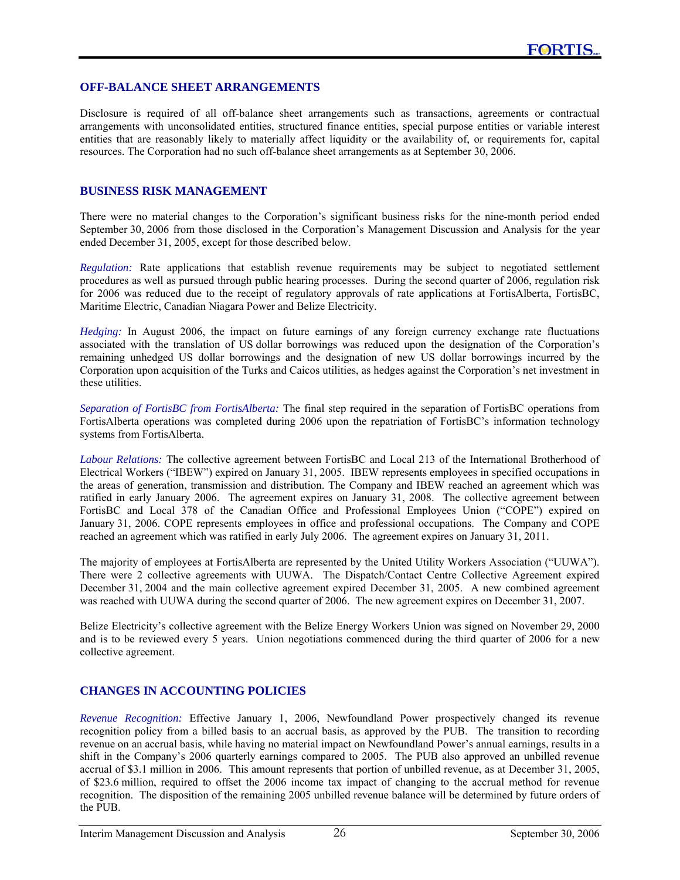## OFF-BALANCE SHEET ARRANGEMENTS

Disclosure is required of all off-balance sheet arrangements such as transactions, agreements or contractual arrangements with unconsolidated entities, structured finance entities, special purpose entities or variable interest entities that are reasonably likely to materially affect liquidity or the availability of, or requirements for, capital resources. The Corporation had no such off-balance sheet arrangements as at September 30, 2006.

## BUSINESS RISK MANAGEMENT

There were no material changes to the Corporation's significant business risks for the nine-month period ended September 30, 2006 from those disclosed in the Corporation's Management Discussion and Analysis for the year ended December 31, 2005, except for those described below.

*Regulation:* Rate applications that establish revenue requirements may be subject to negotiated settlement procedures as well as pursued through public hearing processes. During the second quarter of 2006, regulation risk for 2006 was reduced due to the receipt of regulatory approvals of rate applications at FortisAlberta, FortisBC, Maritime Electric, Canadian Niagara Power and Belize Electricity.

*Hedging:* In August 2006, the impact on future earnings of any foreign currency exchange rate fluctuations associated with the translation of US dollar borrowings was reduced upon the designation of the Corporation's remaining unhedged US dollar borrowings and the designation of new US dollar borrowings incurred by the Corporation upon acquisition of the Turks and Caicos utilities, as hedges against the Corporation's net investment in these utilities.

*Separation of FortisBC from FortisAlberta:* The final step required in the separation of FortisBC operations from FortisAlberta operations was completed during 2006 upon the repatriation of FortisBC's information technology systems from FortisAlberta.

*Labour Relations:* The collective agreement between FortisBC and Local 213 of the International Brotherhood of Electrical Workers ("IBEW") expired on January 31, 2005. IBEW represents employees in specified occupations in the areas of generation, transmission and distribution. The Company and IBEW reached an agreement which was ratified in early January 2006. The agreement expires on January 31, 2008. The collective agreement between FortisBC and Local 378 of the Canadian Office and Professional Employees Union ("COPE") expired on January 31, 2006. COPE represents employees in office and professional occupations. The Company and COPE reached an agreement which was ratified in early July 2006. The agreement expires on January 31, 2011.

The majority of employees at FortisAlberta are represented by the United Utility Workers Association ("UUWA"). There were 2 collective agreements with UUWA. The Dispatch/Contact Centre Collective Agreement expired December 31, 2004 and the main collective agreement expired December 31, 2005. A new combined agreement was reached with UUWA during the second quarter of 2006. The new agreement expires on December 31, 2007.

Belize Electricity's collective agreement with the Belize Energy Workers Union was signed on November 29, 2000 and is to be reviewed every 5 years. Union negotiations commenced during the third quarter of 2006 for a new collective agreement.

## CHANGES IN ACCOUNTING POLICIES

*Revenue Recognition:* Effective January 1, 2006, Newfoundland Power prospectively changed its revenue recognition policy from a billed basis to an accrual basis, as approved by the PUB. The transition to recording revenue on an accrual basis, while having no material impact on Newfoundland Power's annual earnings, results in a shift in the Company's 2006 quarterly earnings compared to 2005. The PUB also approved an unbilled revenue accrual of $3.1 million in 2006. This amount represents that portion of unbilled revenue, as at December 31, 2005, of $23.6 million, required to offset the 2006 income tax impact of changing to the accrual method for revenue recognition. The disposition of the remaining 2005 unbilled revenue balance will be determined by future orders of the PUB.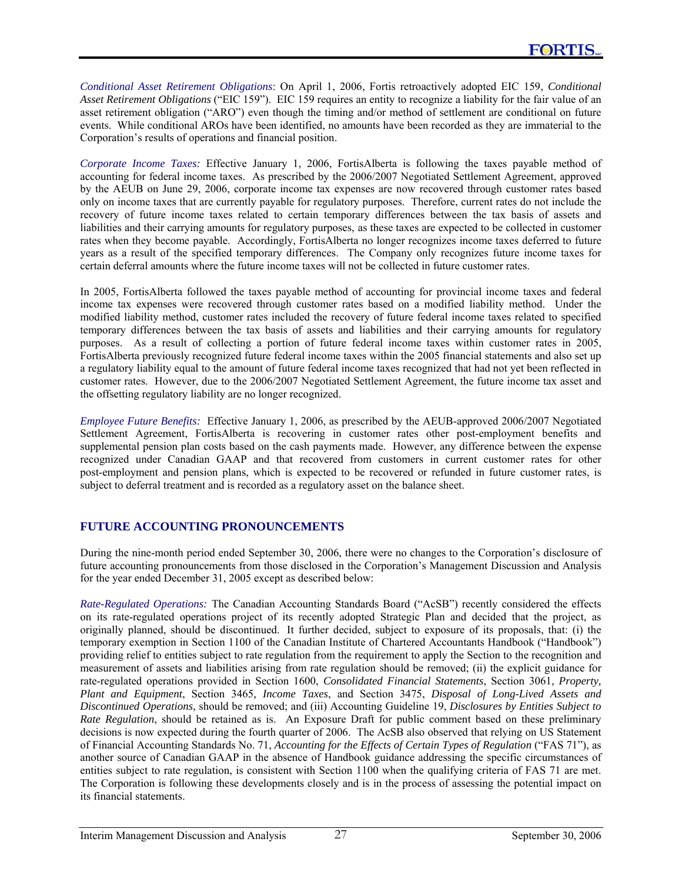*Conditional Asset Retirement Obligations*: On April 1, 2006, Fortis retroactively adopted EIC 159, *Conditional Asset Retirement Obligations* ("EIC 159"). EIC 159 requires an entity to recognize a liability for the fair value of an asset retirement obligation ("ARO") even though the timing and/or method of settlement are conditional on future events. While conditional AROs have been identified, no amounts have been recorded as they are immaterial to the Corporation's results of operations and financial position.

*Corporate Income Taxes:* Effective January 1, 2006, FortisAlberta is following the taxes payable method of accounting for federal income taxes. As prescribed by the 2006/2007 Negotiated Settlement Agreement, approved by the AEUB on June 29, 2006, corporate income tax expenses are now recovered through customer rates based only on income taxes that are currently payable for regulatory purposes. Therefore, current rates do not include the recovery of future income taxes related to certain temporary differences between the tax basis of assets and liabilities and their carrying amounts for regulatory purposes, as these taxes are expected to be collected in customer rates when they become payable. Accordingly, FortisAlberta no longer recognizes income taxes deferred to future years as a result of the specified temporary differences. The Company only recognizes future income taxes for certain deferral amounts where the future income taxes will not be collected in future customer rates.

In 2005, FortisAlberta followed the taxes payable method of accounting for provincial income taxes and federal income tax expenses were recovered through customer rates based on a modified liability method. Under the modified liability method, customer rates included the recovery of future federal income taxes related to specified temporary differences between the tax basis of assets and liabilities and their carrying amounts for regulatory purposes. As a result of collecting a portion of future federal income taxes within customer rates in 2005, FortisAlberta previously recognized future federal income taxes within the 2005 financial statements and also set up a regulatory liability equal to the amount of future federal income taxes recognized that had not yet been reflected in customer rates. However, due to the 2006/2007 Negotiated Settlement Agreement, the future income tax asset and the offsetting regulatory liability are no longer recognized.

*Employee Future Benefits:* Effective January 1, 2006, as prescribed by the AEUB-approved 2006/2007 Negotiated Settlement Agreement, FortisAlberta is recovering in customer rates other post-employment benefits and supplemental pension plan costs based on the cash payments made. However, any difference between the expense recognized under Canadian GAAP and that recovered from customers in current customer rates for other post-employment and pension plans, which is expected to be recovered or refunded in future customer rates, is subject to deferral treatment and is recorded as a regulatory asset on the balance sheet.

## FUTURE ACCOUNTING PRONOUNCEMENTS

During the nine-month period ended September 30, 2006, there were no changes to the Corporation's disclosure of future accounting pronouncements from those disclosed in the Corporation's Management Discussion and Analysis for the year ended December 31, 2005 except as described below:

*Rate-Regulated Operations:* The Canadian Accounting Standards Board ("AcSB") recently considered the effects on its rate-regulated operations project of its recently adopted Strategic Plan and decided that the project, as originally planned, should be discontinued. It further decided, subject to exposure of its proposals, that: (i) the temporary exemption in Section 1100 of the Canadian Institute of Chartered Accountants Handbook ("Handbook") providing relief to entities subject to rate regulation from the requirement to apply the Section to the recognition and measurement of assets and liabilities arising from rate regulation should be removed; (ii) the explicit guidance for rate-regulated operations provided in Section 1600, *Consolidated Financial Statements*, Section 3061, *Property, Plant and Equipment*, Section 3465, *Income Taxes*, and Section 3475, *Disposal of Long-Lived Assets and Discontinued Operations*, should be removed; and (iii) Accounting Guideline 19, *Disclosures by Entities Subject to Rate Regulation*, should be retained as is. An Exposure Draft for public comment based on these preliminary decisions is now expected during the fourth quarter of 2006. The AcSB also observed that relying on US Statement of Financial Accounting Standards No. 71, *Accounting for the Effects of Certain Types of Regulation* ("FAS 71"), as another source of Canadian GAAP in the absence of Handbook guidance addressing the specific circumstances of entities subject to rate regulation, is consistent with Section 1100 when the qualifying criteria of FAS 71 are met. The Corporation is following these developments closely and is in the process of assessing the potential impact on its financial statements.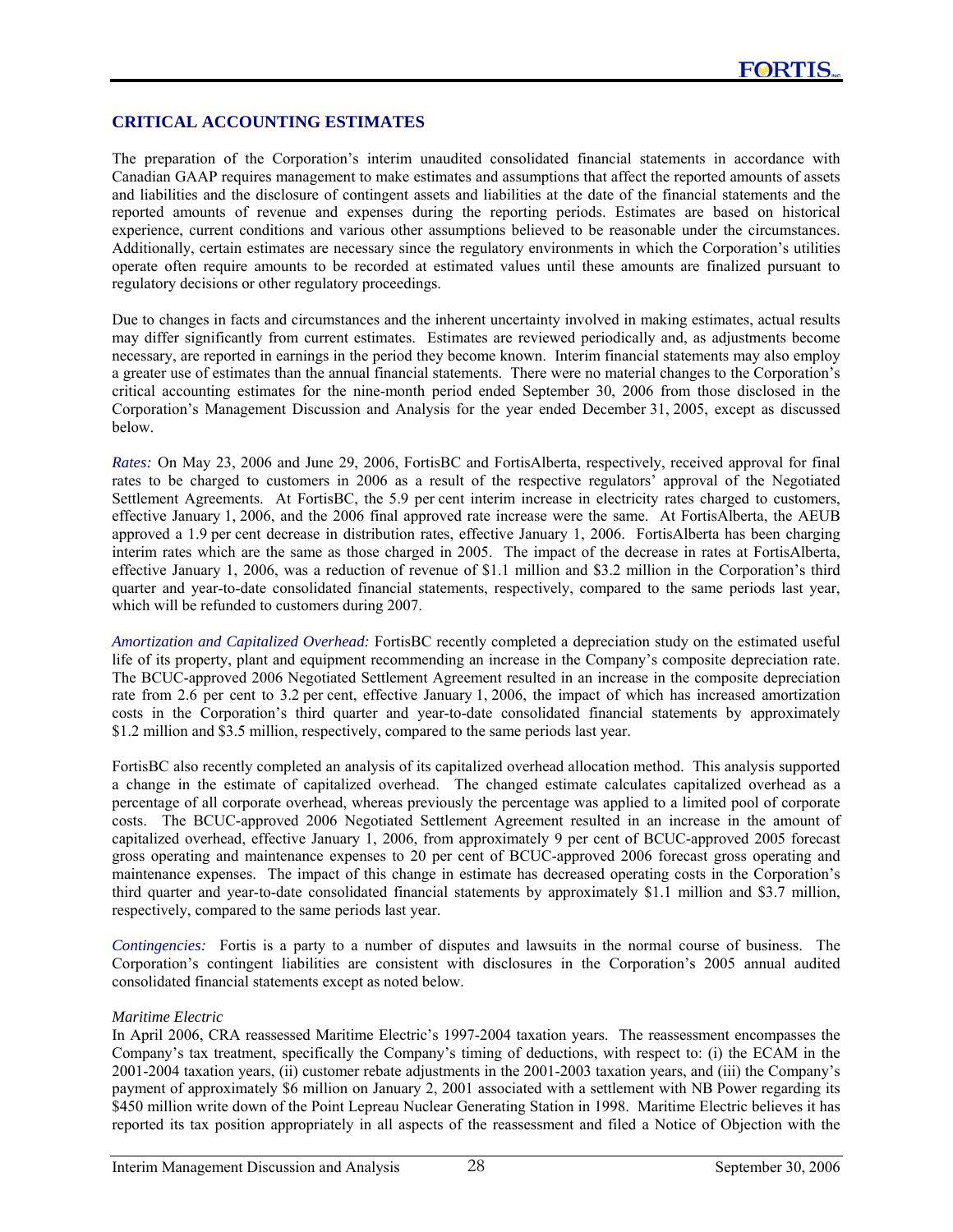## CRITICAL ACCOUNTING ESTIMATES

The preparation of the Corporation's interim unaudited consolidated financial statements in accordance with Canadian GAAP requires management to make estimates and assumptions that affect the reported amounts of assets and liabilities and the disclosure of contingent assets and liabilities at the date of the financial statements and the reported amounts of revenue and expenses during the reporting periods. Estimates are based on historical experience, current conditions and various other assumptions believed to be reasonable under the circumstances. Additionally, certain estimates are necessary since the regulatory environments in which the Corporation's utilities operate often require amounts to be recorded at estimated values until these amounts are finalized pursuant to regulatory decisions or other regulatory proceedings.

Due to changes in facts and circumstances and the inherent uncertainty involved in making estimates, actual results may differ significantly from current estimates. Estimates are reviewed periodically and, as adjustments become necessary, are reported in earnings in the period they become known. Interim financial statements may also employ a greater use of estimates than the annual financial statements. There were no material changes to the Corporation's critical accounting estimates for the nine-month period ended September 30, 2006 from those disclosed in the Corporation's Management Discussion and Analysis for the year ended December 31, 2005, except as discussed below.

*Rates:* On May 23, 2006 and June 29, 2006, FortisBC and FortisAlberta, respectively, received approval for final rates to be charged to customers in 2006 as a result of the respective regulators' approval of the Negotiated Settlement Agreements. At FortisBC, the 5.9 per cent interim increase in electricity rates charged to customers, effective January 1, 2006, and the 2006 final approved rate increase were the same. At FortisAlberta, the AEUB approved a 1.9 per cent decrease in distribution rates, effective January 1, 2006. FortisAlberta has been charging interim rates which are the same as those charged in 2005. The impact of the decrease in rates at FortisAlberta, effective January 1, 2006, was a reduction of revenue of $1.1 million and $3.2 million in the Corporation's third quarter and year-to-date consolidated financial statements, respectively, compared to the same periods last year, which will be refunded to customers during 2007.

*Amortization and Capitalized Overhead:* FortisBC recently completed a depreciation study on the estimated useful life of its property, plant and equipment recommending an increase in the Company's composite depreciation rate. The BCUC-approved 2006 Negotiated Settlement Agreement resulted in an increase in the composite depreciation rate from 2.6 per cent to 3.2 per cent, effective January 1, 2006, the impact of which has increased amortization costs in the Corporation's third quarter and year-to-date consolidated financial statements by approximately $1.2 million and $3.5 million, respectively, compared to the same periods last year.

FortisBC also recently completed an analysis of its capitalized overhead allocation method. This analysis supported a change in the estimate of capitalized overhead. The changed estimate calculates capitalized overhead as a percentage of all corporate overhead, whereas previously the percentage was applied to a limited pool of corporate costs. The BCUC-approved 2006 Negotiated Settlement Agreement resulted in an increase in the amount of capitalized overhead, effective January 1, 2006, from approximately 9 per cent of BCUC-approved 2005 forecast gross operating and maintenance expenses to 20 per cent of BCUC-approved 2006 forecast gross operating and maintenance expenses. The impact of this change in estimate has decreased operating costs in the Corporation's third quarter and year-to-date consolidated financial statements by approximately $1.1 million and $3.7 million, respectively, compared to the same periods last year.

*Contingencies:* Fortis is a party to a number of disputes and lawsuits in the normal course of business. The Corporation's contingent liabilities are consistent with disclosures in the Corporation's 2005 annual audited consolidated financial statements except as noted below.

*Maritime Electric*

In April 2006, CRA reassessed Maritime Electric's 1997-2004 taxation years. The reassessment encompasses the Company's tax treatment, specifically the Company's timing of deductions, with respect to: (i) the ECAM in the 2001-2004 taxation years, (ii) customer rebate adjustments in the 2001-2003 taxation years, and (iii) the Company's payment of approximately $6 million on January 2, 2001 associated with a settlement with NB Power regarding its $450 million write down of the Point Lepreau Nuclear Generating Station in 1998. Maritime Electric believes it has reported its tax position appropriately in all aspects of the reassessment and filed a Notice of Objection with the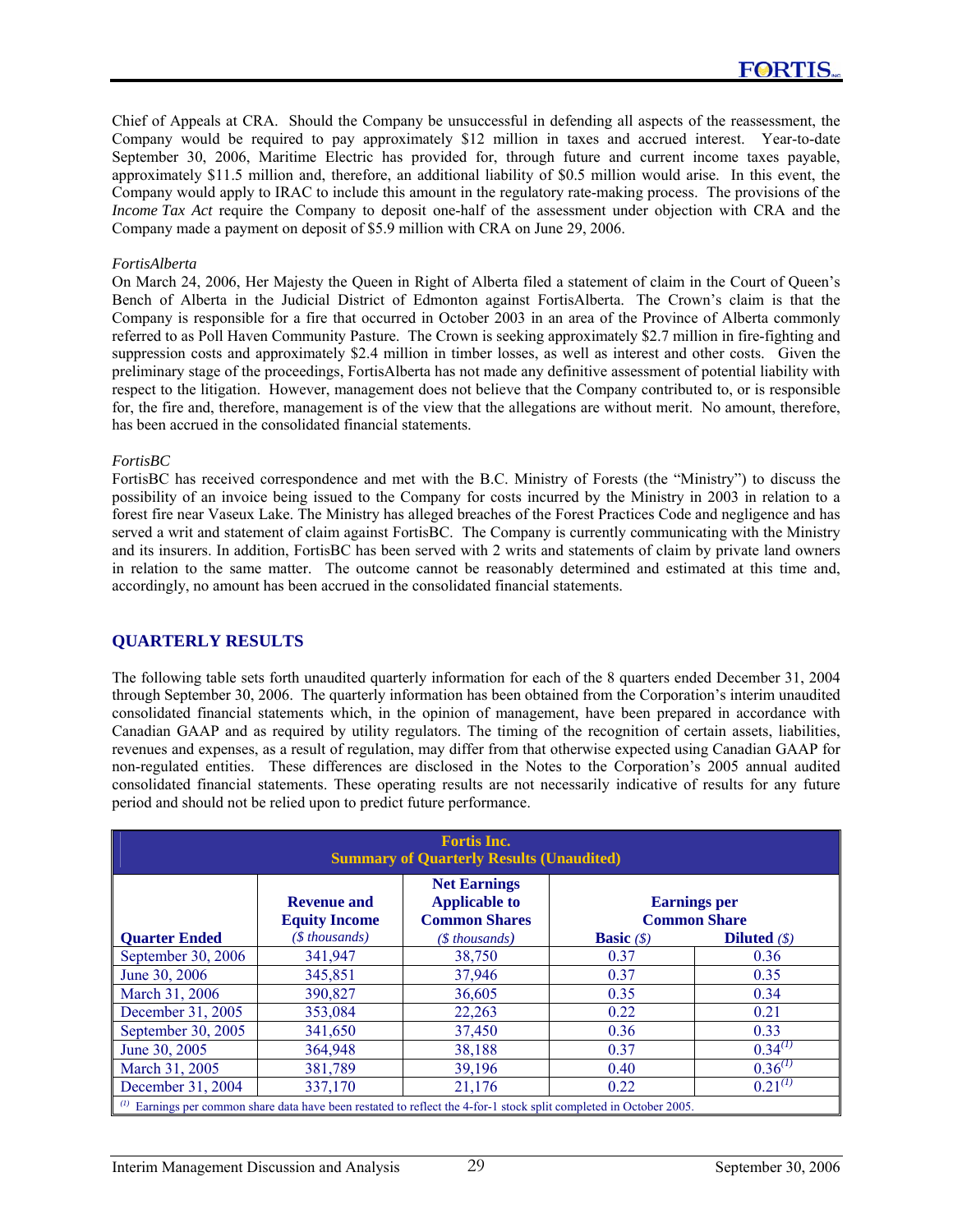Chief of Appeals at CRA. Should the Company be unsuccessful in defending all aspects of the reassessment, the Company would be required to pay approximately $12 million in taxes and accrued interest. Year-to-date September 30, 2006, Maritime Electric has provided for, through future and current income taxes payable, approximately $11.5 million and, therefore, an additional liability of $0.5 million would arise. In this event, the Company would apply to IRAC to include this amount in the regulatory rate-making process. The provisions of the *Income Tax Act* require the Company to deposit one-half of the assessment under objection with CRA and the Company made a payment on deposit of $5.9 million with CRA on June 29, 2006.

*FortisAlberta*

On March 24, 2006, Her Majesty the Queen in Right of Alberta filed a statement of claim in the Court of Queen's Bench of Alberta in the Judicial District of Edmonton against FortisAlberta. The Crown's claim is that the Company is responsible for a fire that occurred in October 2003 in an area of the Province of Alberta commonly referred to as Poll Haven Community Pasture. The Crown is seeking approximately $2.7 million in fire-fighting and suppression costs and approximately $2.4 million in timber losses, as well as interest and other costs. Given the preliminary stage of the proceedings, FortisAlberta has not made any definitive assessment of potential liability with respect to the litigation. However, management does not believe that the Company contributed to, or is responsible for, the fire and, therefore, management is of the view that the allegations are without merit. No amount, therefore, has been accrued in the consolidated financial statements.

*FortisBC*

FortisBC has received correspondence and met with the B.C. Ministry of Forests (the "Ministry") to discuss the possibility of an invoice being issued to the Company for costs incurred by the Ministry in 2003 in relation to a forest fire near Vaseux Lake. The Ministry has alleged breaches of the Forest Practices Code and negligence and has served a writ and statement of claim against FortisBC. The Company is currently communicating with the Ministry and its insurers. In addition, FortisBC has been served with 2 writs and statements of claim by private land owners in relation to the same matter. The outcome cannot be reasonably determined and estimated at this time and, accordingly, no amount has been accrued in the consolidated financial statements.

## QUARTERLY RESULTS

The following table sets forth unaudited quarterly information for each of the 8 quarters ended December 31, 2004 through September 30, 2006. The quarterly information has been obtained from the Corporation's interim unaudited consolidated financial statements which, in the opinion of management, have been prepared in accordance with Canadian GAAP and as required by utility regulators. The timing of the recognition of certain assets, liabilities, revenues and expenses, as a result of regulation, may differ from that otherwise expected using Canadian GAAP for non-regulated entities. These differences are disclosed in the Notes to the Corporation's 2005 annual audited consolidated financial statements. These operating results are not necessarily indicative of results for any future period and should not be relied upon to predict future performance.

**Fortis Inc.**
**Summary of Quarterly Results (Unaudited)**

| Quarter Ended | Revenue and Equity Income (*$ thousands*) | Net Earnings Applicable to Common Shares (*$ thousands*) | Earnings per Common Share | |
|---|---|---|---|---|
| | | | Basic (*$*) | Diluted (*$*) |
| September 30, 2006 | 341,947 | 38,750 | 0.37 | 0.36 |
| June 30, 2006 | 345,851 | 37,946 | 0.37 | 0.35 |
| March 31, 2006 | 390,827 | 36,605 | 0.35 | 0.34 |
| December 31, 2005 | 353,084 | 22,263 | 0.22 | 0.21 |
| September 30, 2005 | 341,650 | 37,450 | 0.36 | 0.33 |
| June 30, 2005 | 364,948 | 38,188 | 0.37 | 0.34(1) |
| March 31, 2005 | 381,789 | 39,196 | 0.40 | 0.36(1) |
| December 31, 2004 | 337,170 | 21,176 | 0.22 | 0.21(1) |

(1) Earnings per common share data have been restated to reflect the 4-for-1 stock split completed in October 2005.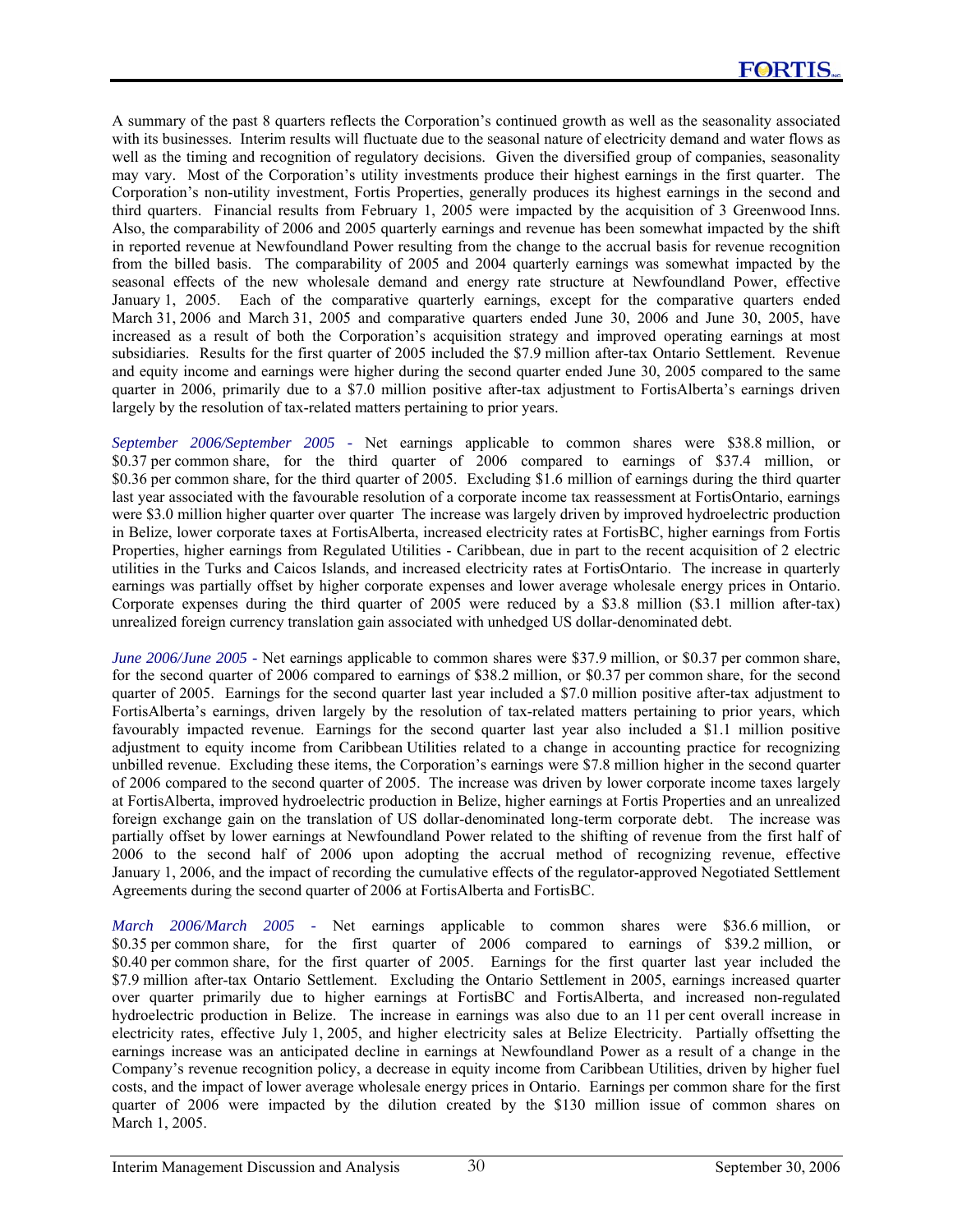A summary of the past 8 quarters reflects the Corporation's continued growth as well as the seasonality associated with its businesses. Interim results will fluctuate due to the seasonal nature of electricity demand and water flows as well as the timing and recognition of regulatory decisions. Given the diversified group of companies, seasonality may vary. Most of the Corporation's utility investments produce their highest earnings in the first quarter. The Corporation's non-utility investment, Fortis Properties, generally produces its highest earnings in the second and third quarters. Financial results from February 1, 2005 were impacted by the acquisition of 3 Greenwood Inns. Also, the comparability of 2006 and 2005 quarterly earnings and revenue has been somewhat impacted by the shift in reported revenue at Newfoundland Power resulting from the change to the accrual basis for revenue recognition from the billed basis. The comparability of 2005 and 2004 quarterly earnings was somewhat impacted by the seasonal effects of the new wholesale demand and energy rate structure at Newfoundland Power, effective January 1, 2005. Each of the comparative quarterly earnings, except for the comparative quarters ended March 31, 2006 and March 31, 2005 and comparative quarters ended June 30, 2006 and June 30, 2005, have increased as a result of both the Corporation's acquisition strategy and improved operating earnings at most subsidiaries. Results for the first quarter of 2005 included the $7.9 million after-tax Ontario Settlement. Revenue and equity income and earnings were higher during the second quarter ended June 30, 2005 compared to the same quarter in 2006, primarily due to a $7.0 million positive after-tax adjustment to FortisAlberta's earnings driven largely by the resolution of tax-related matters pertaining to prior years.

*September 2006/September 2005 -* Net earnings applicable to common shares were $38.8 million, or $0.37 per common share, for the third quarter of 2006 compared to earnings of $37.4 million, or $0.36 per common share, for the third quarter of 2005. Excluding $1.6 million of earnings during the third quarter last year associated with the favourable resolution of a corporate income tax reassessment at FortisOntario, earnings were $3.0 million higher quarter over quarter The increase was largely driven by improved hydroelectric production in Belize, lower corporate taxes at FortisAlberta, increased electricity rates at FortisBC, higher earnings from Fortis Properties, higher earnings from Regulated Utilities - Caribbean, due in part to the recent acquisition of 2 electric utilities in the Turks and Caicos Islands, and increased electricity rates at FortisOntario. The increase in quarterly earnings was partially offset by higher corporate expenses and lower average wholesale energy prices in Ontario. Corporate expenses during the third quarter of 2005 were reduced by a $3.8 million ($3.1 million after-tax) unrealized foreign currency translation gain associated with unhedged US dollar-denominated debt.

*June 2006/June 2005 -* Net earnings applicable to common shares were $37.9 million, or $0.37 per common share, for the second quarter of 2006 compared to earnings of $38.2 million, or $0.37 per common share, for the second quarter of 2005. Earnings for the second quarter last year included a $7.0 million positive after-tax adjustment to FortisAlberta's earnings, driven largely by the resolution of tax-related matters pertaining to prior years, which favourably impacted revenue. Earnings for the second quarter last year also included a $1.1 million positive adjustment to equity income from Caribbean Utilities related to a change in accounting practice for recognizing unbilled revenue. Excluding these items, the Corporation's earnings were $7.8 million higher in the second quarter of 2006 compared to the second quarter of 2005. The increase was driven by lower corporate income taxes largely at FortisAlberta, improved hydroelectric production in Belize, higher earnings at Fortis Properties and an unrealized foreign exchange gain on the translation of US dollar-denominated long-term corporate debt. The increase was partially offset by lower earnings at Newfoundland Power related to the shifting of revenue from the first half of 2006 to the second half of 2006 upon adopting the accrual method of recognizing revenue, effective January 1, 2006, and the impact of recording the cumulative effects of the regulator-approved Negotiated Settlement Agreements during the second quarter of 2006 at FortisAlberta and FortisBC.

*March 2006/March 2005 -* Net earnings applicable to common shares were $36.6 million, or $0.35 per common share, for the first quarter of 2006 compared to earnings of $39.2 million, or $0.40 per common share, for the first quarter of 2005. Earnings for the first quarter last year included the $7.9 million after-tax Ontario Settlement. Excluding the Ontario Settlement in 2005, earnings increased quarter over quarter primarily due to higher earnings at FortisBC and FortisAlberta, and increased non-regulated hydroelectric production in Belize. The increase in earnings was also due to an 11 per cent overall increase in electricity rates, effective July 1, 2005, and higher electricity sales at Belize Electricity. Partially offsetting the earnings increase was an anticipated decline in earnings at Newfoundland Power as a result of a change in the Company's revenue recognition policy, a decrease in equity income from Caribbean Utilities, driven by higher fuel costs, and the impact of lower average wholesale energy prices in Ontario. Earnings per common share for the first quarter of 2006 were impacted by the dilution created by the $130 million issue of common shares on March 1, 2005.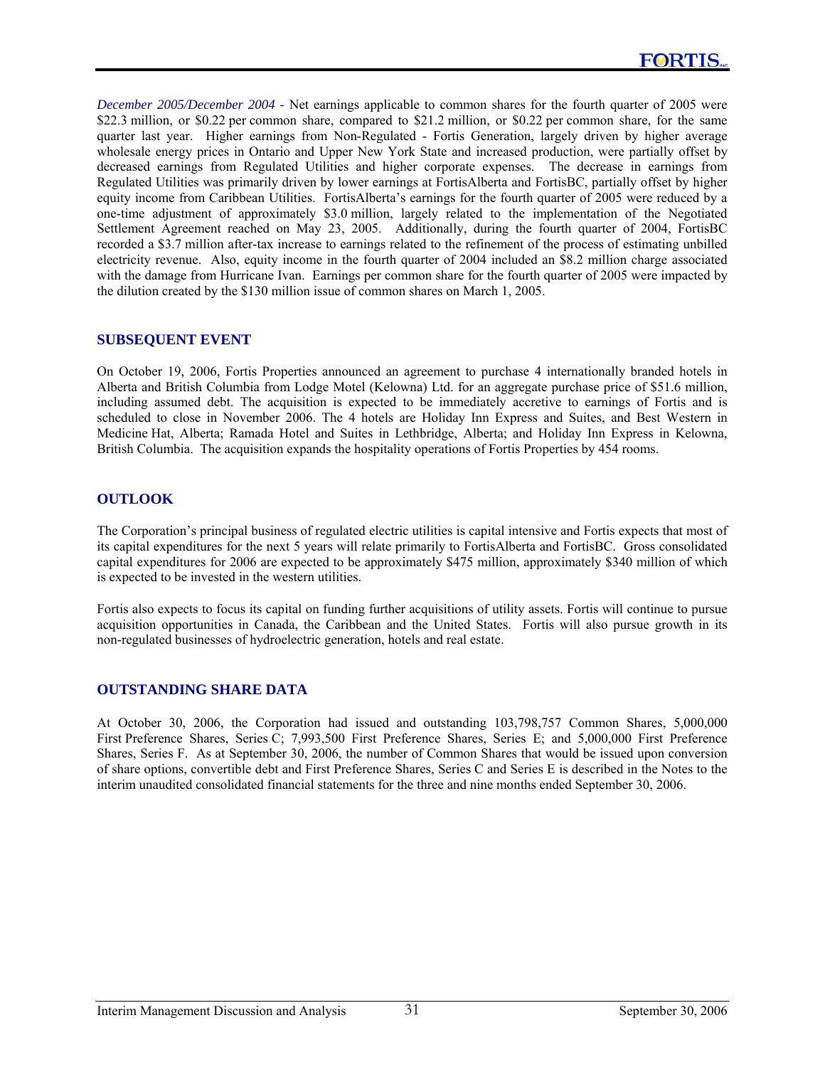*December 2005/December 2004 -* Net earnings applicable to common shares for the fourth quarter of 2005 were $22.3 million, or $0.22 per common share, compared to $21.2 million, or $0.22 per common share, for the same quarter last year. Higher earnings from Non-Regulated - Fortis Generation, largely driven by higher average wholesale energy prices in Ontario and Upper New York State and increased production, were partially offset by decreased earnings from Regulated Utilities and higher corporate expenses. The decrease in earnings from Regulated Utilities was primarily driven by lower earnings at FortisAlberta and FortisBC, partially offset by higher equity income from Caribbean Utilities. FortisAlberta's earnings for the fourth quarter of 2005 were reduced by a one-time adjustment of approximately $3.0 million, largely related to the implementation of the Negotiated Settlement Agreement reached on May 23, 2005. Additionally, during the fourth quarter of 2004, FortisBC recorded a $3.7 million after-tax increase to earnings related to the refinement of the process of estimating unbilled electricity revenue. Also, equity income in the fourth quarter of 2004 included an $8.2 million charge associated with the damage from Hurricane Ivan. Earnings per common share for the fourth quarter of 2005 were impacted by the dilution created by the $130 million issue of common shares on March 1, 2005.

## SUBSEQUENT EVENT

On October 19, 2006, Fortis Properties announced an agreement to purchase 4 internationally branded hotels in Alberta and British Columbia from Lodge Motel (Kelowna) Ltd. for an aggregate purchase price of $51.6 million, including assumed debt. The acquisition is expected to be immediately accretive to earnings of Fortis and is scheduled to close in November 2006. The 4 hotels are Holiday Inn Express and Suites, and Best Western in Medicine Hat, Alberta; Ramada Hotel and Suites in Lethbridge, Alberta; and Holiday Inn Express in Kelowna, British Columbia. The acquisition expands the hospitality operations of Fortis Properties by 454 rooms.

## OUTLOOK

The Corporation's principal business of regulated electric utilities is capital intensive and Fortis expects that most of its capital expenditures for the next 5 years will relate primarily to FortisAlberta and FortisBC. Gross consolidated capital expenditures for 2006 are expected to be approximately $475 million, approximately $340 million of which is expected to be invested in the western utilities.

Fortis also expects to focus its capital on funding further acquisitions of utility assets. Fortis will continue to pursue acquisition opportunities in Canada, the Caribbean and the United States. Fortis will also pursue growth in its non-regulated businesses of hydroelectric generation, hotels and real estate.

## OUTSTANDING SHARE DATA

At October 30, 2006, the Corporation had issued and outstanding 103,798,757 Common Shares, 5,000,000 First Preference Shares, Series C; 7,993,500 First Preference Shares, Series E; and 5,000,000 First Preference Shares, Series F. As at September 30, 2006, the number of Common Shares that would be issued upon conversion of share options, convertible debt and First Preference Shares, Series C and Series E is described in the Notes to the interim unaudited consolidated financial statements for the three and nine months ended September 30, 2006.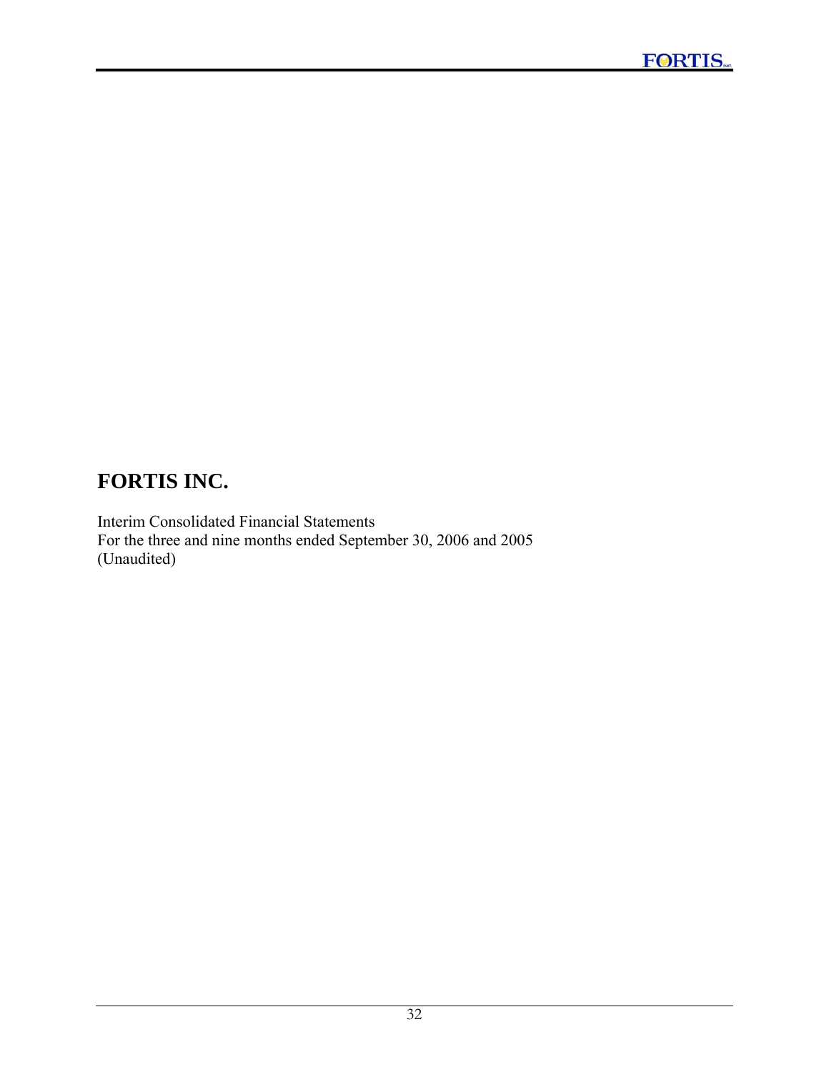# FORTIS INC.

Interim Consolidated Financial Statements
For the three and nine months ended September 30, 2006 and 2005
(Unaudited)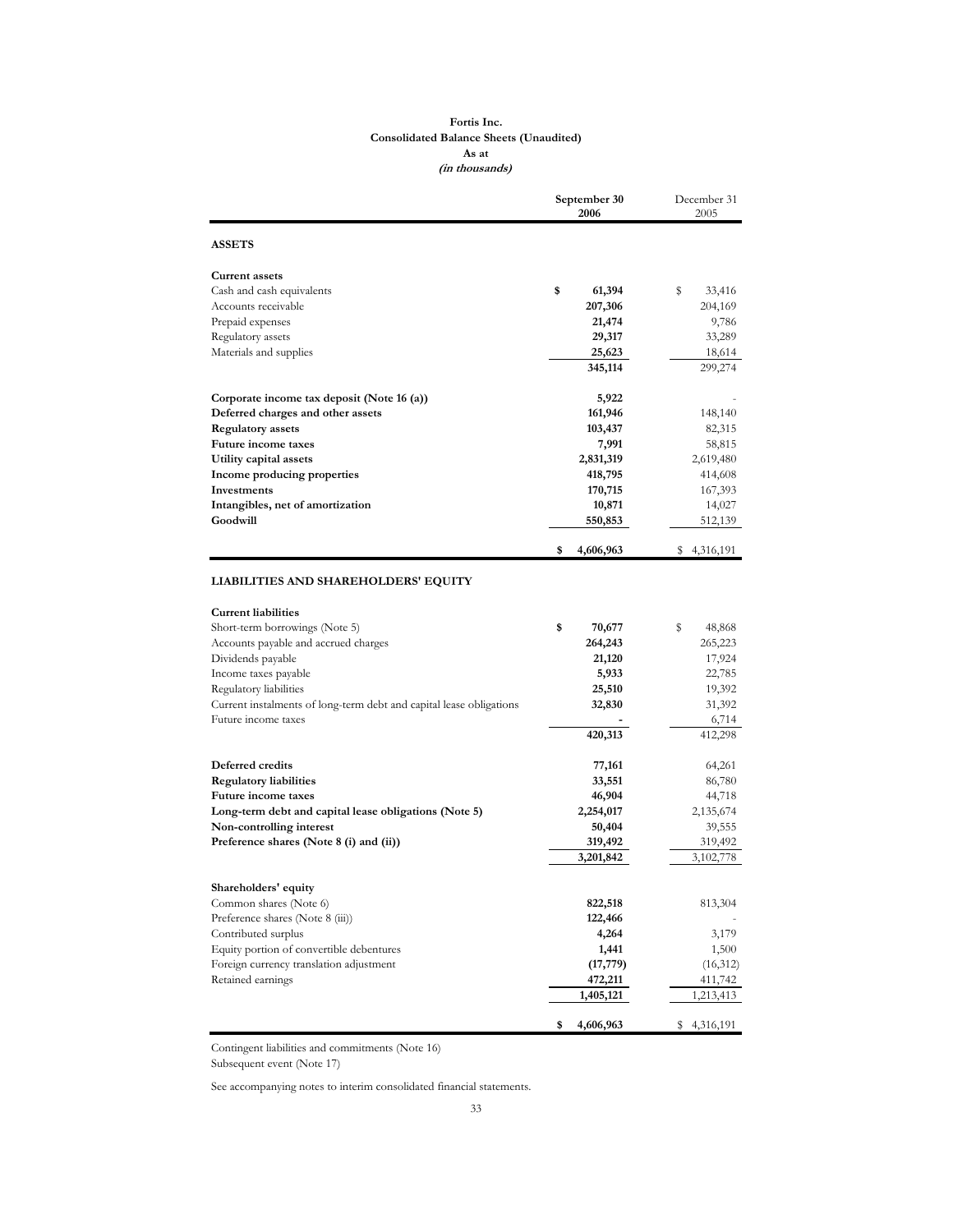**Fortis Inc.**
**Consolidated Balance Sheets (Unaudited)**
**As at**
***(in thousands)***

| | September 30 2006 | December 31 2005 |
|---|---|---|
| **ASSETS** | | |
| **Current assets** | | |
| Cash and cash equivalents | **$ 61,394** | $ 33,416 |
| Accounts receivable | **207,306** | 204,169 |
| Prepaid expenses | **21,474** | 9,786 |
| Regulatory assets | **29,317** | 33,289 |
| Materials and supplies | **25,623** | 18,614 |
| | **345,114** | 299,274 |
| **Corporate income tax deposit (Note 16 (a))** | **5,922** | - |
| **Deferred charges and other assets** | **161,946** | 148,140 |
| **Regulatory assets** | **103,437** | 82,315 |
| **Future income taxes** | **7,991** | 58,815 |
| **Utility capital assets** | **2,831,319** | 2,619,480 |
| **Income producing properties** | **418,795** | 414,608 |
| **Investments** | **170,715** | 167,393 |
| **Intangibles, net of amortization** | **10,871** | 14,027 |
| **Goodwill** | **550,853** | 512,139 |
| | **$ 4,606,963** | $ 4,316,191 |
| **LIABILITIES AND SHAREHOLDERS' EQUITY** | | |
| **Current liabilities** | | |
| Short-term borrowings (Note 5) | **$ 70,677** | $ 48,868 |
| Accounts payable and accrued charges | **264,243** | 265,223 |
| Dividends payable | **21,120** | 17,924 |
| Income taxes payable | **5,933** | 22,785 |
| Regulatory liabilities | **25,510** | 19,392 |
| Current instalments of long-term debt and capital lease obligations | **32,830** | 31,392 |
| Future income taxes | **-** | 6,714 |
| | **420,313** | 412,298 |
| **Deferred credits** | **77,161** | 64,261 |
| **Regulatory liabilities** | **33,551** | 86,780 |
| **Future income taxes** | **46,904** | 44,718 |
| **Long-term debt and capital lease obligations (Note 5)** | **2,254,017** | 2,135,674 |
| **Non-controlling interest** | **50,404** | 39,555 |
| **Preference shares (Note 8 (i) and (ii))** | **319,492** | 319,492 |
| | **3,201,842** | 3,102,778 |
| **Shareholders' equity** | | |
| Common shares (Note 6) | **822,518** | 813,304 |
| Preference shares (Note 8 (iii)) | **122,466** | - |
| Contributed surplus | **4,264** | 3,179 |
| Equity portion of convertible debentures | **1,441** | 1,500 |
| Foreign currency translation adjustment | **(17,779)** | (16,312) |
| Retained earnings | **472,211** | 411,742 |
| | **1,405,121** | 1,213,413 |
| | **$ 4,606,963** | $ 4,316,191 |

Contingent liabilities and commitments (Note 16)
Subsequent event (Note 17)

See accompanying notes to interim consolidated financial statements.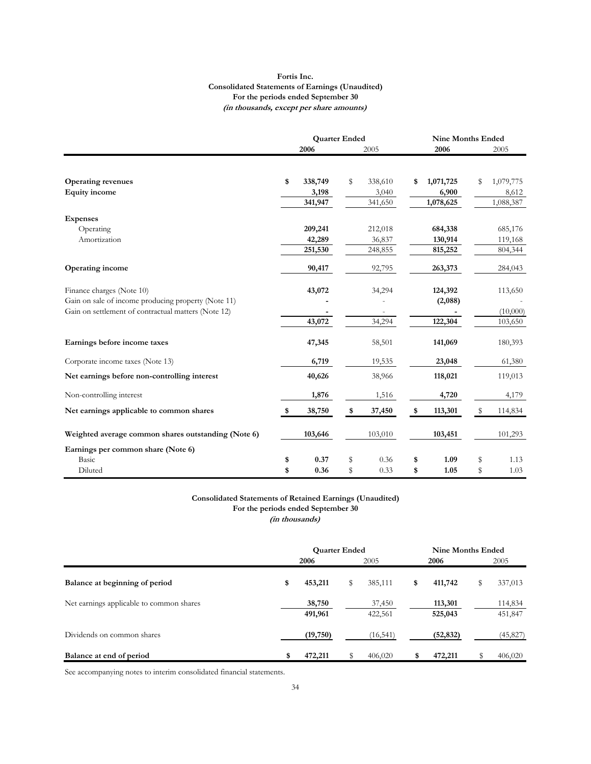**Fortis Inc.**
**Consolidated Statements of Earnings (Unaudited)**
**For the periods ended September 30**
***(in thousands, except per share amounts)***

| | Quarter Ended | | Nine Months Ended | |
|---|---|---|---|---|
| | **2006** | 2005 | **2006** | 2005 |
| **Operating revenues** | **$ 338,749** | $ 338,610 | **$ 1,071,725** | $ 1,079,775 |
| **Equity income** | **3,198** | 3,040 | **6,900** | 8,612 |
| | **341,947** | 341,650 | **1,078,625** | 1,088,387 |
| **Expenses** | | | | |
| Operating | **209,241** | 212,018 | **684,338** | 685,176 |
| Amortization | **42,289** | 36,837 | **130,914** | 119,168 |
| | **251,530** | 248,855 | **815,252** | 804,344 |
| **Operating income** | **90,417** | 92,795 | **263,373** | 284,043 |
| Finance charges (Note 10) | **43,072** | 34,294 | **124,392** | 113,650 |
| Gain on sale of income producing property (Note 11) | **-** | - | **(2,088)** | - |
| Gain on settlement of contractual matters (Note 12) | **-** | - | **-** | (10,000) |
| | **43,072** | 34,294 | **122,304** | 103,650 |
| **Earnings before income taxes** | **47,345** | 58,501 | **141,069** | 180,393 |
| Corporate income taxes (Note 13) | **6,719** | 19,535 | **23,048** | 61,380 |
| **Net earnings before non-controlling interest** | **40,626** | 38,966 | **118,021** | 119,013 |
| Non-controlling interest | **1,876** | 1,516 | **4,720** | 4,179 |
| **Net earnings applicable to common shares** | **$ 38,750** | **$ 37,450** | **$ 113,301** | $ 114,834 |
| **Weighted average common shares outstanding (Note 6)** | **103,646** | 103,010 | **103,451** | 101,293 |
| **Earnings per common share (Note 6)** | | | | |
| Basic | **$ 0.37** | $ 0.36 | **$ 1.09** | $ 1.13 |
| Diluted | **$ 0.36** | $ 0.33 | **$ 1.05** | $ 1.03 |

**Consolidated Statements of Retained Earnings (Unaudited)**
**For the periods ended September 30**
***(in thousands)***

| | Quarter Ended | | Nine Months Ended | |
|---|---|---|---|---|
| | **2006** | 2005 | **2006** | 2005 |
| **Balance at beginning of period** | **$ 453,211** | $ 385,111 | **$ 411,742** | $ 337,013 |
| Net earnings applicable to common shares | **38,750** | 37,450 | **113,301** | 114,834 |
| | **491,961** | 422,561 | **525,043** | 451,847 |
| Dividends on common shares | **(19,750)** | (16,541) | **(52,832)** | (45,827) |
| **Balance at end of period** | **$ 472,211** | $ 406,020 | **$ 472,211** | $ 406,020 |

See accompanying notes to interim consolidated financial statements.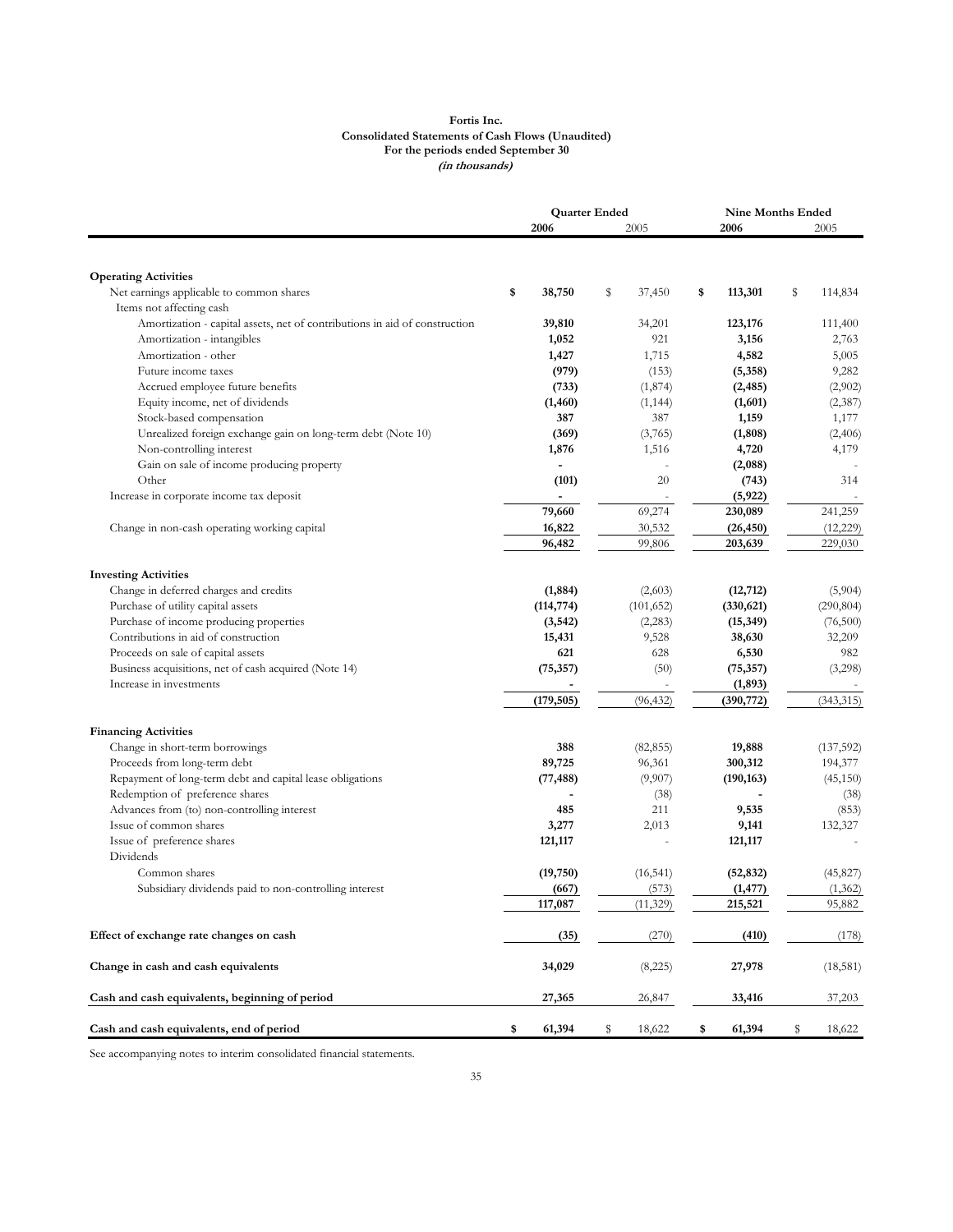**Fortis Inc.**
**Consolidated Statements of Cash Flows (Unaudited)**
**For the periods ended September 30**
***(in thousands)***

| | Quarter Ended | | Nine Months Ended | |
|---|---|---|---|---|
| | **2006** | 2005 | **2006** | 2005 |
| **Operating Activities** | | | | |
| Net earnings applicable to common shares | **$ 38,750** | $ 37,450 | **$ 113,301** | $ 114,834 |
| Items not affecting cash | | | | |
| Amortization - capital assets, net of contributions in aid of construction | **39,810** | 34,201 | **123,176** | 111,400 |
| Amortization - intangibles | **1,052** | 921 | **3,156** | 2,763 |
| Amortization - other | **1,427** | 1,715 | **4,582** | 5,005 |
| Future income taxes | **(979)** | (153) | **(5,358)** | 9,282 |
| Accrued employee future benefits | **(733)** | (1,874) | **(2,485)** | (2,902) |
| Equity income, net of dividends | **(1,460)** | (1,144) | **(1,601)** | (2,387) |
| Stock-based compensation | **387** | 387 | **1,159** | 1,177 |
| Unrealized foreign exchange gain on long-term debt (Note 10) | **(369)** | (3,765) | **(1,808)** | (2,406) |
| Non-controlling interest | **1,876** | 1,516 | **4,720** | 4,179 |
| Gain on sale of income producing property | **-** | - | **(2,088)** | - |
| Other | **(101)** | 20 | **(743)** | 314 |
| Increase in corporate income tax deposit | **-** | - | **(5,922)** | - |
| | **79,660** | 69,274 | **230,089** | 241,259 |
| Change in non-cash operating working capital | **16,822** | 30,532 | **(26,450)** | (12,229) |
| | **96,482** | 99,806 | **203,639** | 229,030 |
| **Investing Activities** | | | | |
| Change in deferred charges and credits | **(1,884)** | (2,603) | **(12,712)** | (5,904) |
| Purchase of utility capital assets | **(114,774)** | (101,652) | **(330,621)** | (290,804) |
| Purchase of income producing properties | **(3,542)** | (2,283) | **(15,349)** | (76,500) |
| Contributions in aid of construction | **15,431** | 9,528 | **38,630** | 32,209 |
| Proceeds on sale of capital assets | **621** | 628 | **6,530** | 982 |
| Business acquisitions, net of cash acquired (Note 14) | **(75,357)** | (50) | **(75,357)** | (3,298) |
| Increase in investments | **-** | - | **(1,893)** | - |
| | **(179,505)** | (96,432) | **(390,772)** | (343,315) |
| **Financing Activities** | | | | |
| Change in short-term borrowings | **388** | (82,855) | **19,888** | (137,592) |
| Proceeds from long-term debt | **89,725** | 96,361 | **300,312** | 194,377 |
| Repayment of long-term debt and capital lease obligations | **(77,488)** | (9,907) | **(190,163)** | (45,150) |
| Redemption of preference shares | **-** | (38) | **-** | (38) |
| Advances from (to) non-controlling interest | **485** | 211 | **9,535** | (853) |
| Issue of common shares | **3,277** | 2,013 | **9,141** | 132,327 |
| Issue of preference shares | **121,117** | - | **121,117** | - |
| Dividends | | | | |
| Common shares | **(19,750)** | (16,541) | **(52,832)** | (45,827) |
| Subsidiary dividends paid to non-controlling interest | **(667)** | (573) | **(1,477)** | (1,362) |
| | **117,087** | (11,329) | **215,521** | 95,882 |
| **Effect of exchange rate changes on cash** | **(35)** | (270) | **(410)** | (178) |
| **Change in cash and cash equivalents** | **34,029** | (8,225) | **27,978** | (18,581) |
| **Cash and cash equivalents, beginning of period** | **27,365** | 26,847 | **33,416** | 37,203 |
| **Cash and cash equivalents, end of period** | **$ 61,394** | $ 18,622 | **$ 61,394** | $ 18,622 |

See accompanying notes to interim consolidated financial statements.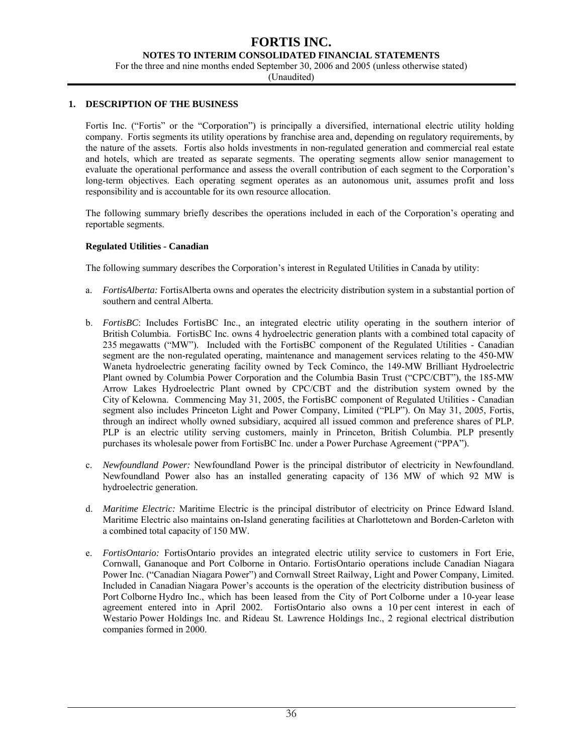## 1. DESCRIPTION OF THE BUSINESS

Fortis Inc. ("Fortis" or the "Corporation") is principally a diversified, international electric utility holding company. Fortis segments its utility operations by franchise area and, depending on regulatory requirements, by the nature of the assets. Fortis also holds investments in non-regulated generation and commercial real estate and hotels, which are treated as separate segments. The operating segments allow senior management to evaluate the operational performance and assess the overall contribution of each segment to the Corporation's long-term objectives. Each operating segment operates as an autonomous unit, assumes profit and loss responsibility and is accountable for its own resource allocation.

The following summary briefly describes the operations included in each of the Corporation's operating and reportable segments.

**Regulated Utilities - Canadian**

The following summary describes the Corporation's interest in Regulated Utilities in Canada by utility:

a. *FortisAlberta:* FortisAlberta owns and operates the electricity distribution system in a substantial portion of southern and central Alberta.

b. *FortisBC*: Includes FortisBC Inc., an integrated electric utility operating in the southern interior of British Columbia. FortisBC Inc. owns 4 hydroelectric generation plants with a combined total capacity of 235 megawatts ("MW"). Included with the FortisBC component of the Regulated Utilities - Canadian segment are the non-regulated operating, maintenance and management services relating to the 450-MW Waneta hydroelectric generating facility owned by Teck Cominco, the 149-MW Brilliant Hydroelectric Plant owned by Columbia Power Corporation and the Columbia Basin Trust ("CPC/CBT"), the 185-MW Arrow Lakes Hydroelectric Plant owned by CPC/CBT and the distribution system owned by the City of Kelowna. Commencing May 31, 2005, the FortisBC component of Regulated Utilities - Canadian segment also includes Princeton Light and Power Company, Limited ("PLP"). On May 31, 2005, Fortis, through an indirect wholly owned subsidiary, acquired all issued common and preference shares of PLP. PLP is an electric utility serving customers, mainly in Princeton, British Columbia. PLP presently purchases its wholesale power from FortisBC Inc. under a Power Purchase Agreement ("PPA").

c. *Newfoundland Power:* Newfoundland Power is the principal distributor of electricity in Newfoundland. Newfoundland Power also has an installed generating capacity of 136 MW of which 92 MW is hydroelectric generation.

d. *Maritime Electric:* Maritime Electric is the principal distributor of electricity on Prince Edward Island. Maritime Electric also maintains on-Island generating facilities at Charlottetown and Borden-Carleton with a combined total capacity of 150 MW.

e. *FortisOntario:* FortisOntario provides an integrated electric utility service to customers in Fort Erie, Cornwall, Gananoque and Port Colborne in Ontario. FortisOntario operations include Canadian Niagara Power Inc. ("Canadian Niagara Power") and Cornwall Street Railway, Light and Power Company, Limited. Included in Canadian Niagara Power's accounts is the operation of the electricity distribution business of Port Colborne Hydro Inc., which has been leased from the City of Port Colborne under a 10-year lease agreement entered into in April 2002. FortisOntario also owns a 10 per cent interest in each of Westario Power Holdings Inc. and Rideau St. Lawrence Holdings Inc., 2 regional electrical distribution companies formed in 2000.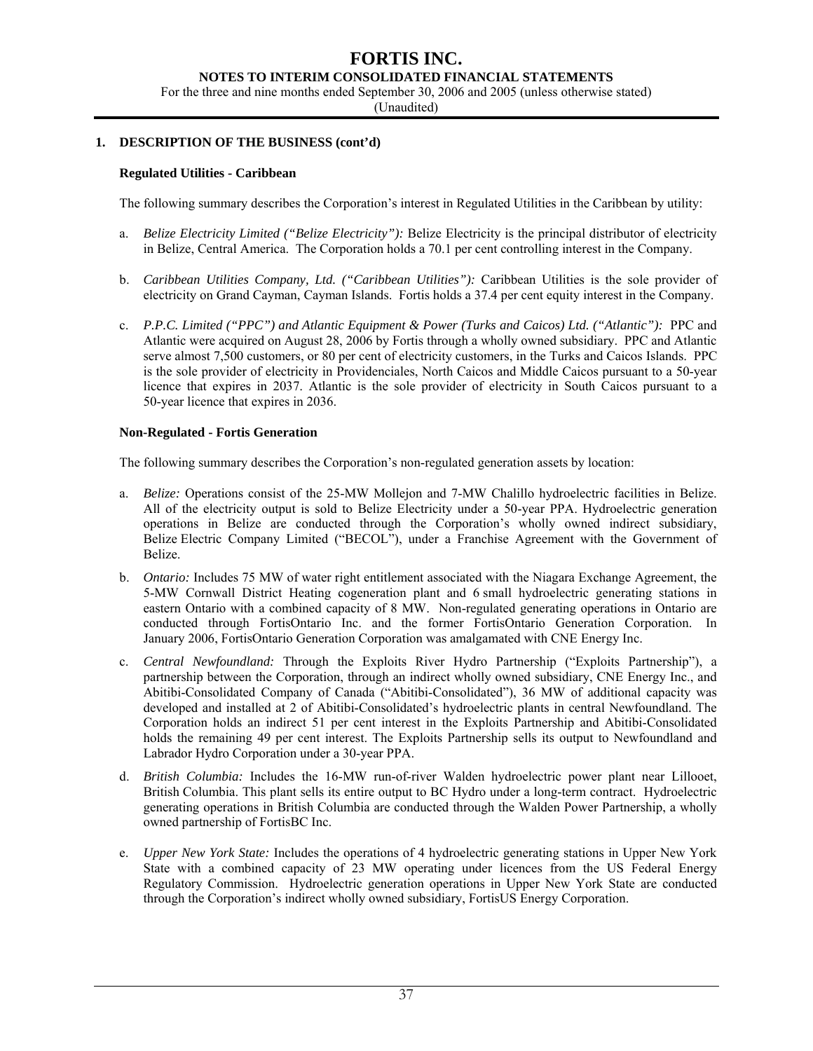## 1. DESCRIPTION OF THE BUSINESS (cont'd)

### Regulated Utilities - Caribbean

The following summary describes the Corporation's interest in Regulated Utilities in the Caribbean by utility:

a. *Belize Electricity Limited ("Belize Electricity"):* Belize Electricity is the principal distributor of electricity in Belize, Central America. The Corporation holds a 70.1 per cent controlling interest in the Company.

b. *Caribbean Utilities Company, Ltd. ("Caribbean Utilities"):* Caribbean Utilities is the sole provider of electricity on Grand Cayman, Cayman Islands. Fortis holds a 37.4 per cent equity interest in the Company.

c. *P.P.C. Limited ("PPC") and Atlantic Equipment & Power (Turks and Caicos) Ltd. ("Atlantic"):* PPC and Atlantic were acquired on August 28, 2006 by Fortis through a wholly owned subsidiary. PPC and Atlantic serve almost 7,500 customers, or 80 per cent of electricity customers, in the Turks and Caicos Islands. PPC is the sole provider of electricity in Providenciales, North Caicos and Middle Caicos pursuant to a 50-year licence that expires in 2037. Atlantic is the sole provider of electricity in South Caicos pursuant to a 50-year licence that expires in 2036.

### Non-Regulated - Fortis Generation

The following summary describes the Corporation's non-regulated generation assets by location:

a. *Belize:* Operations consist of the 25-MW Mollejon and 7-MW Chalillo hydroelectric facilities in Belize. All of the electricity output is sold to Belize Electricity under a 50-year PPA. Hydroelectric generation operations in Belize are conducted through the Corporation's wholly owned indirect subsidiary, Belize Electric Company Limited ("BECOL"), under a Franchise Agreement with the Government of Belize.

b. *Ontario:* Includes 75 MW of water right entitlement associated with the Niagara Exchange Agreement, the 5-MW Cornwall District Heating cogeneration plant and 6 small hydroelectric generating stations in eastern Ontario with a combined capacity of 8 MW. Non-regulated generating operations in Ontario are conducted through FortisOntario Inc. and the former FortisOntario Generation Corporation. In January 2006, FortisOntario Generation Corporation was amalgamated with CNE Energy Inc.

c. *Central Newfoundland:* Through the Exploits River Hydro Partnership ("Exploits Partnership"), a partnership between the Corporation, through an indirect wholly owned subsidiary, CNE Energy Inc., and Abitibi-Consolidated Company of Canada ("Abitibi-Consolidated"), 36 MW of additional capacity was developed and installed at 2 of Abitibi-Consolidated's hydroelectric plants in central Newfoundland. The Corporation holds an indirect 51 per cent interest in the Exploits Partnership and Abitibi-Consolidated holds the remaining 49 per cent interest. The Exploits Partnership sells its output to Newfoundland and Labrador Hydro Corporation under a 30-year PPA.

d. *British Columbia:* Includes the 16-MW run-of-river Walden hydroelectric power plant near Lillooet, British Columbia. This plant sells its entire output to BC Hydro under a long-term contract. Hydroelectric generating operations in British Columbia are conducted through the Walden Power Partnership, a wholly owned partnership of FortisBC Inc.

e. *Upper New York State:* Includes the operations of 4 hydroelectric generating stations in Upper New York State with a combined capacity of 23 MW operating under licences from the US Federal Energy Regulatory Commission. Hydroelectric generation operations in Upper New York State are conducted through the Corporation's indirect wholly owned subsidiary, FortisUS Energy Corporation.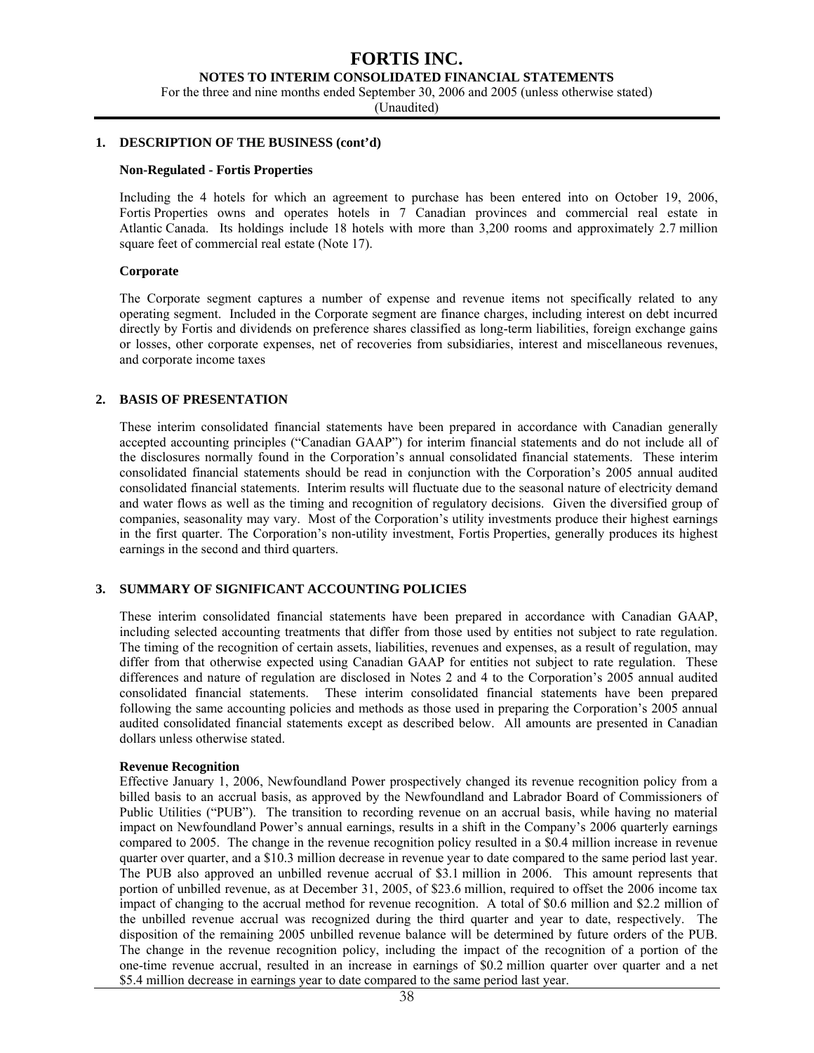## 1. DESCRIPTION OF THE BUSINESS (cont'd)

### Non-Regulated - Fortis Properties

Including the 4 hotels for which an agreement to purchase has been entered into on October 19, 2006, Fortis Properties owns and operates hotels in 7 Canadian provinces and commercial real estate in Atlantic Canada. Its holdings include 18 hotels with more than 3,200 rooms and approximately 2.7 million square feet of commercial real estate (Note 17).

### Corporate

The Corporate segment captures a number of expense and revenue items not specifically related to any operating segment. Included in the Corporate segment are finance charges, including interest on debt incurred directly by Fortis and dividends on preference shares classified as long-term liabilities, foreign exchange gains or losses, other corporate expenses, net of recoveries from subsidiaries, interest and miscellaneous revenues, and corporate income taxes

## 2. BASIS OF PRESENTATION

These interim consolidated financial statements have been prepared in accordance with Canadian generally accepted accounting principles ("Canadian GAAP") for interim financial statements and do not include all of the disclosures normally found in the Corporation's annual consolidated financial statements. These interim consolidated financial statements should be read in conjunction with the Corporation's 2005 annual audited consolidated financial statements. Interim results will fluctuate due to the seasonal nature of electricity demand and water flows as well as the timing and recognition of regulatory decisions. Given the diversified group of companies, seasonality may vary. Most of the Corporation's utility investments produce their highest earnings in the first quarter. The Corporation's non-utility investment, Fortis Properties, generally produces its highest earnings in the second and third quarters.

## 3. SUMMARY OF SIGNIFICANT ACCOUNTING POLICIES

These interim consolidated financial statements have been prepared in accordance with Canadian GAAP, including selected accounting treatments that differ from those used by entities not subject to rate regulation. The timing of the recognition of certain assets, liabilities, revenues and expenses, as a result of regulation, may differ from that otherwise expected using Canadian GAAP for entities not subject to rate regulation. These differences and nature of regulation are disclosed in Notes 2 and 4 to the Corporation's 2005 annual audited consolidated financial statements. These interim consolidated financial statements have been prepared following the same accounting policies and methods as those used in preparing the Corporation's 2005 annual audited consolidated financial statements except as described below. All amounts are presented in Canadian dollars unless otherwise stated.

**Revenue Recognition**

Effective January 1, 2006, Newfoundland Power prospectively changed its revenue recognition policy from a billed basis to an accrual basis, as approved by the Newfoundland and Labrador Board of Commissioners of Public Utilities ("PUB"). The transition to recording revenue on an accrual basis, while having no material impact on Newfoundland Power's annual earnings, results in a shift in the Company's 2006 quarterly earnings compared to 2005. The change in the revenue recognition policy resulted in a \$0.4 million increase in revenue quarter over quarter, and a \$10.3 million decrease in revenue year to date compared to the same period last year. The PUB also approved an unbilled revenue accrual of \$3.1 million in 2006. This amount represents that portion of unbilled revenue, as at December 31, 2005, of \$23.6 million, required to offset the 2006 income tax impact of changing to the accrual method for revenue recognition. A total of \$0.6 million and \$2.2 million of the unbilled revenue accrual was recognized during the third quarter and year to date, respectively. The disposition of the remaining 2005 unbilled revenue balance will be determined by future orders of the PUB. The change in the revenue recognition policy, including the impact of the recognition of a portion of the one-time revenue accrual, resulted in an increase in earnings of \$0.2 million quarter over quarter and a net \$5.4 million decrease in earnings year to date compared to the same period last year.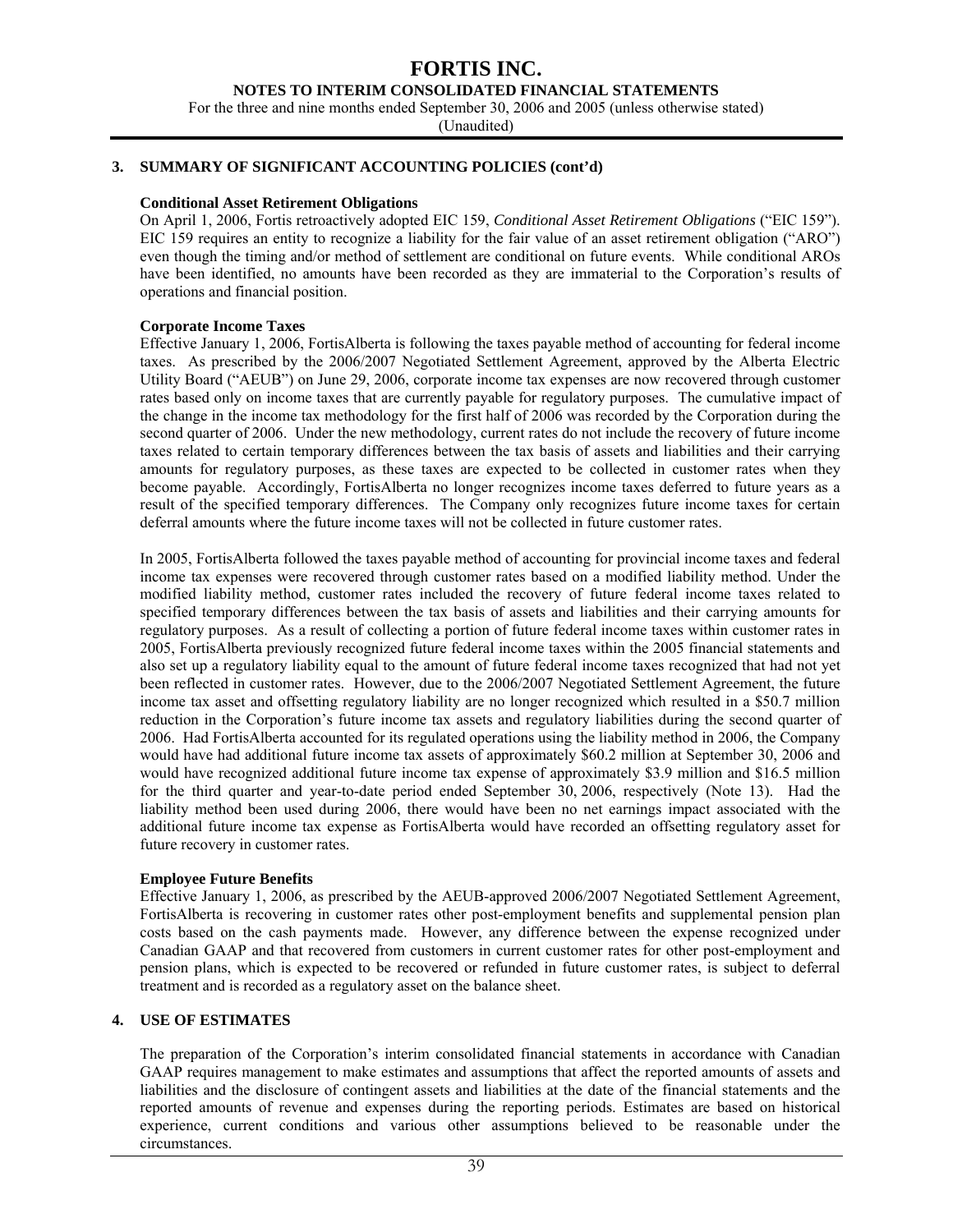## 3. SUMMARY OF SIGNIFICANT ACCOUNTING POLICIES (cont'd)

### Conditional Asset Retirement Obligations

On April 1, 2006, Fortis retroactively adopted EIC 159, *Conditional Asset Retirement Obligations* ("EIC 159"). EIC 159 requires an entity to recognize a liability for the fair value of an asset retirement obligation ("ARO") even though the timing and/or method of settlement are conditional on future events. While conditional AROs have been identified, no amounts have been recorded as they are immaterial to the Corporation's results of operations and financial position.

### Corporate Income Taxes

Effective January 1, 2006, FortisAlberta is following the taxes payable method of accounting for federal income taxes. As prescribed by the 2006/2007 Negotiated Settlement Agreement, approved by the Alberta Electric Utility Board ("AEUB") on June 29, 2006, corporate income tax expenses are now recovered through customer rates based only on income taxes that are currently payable for regulatory purposes. The cumulative impact of the change in the income tax methodology for the first half of 2006 was recorded by the Corporation during the second quarter of 2006. Under the new methodology, current rates do not include the recovery of future income taxes related to certain temporary differences between the tax basis of assets and liabilities and their carrying amounts for regulatory purposes, as these taxes are expected to be collected in customer rates when they become payable. Accordingly, FortisAlberta no longer recognizes income taxes deferred to future years as a result of the specified temporary differences. The Company only recognizes future income taxes for certain deferral amounts where the future income taxes will not be collected in future customer rates.

In 2005, FortisAlberta followed the taxes payable method of accounting for provincial income taxes and federal income tax expenses were recovered through customer rates based on a modified liability method. Under the modified liability method, customer rates included the recovery of future federal income taxes related to specified temporary differences between the tax basis of assets and liabilities and their carrying amounts for regulatory purposes. As a result of collecting a portion of future federal income taxes within customer rates in 2005, FortisAlberta previously recognized future federal income taxes within the 2005 financial statements and also set up a regulatory liability equal to the amount of future federal income taxes recognized that had not yet been reflected in customer rates. However, due to the 2006/2007 Negotiated Settlement Agreement, the future income tax asset and offsetting regulatory liability are no longer recognized which resulted in a \$50.7 million reduction in the Corporation's future income tax assets and regulatory liabilities during the second quarter of 2006. Had FortisAlberta accounted for its regulated operations using the liability method in 2006, the Company would have had additional future income tax assets of approximately \$60.2 million at September 30, 2006 and would have recognized additional future income tax expense of approximately \$3.9 million and \$16.5 million for the third quarter and year-to-date period ended September 30, 2006, respectively (Note 13). Had the liability method been used during 2006, there would have been no net earnings impact associated with the additional future income tax expense as FortisAlberta would have recorded an offsetting regulatory asset for future recovery in customer rates.

### Employee Future Benefits

Effective January 1, 2006, as prescribed by the AEUB-approved 2006/2007 Negotiated Settlement Agreement, FortisAlberta is recovering in customer rates other post-employment benefits and supplemental pension plan costs based on the cash payments made. However, any difference between the expense recognized under Canadian GAAP and that recovered from customers in current customer rates for other post-employment and pension plans, which is expected to be recovered or refunded in future customer rates, is subject to deferral treatment and is recorded as a regulatory asset on the balance sheet.

## 4. USE OF ESTIMATES

The preparation of the Corporation's interim consolidated financial statements in accordance with Canadian GAAP requires management to make estimates and assumptions that affect the reported amounts of assets and liabilities and the disclosure of contingent assets and liabilities at the date of the financial statements and the reported amounts of revenue and expenses during the reporting periods. Estimates are based on historical experience, current conditions and various other assumptions believed to be reasonable under the circumstances.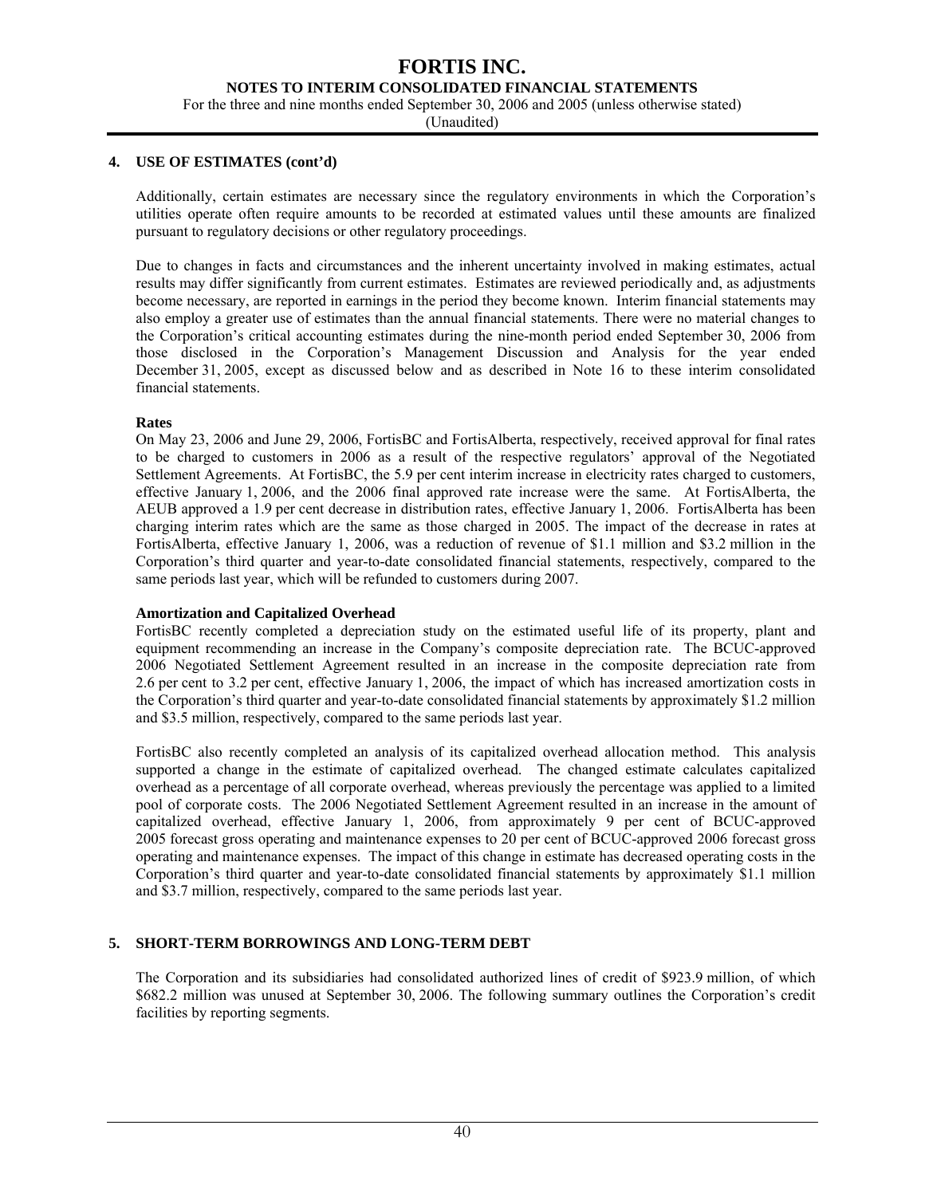## 4. USE OF ESTIMATES (cont'd)

Additionally, certain estimates are necessary since the regulatory environments in which the Corporation's utilities operate often require amounts to be recorded at estimated values until these amounts are finalized pursuant to regulatory decisions or other regulatory proceedings.

Due to changes in facts and circumstances and the inherent uncertainty involved in making estimates, actual results may differ significantly from current estimates. Estimates are reviewed periodically and, as adjustments become necessary, are reported in earnings in the period they become known. Interim financial statements may also employ a greater use of estimates than the annual financial statements. There were no material changes to the Corporation's critical accounting estimates during the nine-month period ended September 30, 2006 from those disclosed in the Corporation's Management Discussion and Analysis for the year ended December 31, 2005, except as discussed below and as described in Note 16 to these interim consolidated financial statements.

**Rates**

On May 23, 2006 and June 29, 2006, FortisBC and FortisAlberta, respectively, received approval for final rates to be charged to customers in 2006 as a result of the respective regulators' approval of the Negotiated Settlement Agreements. At FortisBC, the 5.9 per cent interim increase in electricity rates charged to customers, effective January 1, 2006, and the 2006 final approved rate increase were the same. At FortisAlberta, the AEUB approved a 1.9 per cent decrease in distribution rates, effective January 1, 2006. FortisAlberta has been charging interim rates which are the same as those charged in 2005. The impact of the decrease in rates at FortisAlberta, effective January 1, 2006, was a reduction of revenue of $1.1 million and $3.2 million in the Corporation's third quarter and year-to-date consolidated financial statements, respectively, compared to the same periods last year, which will be refunded to customers during 2007.

**Amortization and Capitalized Overhead**

FortisBC recently completed a depreciation study on the estimated useful life of its property, plant and equipment recommending an increase in the Company's composite depreciation rate. The BCUC-approved 2006 Negotiated Settlement Agreement resulted in an increase in the composite depreciation rate from 2.6 per cent to 3.2 per cent, effective January 1, 2006, the impact of which has increased amortization costs in the Corporation's third quarter and year-to-date consolidated financial statements by approximately $1.2 million and $3.5 million, respectively, compared to the same periods last year.

FortisBC also recently completed an analysis of its capitalized overhead allocation method. This analysis supported a change in the estimate of capitalized overhead. The changed estimate calculates capitalized overhead as a percentage of all corporate overhead, whereas previously the percentage was applied to a limited pool of corporate costs. The 2006 Negotiated Settlement Agreement resulted in an increase in the amount of capitalized overhead, effective January 1, 2006, from approximately 9 per cent of BCUC-approved 2005 forecast gross operating and maintenance expenses to 20 per cent of BCUC-approved 2006 forecast gross operating and maintenance expenses. The impact of this change in estimate has decreased operating costs in the Corporation's third quarter and year-to-date consolidated financial statements by approximately $1.1 million and $3.7 million, respectively, compared to the same periods last year.

## 5. SHORT-TERM BORROWINGS AND LONG-TERM DEBT

The Corporation and its subsidiaries had consolidated authorized lines of credit of $923.9 million, of which $682.2 million was unused at September 30, 2006. The following summary outlines the Corporation's credit facilities by reporting segments.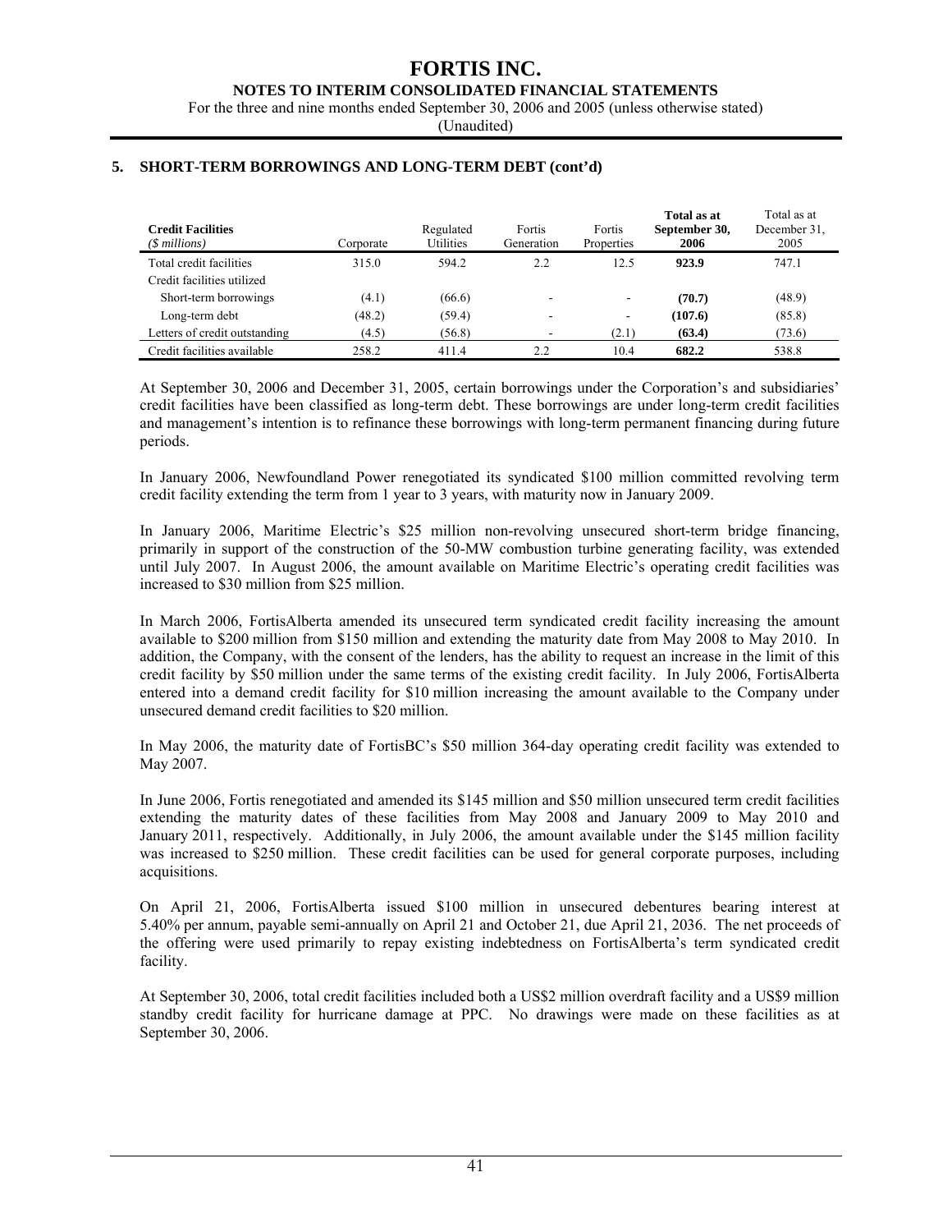## 5. SHORT-TERM BORROWINGS AND LONG-TERM DEBT (cont'd)

| **Credit Facilities** *($ millions)* | Corporate | Regulated Utilities | Fortis Generation | Fortis Properties | **Total as at September 30, 2006** | Total as at December 31, 2005 |
|---|---|---|---|---|---|---|
| Total credit facilities | 315.0 | 594.2 | 2.2 | 12.5 | **923.9** | 747.1 |
| Credit facilities utilized | | | | | | |
| Short-term borrowings | (4.1) | (66.6) | - | - | **(70.7)** | (48.9) |
| Long-term debt | (48.2) | (59.4) | - | - | **(107.6)** | (85.8) |
| Letters of credit outstanding | (4.5) | (56.8) | - | (2.1) | **(63.4)** | (73.6) |
| Credit facilities available | 258.2 | 411.4 | 2.2 | 10.4 | **682.2** | 538.8 |

At September 30, 2006 and December 31, 2005, certain borrowings under the Corporation's and subsidiaries' credit facilities have been classified as long-term debt. These borrowings are under long-term credit facilities and management's intention is to refinance these borrowings with long-term permanent financing during future periods.

In January 2006, Newfoundland Power renegotiated its syndicated $100 million committed revolving term credit facility extending the term from 1 year to 3 years, with maturity now in January 2009.

In January 2006, Maritime Electric's $25 million non-revolving unsecured short-term bridge financing, primarily in support of the construction of the 50-MW combustion turbine generating facility, was extended until July 2007. In August 2006, the amount available on Maritime Electric's operating credit facilities was increased to $30 million from $25 million.

In March 2006, FortisAlberta amended its unsecured term syndicated credit facility increasing the amount available to $200 million from $150 million and extending the maturity date from May 2008 to May 2010. In addition, the Company, with the consent of the lenders, has the ability to request an increase in the limit of this credit facility by $50 million under the same terms of the existing credit facility. In July 2006, FortisAlberta entered into a demand credit facility for $10 million increasing the amount available to the Company under unsecured demand credit facilities to $20 million.

In May 2006, the maturity date of FortisBC's $50 million 364-day operating credit facility was extended to May 2007.

In June 2006, Fortis renegotiated and amended its $145 million and $50 million unsecured term credit facilities extending the maturity dates of these facilities from May 2008 and January 2009 to May 2010 and January 2011, respectively. Additionally, in July 2006, the amount available under the $145 million facility was increased to $250 million. These credit facilities can be used for general corporate purposes, including acquisitions.

On April 21, 2006, FortisAlberta issued $100 million in unsecured debentures bearing interest at 5.40% per annum, payable semi-annually on April 21 and October 21, due April 21, 2036. The net proceeds of the offering were used primarily to repay existing indebtedness on FortisAlberta's term syndicated credit facility.

At September 30, 2006, total credit facilities included both a US$2 million overdraft facility and a US$9 million standby credit facility for hurricane damage at PPC. No drawings were made on these facilities as at September 30, 2006.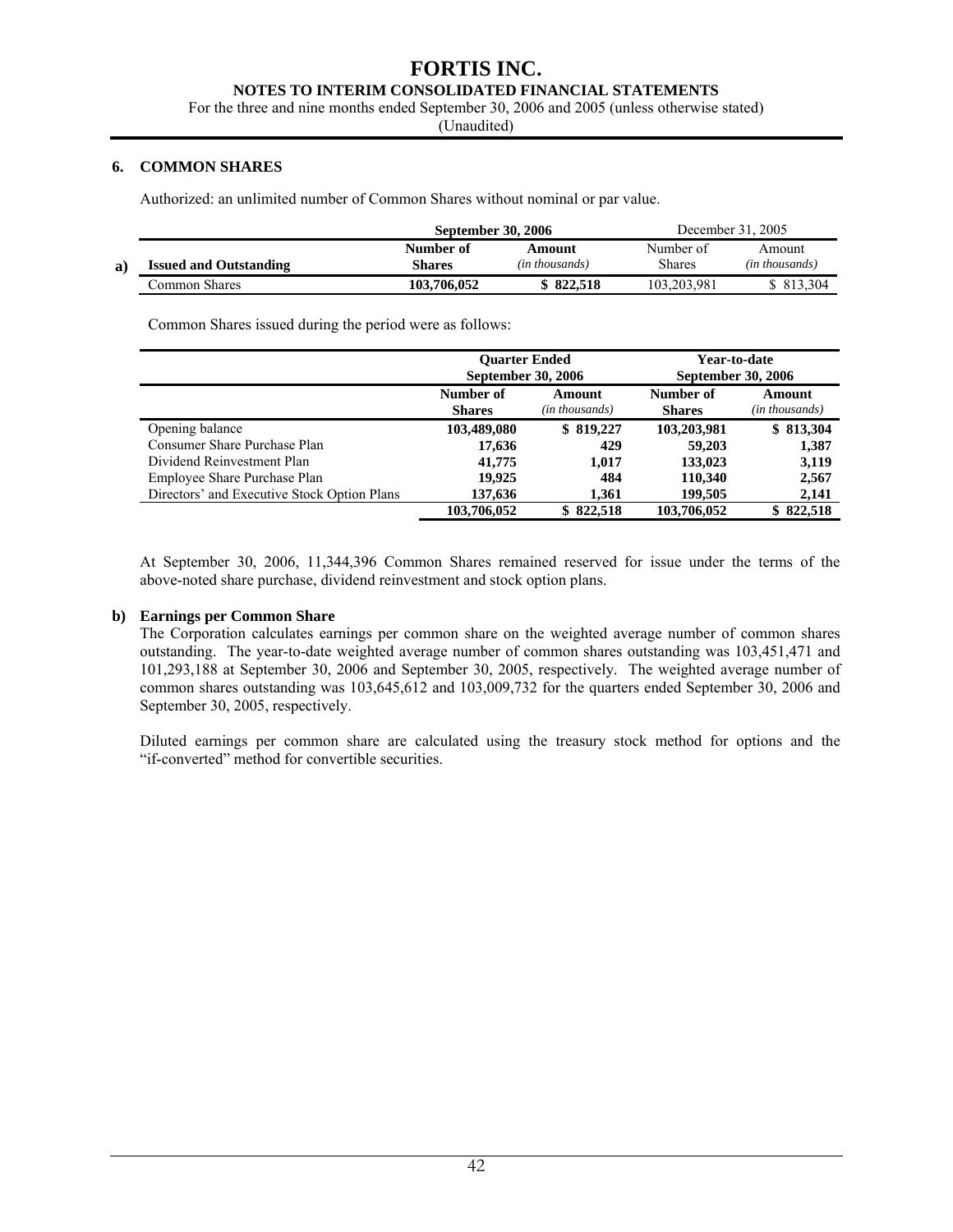## 6. COMMON SHARES

Authorized: an unlimited number of Common Shares without nominal or par value.

**a)**

| | **September 30, 2006** | | December 31, 2005 | |
|---|---|---|---|---|
| **Issued and Outstanding** | **Number of Shares** | **Amount** *(in thousands)* | Number of Shares | Amount *(in thousands)* |
| Common Shares | **103,706,052** | **$ 822,518** | 103,203,981 | $ 813,304 |

Common Shares issued during the period were as follows:

| | **Quarter Ended September 30, 2006** | | **Year-to-date September 30, 2006** | |
|---|---|---|---|---|
| | **Number of Shares** | **Amount** *(in thousands)* | **Number of Shares** | **Amount** *(in thousands)* |
| Opening balance | **103,489,080** | **$ 819,227** | **103,203,981** | **$ 813,304** |
| Consumer Share Purchase Plan | **17,636** | **429** | **59,203** | **1,387** |
| Dividend Reinvestment Plan | **41,775** | **1,017** | **133,023** | **3,119** |
| Employee Share Purchase Plan | **19,925** | **484** | **110,340** | **2,567** |
| Directors' and Executive Stock Option Plans | **137,636** | **1,361** | **199,505** | **2,141** |
| | **103,706,052** | **$ 822,518** | **103,706,052** | **$ 822,518** |

At September 30, 2006, 11,344,396 Common Shares remained reserved for issue under the terms of the above-noted share purchase, dividend reinvestment and stock option plans.

**b) Earnings per Common Share**

The Corporation calculates earnings per common share on the weighted average number of common shares outstanding. The year-to-date weighted average number of common shares outstanding was 103,451,471 and 101,293,188 at September 30, 2006 and September 30, 2005, respectively. The weighted average number of common shares outstanding was 103,645,612 and 103,009,732 for the quarters ended September 30, 2006 and September 30, 2005, respectively.

Diluted earnings per common share are calculated using the treasury stock method for options and the "if-converted" method for convertible securities.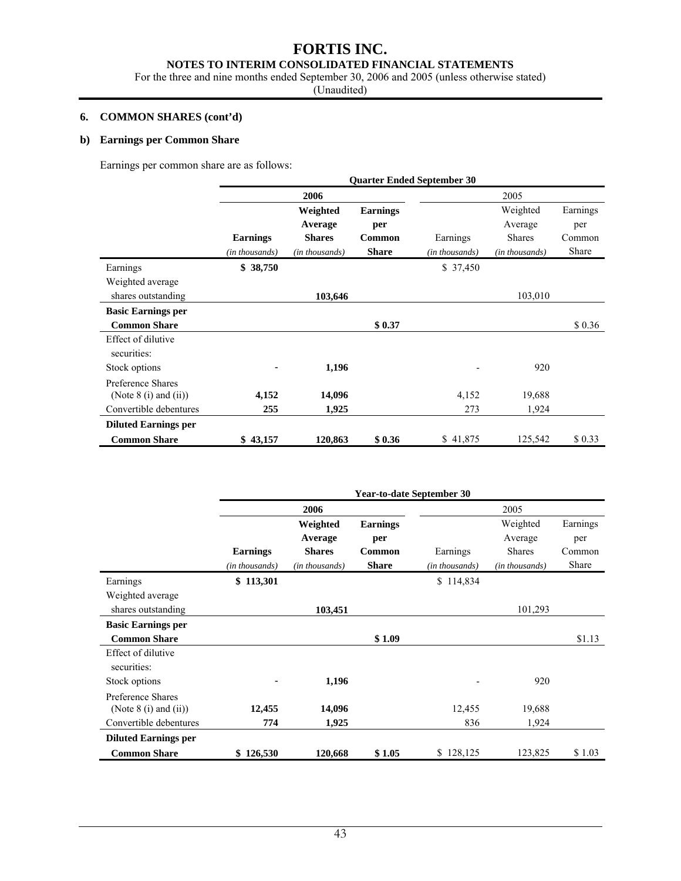# FORTIS INC.

**NOTES TO INTERIM CONSOLIDATED FINANCIAL STATEMENTS**

For the three and nine months ended September 30, 2006 and 2005 (unless otherwise stated)

(Unaudited)

## 6. COMMON SHARES (cont'd)

### b) Earnings per Common Share

Earnings per common share are as follows:

| | Quarter Ended September 30 | | | | | |
|---|---|---|---|---|---|---|
| | **2006** | | | 2005 | | |
| | **Earnings** *(in thousands)* | **Weighted Average Shares** *(in thousands)* | **Earnings per Common Share** | Earnings *(in thousands)* | Weighted Average Shares *(in thousands)* | Earnings per Common Share |
| Earnings | **$ 38,750** | | | $ 37,450 | | |
| Weighted average shares outstanding | | **103,646** | | | 103,010 | |
| **Basic Earnings per Common Share** | | | **$ 0.37** | | | $ 0.36 |
| Effect of dilutive securities: | | | | | | |
| Stock options | **-** | **1,196** | | - | 920 | |
| Preference Shares (Note 8 (i) and (ii)) | **4,152** | **14,096** | | 4,152 | 19,688 | |
| Convertible debentures | **255** | **1,925** | | 273 | 1,924 | |
| **Diluted Earnings per Common Share** | **$ 43,157** | **120,863** | **$ 0.36** | $ 41,875 | 125,542 | $ 0.33 |

| | Year-to-date September 30 | | | | | |
|---|---|---|---|---|---|---|
| | **2006** | | | 2005 | | |
| | **Earnings** *(in thousands)* | **Weighted Average Shares** *(in thousands)* | **Earnings per Common Share** | Earnings *(in thousands)* | Weighted Average Shares *(in thousands)* | Earnings per Common Share |
| Earnings | **$ 113,301** | | | $ 114,834 | | |
| Weighted average shares outstanding | | **103,451** | | | 101,293 | |
| **Basic Earnings per Common Share** | | | **$ 1.09** | | | $1.13 |
| Effect of dilutive securities: | | | | | | |
| Stock options | **-** | **1,196** | | - | 920 | |
| Preference Shares (Note 8 (i) and (ii)) | **12,455** | **14,096** | | 12,455 | 19,688 | |
| Convertible debentures | **774** | **1,925** | | 836 | 1,924 | |
| **Diluted Earnings per Common Share** | **$ 126,530** | **120,668** | **$ 1.05** | $ 128,125 | 123,825 | $ 1.03 |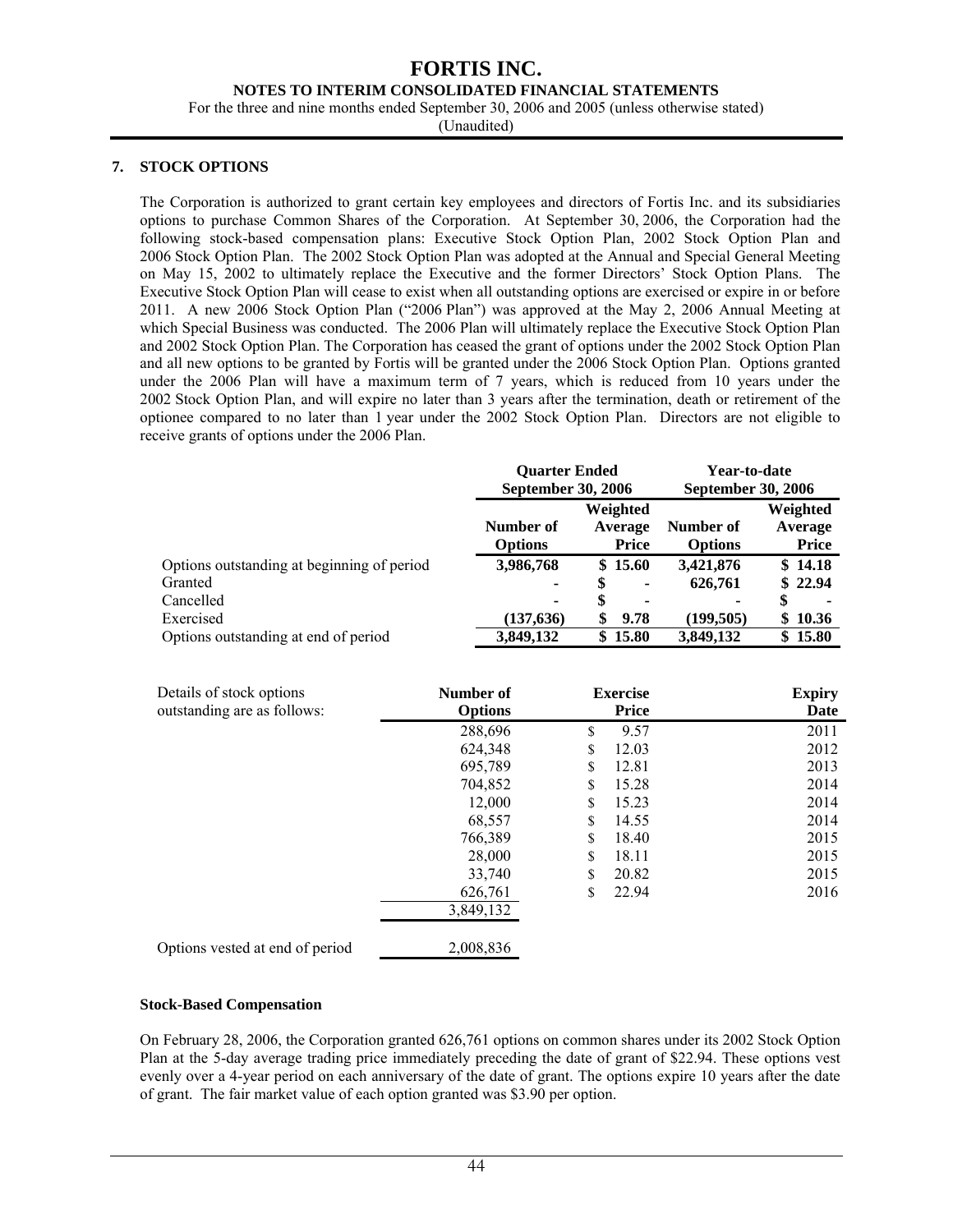## 7. STOCK OPTIONS

The Corporation is authorized to grant certain key employees and directors of Fortis Inc. and its subsidiaries options to purchase Common Shares of the Corporation. At September 30, 2006, the Corporation had the following stock-based compensation plans: Executive Stock Option Plan, 2002 Stock Option Plan and 2006 Stock Option Plan. The 2002 Stock Option Plan was adopted at the Annual and Special General Meeting on May 15, 2002 to ultimately replace the Executive and the former Directors' Stock Option Plans. The Executive Stock Option Plan will cease to exist when all outstanding options are exercised or expire in or before 2011. A new 2006 Stock Option Plan ("2006 Plan") was approved at the May 2, 2006 Annual Meeting at which Special Business was conducted. The 2006 Plan will ultimately replace the Executive Stock Option Plan and 2002 Stock Option Plan. The Corporation has ceased the grant of options under the 2002 Stock Option Plan and all new options to be granted by Fortis will be granted under the 2006 Stock Option Plan. Options granted under the 2006 Plan will have a maximum term of 7 years, which is reduced from 10 years under the 2002 Stock Option Plan, and will expire no later than 3 years after the termination, death or retirement of the optionee compared to no later than 1 year under the 2002 Stock Option Plan. Directors are not eligible to receive grants of options under the 2006 Plan.

| | Quarter Ended September 30, 2006 | | Year-to-date September 30, 2006 | |
|---|---|---|---|---|
| | **Number of Options** | **Weighted Average Price** | **Number of Options** | **Weighted Average Price** |
| Options outstanding at beginning of period | 3,986,768 | $ 15.60 | 3,421,876 | $ 14.18 |
| Granted | - | $ - | 626,761 | $ 22.94 |
| Cancelled | - | $ - | - | $ - |
| Exercised | (137,636) | $ 9.78 | (199,505) | $ 10.36 |
| Options outstanding at end of period | 3,849,132 | $ 15.80 | 3,849,132 | $ 15.80 |

| Details of stock options outstanding are as follows: | Number of Options | Exercise Price | Expiry Date |
|---|---|---|---|
| | 288,696 | $ 9.57 | 2011 |
| | 624,348 | $ 12.03 | 2012 |
| | 695,789 | $ 12.81 | 2013 |
| | 704,852 | $ 15.28 | 2014 |
| | 12,000 | $ 15.23 | 2014 |
| | 68,557 | $ 14.55 | 2014 |
| | 766,389 | $ 18.40 | 2015 |
| | 28,000 | $ 18.11 | 2015 |
| | 33,740 | $ 20.82 | 2015 |
| | 626,761 | $ 22.94 | 2016 |
| | 3,849,132 | | |
| Options vested at end of period | 2,008,836 | | |

### Stock-Based Compensation

On February 28, 2006, the Corporation granted 626,761 options on common shares under its 2002 Stock Option Plan at the 5-day average trading price immediately preceding the date of grant of $22.94. These options vest evenly over a 4-year period on each anniversary of the date of grant. The options expire 10 years after the date of grant. The fair market value of each option granted was $3.90 per option.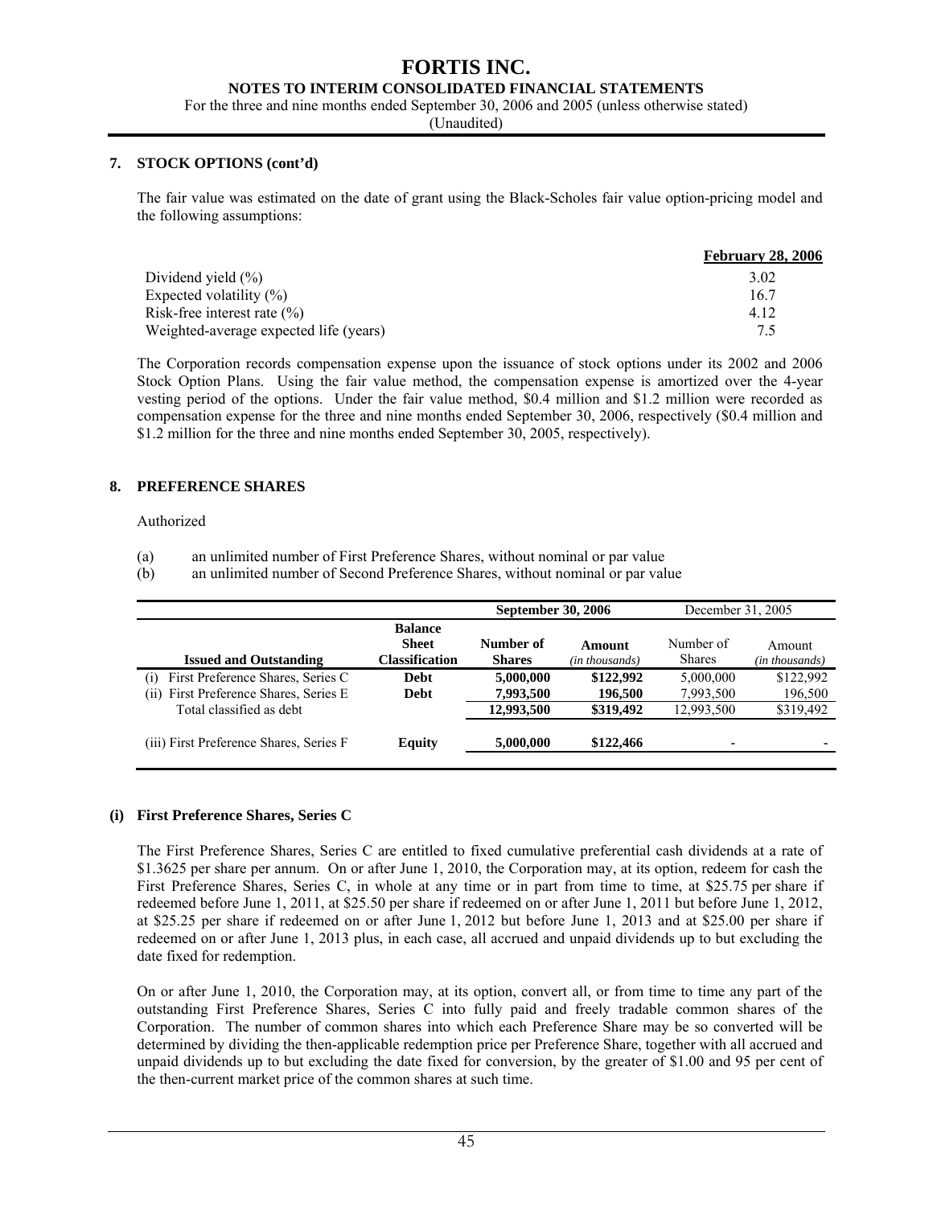## 7. STOCK OPTIONS (cont'd)

The fair value was estimated on the date of grant using the Black-Scholes fair value option-pricing model and the following assumptions:

| | February 28, 2006 |
|---|---|
| Dividend yield (%) | 3.02 |
| Expected volatility (%) | 16.7 |
| Risk-free interest rate (%) | 4.12 |
| Weighted-average expected life (years) | 7.5 |

The Corporation records compensation expense upon the issuance of stock options under its 2002 and 2006 Stock Option Plans. Using the fair value method, the compensation expense is amortized over the 4-year vesting period of the options. Under the fair value method, \$0.4 million and \$1.2 million were recorded as compensation expense for the three and nine months ended September 30, 2006, respectively (\$0.4 million and \$1.2 million for the three and nine months ended September 30, 2005, respectively).

## 8. PREFERENCE SHARES

Authorized

(a) an unlimited number of First Preference Shares, without nominal or par value

(b) an unlimited number of Second Preference Shares, without nominal or par value

| | | **September 30, 2006** | | December 31, 2005 | |
|---|---|---|---|---|---|
| **Issued and Outstanding** | **Balance Sheet Classification** | **Number of Shares** | **Amount** *(in thousands)* | Number of Shares | Amount *(in thousands)* |
| (i) First Preference Shares, Series C | **Debt** | **5,000,000** | **\$122,992** | 5,000,000 | \$122,992 |
| (ii) First Preference Shares, Series E | **Debt** | **7,993,500** | **196,500** | 7,993,500 | 196,500 |
| Total classified as debt | | **12,993,500** | **\$319,492** | 12,993,500 | \$319,492 |
| (iii) First Preference Shares, Series F | **Equity** | **5,000,000** | **\$122,466** | - | - |

### (i) First Preference Shares, Series C

The First Preference Shares, Series C are entitled to fixed cumulative preferential cash dividends at a rate of \$1.3625 per share per annum. On or after June 1, 2010, the Corporation may, at its option, redeem for cash the First Preference Shares, Series C, in whole at any time or in part from time to time, at \$25.75 per share if redeemed before June 1, 2011, at \$25.50 per share if redeemed on or after June 1, 2011 but before June 1, 2012, at \$25.25 per share if redeemed on or after June 1, 2012 but before June 1, 2013 and at \$25.00 per share if redeemed on or after June 1, 2013 plus, in each case, all accrued and unpaid dividends up to but excluding the date fixed for redemption.

On or after June 1, 2010, the Corporation may, at its option, convert all, or from time to time any part of the outstanding First Preference Shares, Series C into fully paid and freely tradable common shares of the Corporation. The number of common shares into which each Preference Share may be so converted will be determined by dividing the then-applicable redemption price per Preference Share, together with all accrued and unpaid dividends up to but excluding the date fixed for conversion, by the greater of \$1.00 and 95 per cent of the then-current market price of the common shares at such time.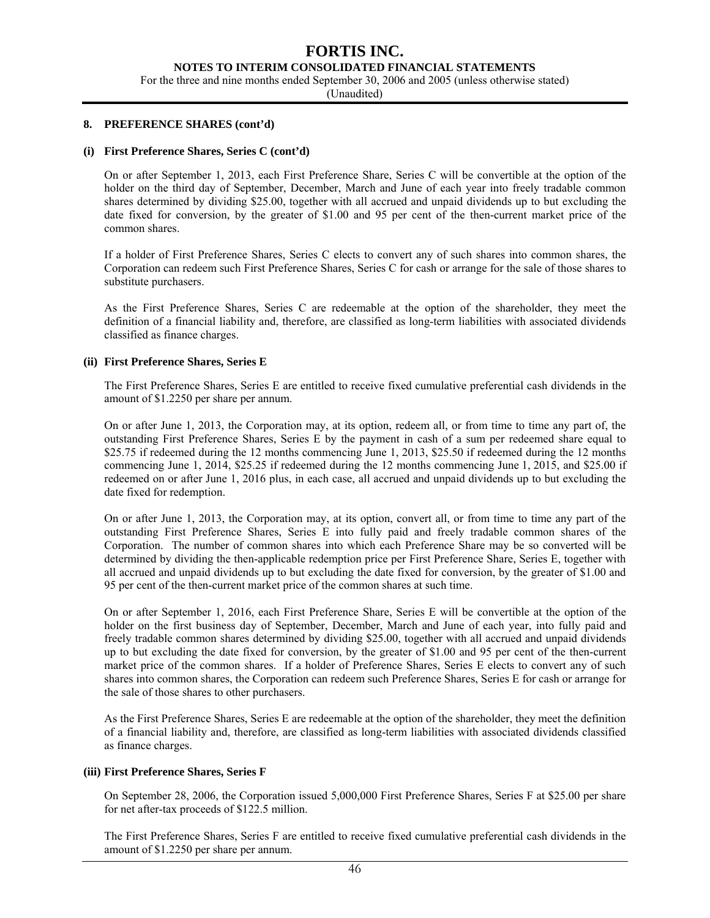## 8. PREFERENCE SHARES (cont'd)

### (i) First Preference Shares, Series C (cont'd)

On or after September 1, 2013, each First Preference Share, Series C will be convertible at the option of the holder on the third day of September, December, March and June of each year into freely tradable common shares determined by dividing $25.00, together with all accrued and unpaid dividends up to but excluding the date fixed for conversion, by the greater of $1.00 and 95 per cent of the then-current market price of the common shares.

If a holder of First Preference Shares, Series C elects to convert any of such shares into common shares, the Corporation can redeem such First Preference Shares, Series C for cash or arrange for the sale of those shares to substitute purchasers.

As the First Preference Shares, Series C are redeemable at the option of the shareholder, they meet the definition of a financial liability and, therefore, are classified as long-term liabilities with associated dividends classified as finance charges.

### (ii) First Preference Shares, Series E

The First Preference Shares, Series E are entitled to receive fixed cumulative preferential cash dividends in the amount of $1.2250 per share per annum.

On or after June 1, 2013, the Corporation may, at its option, redeem all, or from time to time any part of, the outstanding First Preference Shares, Series E by the payment in cash of a sum per redeemed share equal to $25.75 if redeemed during the 12 months commencing June 1, 2013, $25.50 if redeemed during the 12 months commencing June 1, 2014, $25.25 if redeemed during the 12 months commencing June 1, 2015, and $25.00 if redeemed on or after June 1, 2016 plus, in each case, all accrued and unpaid dividends up to but excluding the date fixed for redemption.

On or after June 1, 2013, the Corporation may, at its option, convert all, or from time to time any part of the outstanding First Preference Shares, Series E into fully paid and freely tradable common shares of the Corporation. The number of common shares into which each Preference Share may be so converted will be determined by dividing the then-applicable redemption price per First Preference Share, Series E, together with all accrued and unpaid dividends up to but excluding the date fixed for conversion, by the greater of $1.00 and 95 per cent of the then-current market price of the common shares at such time.

On or after September 1, 2016, each First Preference Share, Series E will be convertible at the option of the holder on the first business day of September, December, March and June of each year, into fully paid and freely tradable common shares determined by dividing $25.00, together with all accrued and unpaid dividends up to but excluding the date fixed for conversion, by the greater of $1.00 and 95 per cent of the then-current market price of the common shares. If a holder of Preference Shares, Series E elects to convert any of such shares into common shares, the Corporation can redeem such Preference Shares, Series E for cash or arrange for the sale of those shares to other purchasers.

As the First Preference Shares, Series E are redeemable at the option of the shareholder, they meet the definition of a financial liability and, therefore, are classified as long-term liabilities with associated dividends classified as finance charges.

### (iii) First Preference Shares, Series F

On September 28, 2006, the Corporation issued 5,000,000 First Preference Shares, Series F at $25.00 per share for net after-tax proceeds of $122.5 million.

The First Preference Shares, Series F are entitled to receive fixed cumulative preferential cash dividends in the amount of $1.2250 per share per annum.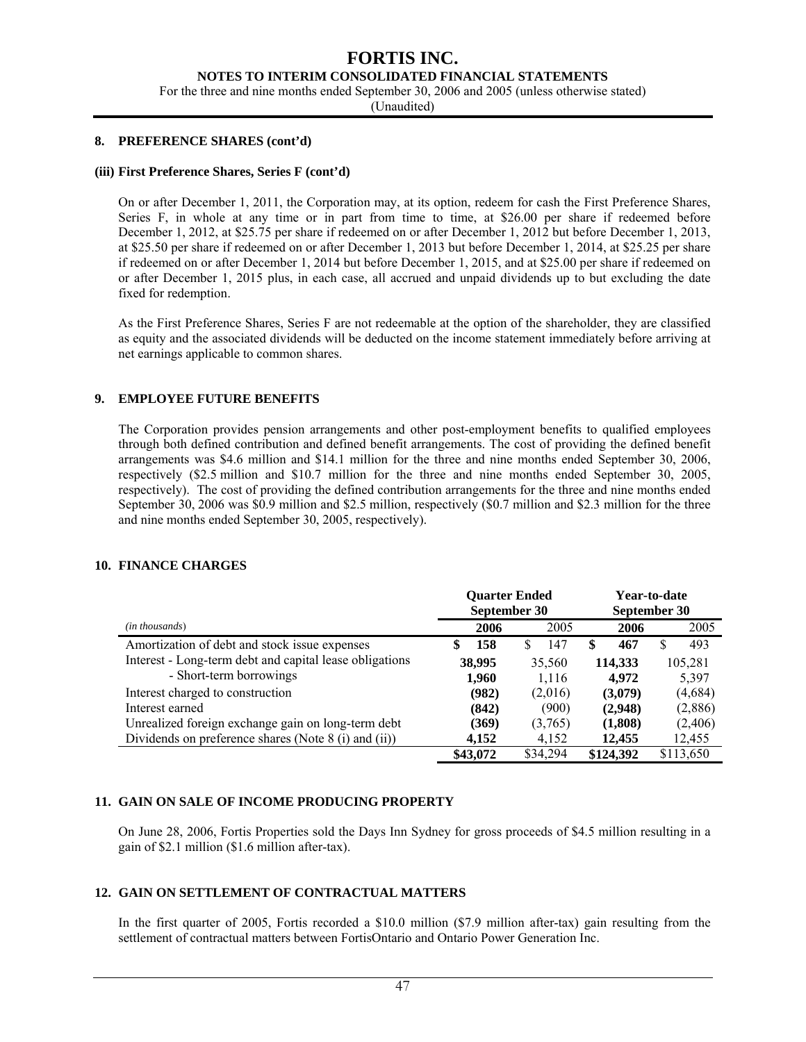## 8. PREFERENCE SHARES (cont'd)

### (iii) First Preference Shares, Series F (cont'd)

On or after December 1, 2011, the Corporation may, at its option, redeem for cash the First Preference Shares, Series F, in whole at any time or in part from time to time, at $26.00 per share if redeemed before December 1, 2012, at $25.75 per share if redeemed on or after December 1, 2012 but before December 1, 2013, at $25.50 per share if redeemed on or after December 1, 2013 but before December 1, 2014, at $25.25 per share if redeemed on or after December 1, 2014 but before December 1, 2015, and at $25.00 per share if redeemed on or after December 1, 2015 plus, in each case, all accrued and unpaid dividends up to but excluding the date fixed for redemption.

As the First Preference Shares, Series F are not redeemable at the option of the shareholder, they are classified as equity and the associated dividends will be deducted on the income statement immediately before arriving at net earnings applicable to common shares.

## 9. EMPLOYEE FUTURE BENEFITS

The Corporation provides pension arrangements and other post-employment benefits to qualified employees through both defined contribution and defined benefit arrangements. The cost of providing the defined benefit arrangements was $4.6 million and $14.1 million for the three and nine months ended September 30, 2006, respectively ($2.5 million and $10.7 million for the three and nine months ended September 30, 2005, respectively). The cost of providing the defined contribution arrangements for the three and nine months ended September 30, 2006 was $0.9 million and $2.5 million, respectively ($0.7 million and $2.3 million for the three and nine months ended September 30, 2005, respectively).

## 10. FINANCE CHARGES

| | Quarter Ended September 30 | | Year-to-date September 30 | |
|---|---|---|---|---|
| *(in thousands)* | **2006** | 2005 | **2006** | 2005 |
| Amortization of debt and stock issue expenses | **$ 158** | $ 147 | **$ 467** | $ 493 |
| Interest - Long-term debt and capital lease obligations | **38,995** | 35,560 | **114,333** | 105,281 |
| - Short-term borrowings | **1,960** | 1,116 | **4,972** | 5,397 |
| Interest charged to construction | **(982)** | (2,016) | **(3,079)** | (4,684) |
| Interest earned | **(842)** | (900) | **(2,948)** | (2,886) |
| Unrealized foreign exchange gain on long-term debt | **(369)** | (3,765) | **(1,808)** | (2,406) |
| Dividends on preference shares (Note 8 (i) and (ii)) | **4,152** | 4,152 | **12,455** | 12,455 |
| | **$43,072** | $34,294 | **$124,392** | $113,650 |

## 11. GAIN ON SALE OF INCOME PRODUCING PROPERTY

On June 28, 2006, Fortis Properties sold the Days Inn Sydney for gross proceeds of $4.5 million resulting in a gain of $2.1 million ($1.6 million after-tax).

## 12. GAIN ON SETTLEMENT OF CONTRACTUAL MATTERS

In the first quarter of 2005, Fortis recorded a $10.0 million ($7.9 million after-tax) gain resulting from the settlement of contractual matters between FortisOntario and Ontario Power Generation Inc.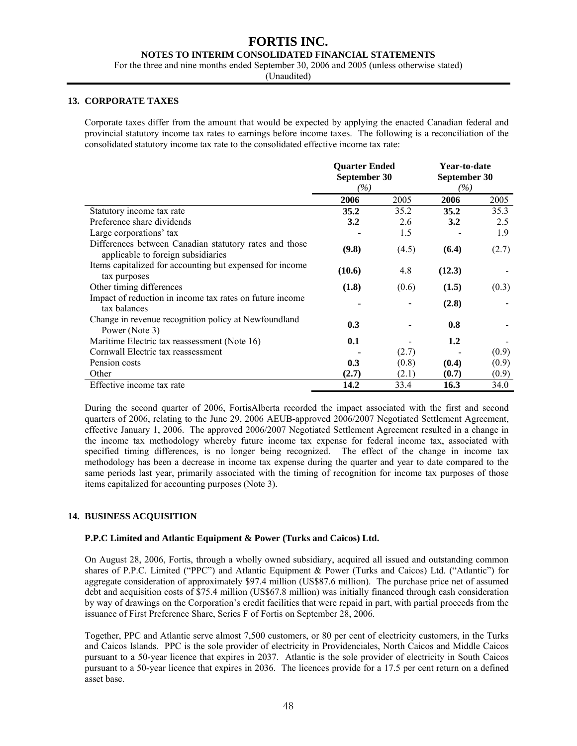**FORTIS INC.**

**NOTES TO INTERIM CONSOLIDATED FINANCIAL STATEMENTS**

For the three and nine months ended September 30, 2006 and 2005 (unless otherwise stated)

(Unaudited)

## 13. CORPORATE TAXES

Corporate taxes differ from the amount that would be expected by applying the enacted Canadian federal and provincial statutory income tax rates to earnings before income taxes. The following is a reconciliation of the consolidated statutory income tax rate to the consolidated effective income tax rate:

| | Quarter Ended September 30 (%) | | Year-to-date September 30 (%) | |
|---|---|---|---|---|
| | **2006** | 2005 | **2006** | 2005 |
| Statutory income tax rate | **35.2** | 35.2 | **35.2** | 35.3 |
| Preference share dividends | **3.2** | 2.6 | **3.2** | 2.5 |
| Large corporations' tax | **-** | 1.5 | **-** | 1.9 |
| Differences between Canadian statutory rates and those applicable to foreign subsidiaries | **(9.8)** | (4.5) | **(6.4)** | (2.7) |
| Items capitalized for accounting but expensed for income tax purposes | **(10.6)** | 4.8 | **(12.3)** | - |
| Other timing differences | **(1.8)** | (0.6) | **(1.5)** | (0.3) |
| Impact of reduction in income tax rates on future income tax balances | **-** | - | **(2.8)** | - |
| Change in revenue recognition policy at Newfoundland Power (Note 3) | **0.3** | - | **0.8** | - |
| Maritime Electric tax reassessment (Note 16) | **0.1** | - | **1.2** | - |
| Cornwall Electric tax reassessment | **-** | (2.7) | **-** | (0.9) |
| Pension costs | **0.3** | (0.8) | **(0.4)** | (0.9) |
| Other | **(2.7)** | (2.1) | **(0.7)** | (0.9) |
| Effective income tax rate | **14.2** | 33.4 | **16.3** | 34.0 |

During the second quarter of 2006, FortisAlberta recorded the impact associated with the first and second quarters of 2006, relating to the June 29, 2006 AEUB-approved 2006/2007 Negotiated Settlement Agreement, effective January 1, 2006. The approved 2006/2007 Negotiated Settlement Agreement resulted in a change in the income tax methodology whereby future income tax expense for federal income tax, associated with specified timing differences, is no longer being recognized. The effect of the change in income tax methodology has been a decrease in income tax expense during the quarter and year to date compared to the same periods last year, primarily associated with the timing of recognition for income tax purposes of those items capitalized for accounting purposes (Note 3).

## 14. BUSINESS ACQUISITION

### P.P.C Limited and Atlantic Equipment & Power (Turks and Caicos) Ltd.

On August 28, 2006, Fortis, through a wholly owned subsidiary, acquired all issued and outstanding common shares of P.P.C. Limited ("PPC") and Atlantic Equipment & Power (Turks and Caicos) Ltd. ("Atlantic") for aggregate consideration of approximately \$97.4 million (US\$87.6 million). The purchase price net of assumed debt and acquisition costs of \$75.4 million (US\$67.8 million) was initially financed through cash consideration by way of drawings on the Corporation's credit facilities that were repaid in part, with partial proceeds from the issuance of First Preference Share, Series F of Fortis on September 28, 2006.

Together, PPC and Atlantic serve almost 7,500 customers, or 80 per cent of electricity customers, in the Turks and Caicos Islands. PPC is the sole provider of electricity in Providenciales, North Caicos and Middle Caicos pursuant to a 50-year licence that expires in 2037. Atlantic is the sole provider of electricity in South Caicos pursuant to a 50-year licence that expires in 2036. The licences provide for a 17.5 per cent return on a defined asset base.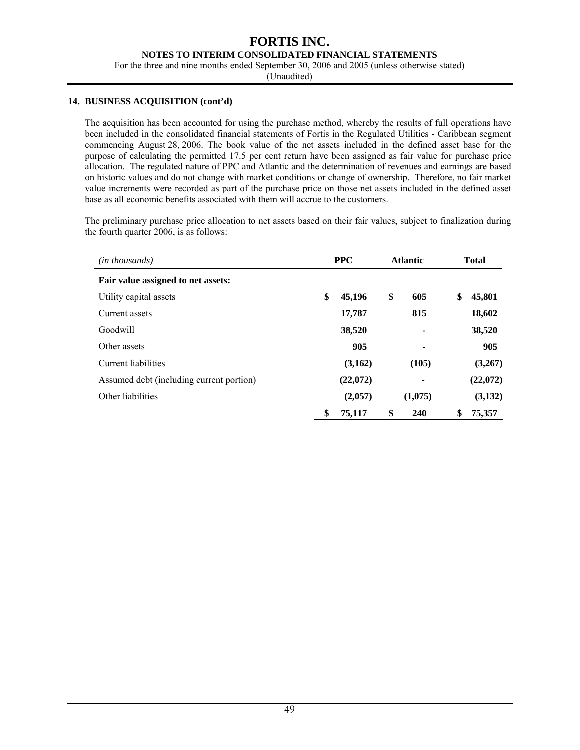### 14. BUSINESS ACQUISITION (cont'd)

The acquisition has been accounted for using the purchase method, whereby the results of full operations have been included in the consolidated financial statements of Fortis in the Regulated Utilities - Caribbean segment commencing August 28, 2006. The book value of the net assets included in the defined asset base for the purpose of calculating the permitted 17.5 per cent return have been assigned as fair value for purchase price allocation. The regulated nature of PPC and Atlantic and the determination of revenues and earnings are based on historic values and do not change with market conditions or change of ownership. Therefore, no fair market value increments were recorded as part of the purchase price on those net assets included in the defined asset base as all economic benefits associated with them will accrue to the customers.

The preliminary purchase price allocation to net assets based on their fair values, subject to finalization during the fourth quarter 2006, is as follows:

| *(in thousands)* | PPC | Atlantic | Total |
|---|---|---|---|
| **Fair value assigned to net assets:** | | | |
| Utility capital assets | $ 45,196 | $ 605 | $ 45,801 |
| Current assets | 17,787 | 815 | 18,602 |
| Goodwill | 38,520 | - | 38,520 |
| Other assets | 905 | - | 905 |
| Current liabilities | (3,162) | (105) | (3,267) |
| Assumed debt (including current portion) | (22,072) | - | (22,072) |
| Other liabilities | (2,057) | (1,075) | (3,132) |
| | $ 75,117 | $ 240 | $ 75,357 |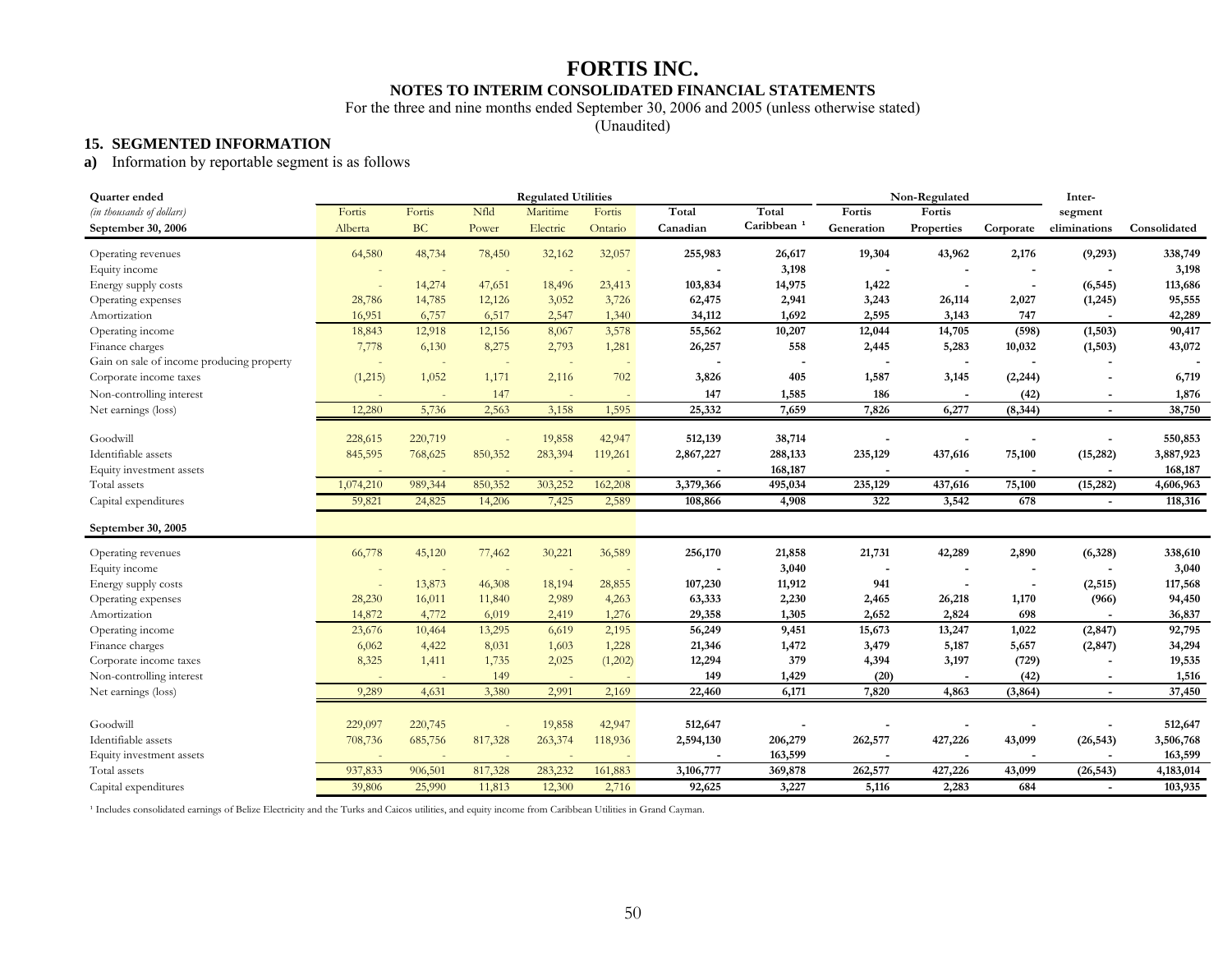# FORTIS INC.

## NOTES TO INTERIM CONSOLIDATED FINANCIAL STATEMENTS

For the three and nine months ended September 30, 2006 and 2005 (unless otherwise stated)

(Unaudited)

### 15. SEGMENTED INFORMATION

**a)** Information by reportable segment is as follows

| **Quarter ended** | Regulated Utilities | | | | | | | Non-Regulated | | | Inter- | |
|---|---|---|---|---|---|---|---|---|---|---|---|---|
| *(in thousands of dollars)* | Fortis | Fortis | Nfld | Maritime | Fortis | **Total** | **Total** | **Fortis** | **Fortis** | | **segment** | |
| **September 30, 2006** | Alberta | BC | Power | Electric | Ontario | **Canadian** | **Caribbean [1]** | **Generation** | **Properties** | **Corporate** | **eliminations** | **Consolidated** |
| Operating revenues | 64,580 | 48,734 | 78,450 | 32,162 | 32,057 | **255,983** | **26,617** | **19,304** | **43,962** | **2,176** | **(9,293)** | **338,749** |
| Equity income | - | - | - | - | - | **-** | **3,198** | **-** | **-** | **-** | **-** | **3,198** |
| Energy supply costs | - | 14,274 | 47,651 | 18,496 | 23,413 | **103,834** | **14,975** | **1,422** | **-** | **-** | **(6,545)** | **113,686** |
| Operating expenses | 28,786 | 14,785 | 12,126 | 3,052 | 3,726 | **62,475** | **2,941** | **3,243** | **26,114** | **2,027** | **(1,245)** | **95,555** |
| Amortization | 16,951 | 6,757 | 6,517 | 2,547 | 1,340 | **34,112** | **1,692** | **2,595** | **3,143** | **747** | **-** | **42,289** |
| Operating income | 18,843 | 12,918 | 12,156 | 8,067 | 3,578 | **55,562** | **10,207** | **12,044** | **14,705** | **(598)** | **(1,503)** | **90,417** |
| Finance charges | 7,778 | 6,130 | 8,275 | 2,793 | 1,281 | **26,257** | **558** | **2,445** | **5,283** | **10,032** | **(1,503)** | **43,072** |
| Gain on sale of income producing property | - | - | - | - | - | **-** | **-** | **-** | **-** | **-** | **-** | **-** |
| Corporate income taxes | (1,215) | 1,052 | 1,171 | 2,116 | 702 | **3,826** | **405** | **1,587** | **3,145** | **(2,244)** | **-** | **6,719** |
| Non-controlling interest | - | - | 147 | - | - | **147** | **1,585** | **186** | **-** | **(42)** | **-** | **1,876** |
| Net earnings (loss) | 12,280 | 5,736 | 2,563 | 3,158 | 1,595 | **25,332** | **7,659** | **7,826** | **6,277** | **(8,344)** | **-** | **38,750** |
| Goodwill | 228,615 | 220,719 | - | 19,858 | 42,947 | **512,139** | **38,714** | **-** | **-** | **-** | **-** | **550,853** |
| Identifiable assets | 845,595 | 768,625 | 850,352 | 283,394 | 119,261 | **2,867,227** | **288,133** | **235,129** | **437,616** | **75,100** | **(15,282)** | **3,887,923** |
| Equity investment assets | - | - | - | - | - | **-** | **168,187** | **-** | **-** | **-** | **-** | **168,187** |
| Total assets | 1,074,210 | 989,344 | 850,352 | 303,252 | 162,208 | **3,379,366** | **495,034** | **235,129** | **437,616** | **75,100** | **(15,282)** | **4,606,963** |
| Capital expenditures | 59,821 | 24,825 | 14,206 | 7,425 | 2,589 | **108,866** | **4,908** | **322** | **3,542** | **678** | **-** | **118,316** |
| **September 30, 2005** | | | | | | | | | | | | |
| Operating revenues | 66,778 | 45,120 | 77,462 | 30,221 | 36,589 | **256,170** | **21,858** | **21,731** | **42,289** | **2,890** | **(6,328)** | **338,610** |
| Equity income | - | - | - | - | - | **-** | **3,040** | **-** | **-** | **-** | **-** | **3,040** |
| Energy supply costs | - | 13,873 | 46,308 | 18,194 | 28,855 | **107,230** | **11,912** | **941** | **-** | **-** | **(2,515)** | **117,568** |
| Operating expenses | 28,230 | 16,011 | 11,840 | 2,989 | 4,263 | **63,333** | **2,230** | **2,465** | **26,218** | **1,170** | **(966)** | **94,450** |
| Amortization | 14,872 | 4,772 | 6,019 | 2,419 | 1,276 | **29,358** | **1,305** | **2,652** | **2,824** | **698** | **-** | **36,837** |
| Operating income | 23,676 | 10,464 | 13,295 | 6,619 | 2,195 | **56,249** | **9,451** | **15,673** | **13,247** | **1,022** | **(2,847)** | **92,795** |
| Finance charges | 6,062 | 4,422 | 8,031 | 1,603 | 1,228 | **21,346** | **1,472** | **3,479** | **5,187** | **5,657** | **(2,847)** | **34,294** |
| Corporate income taxes | 8,325 | 1,411 | 1,735 | 2,025 | (1,202) | **12,294** | **379** | **4,394** | **3,197** | **(729)** | **-** | **19,535** |
| Non-controlling interest | - | - | 149 | - | - | **149** | **1,429** | **(20)** | **-** | **(42)** | **-** | **1,516** |
| Net earnings (loss) | 9,289 | 4,631 | 3,380 | 2,991 | 2,169 | **22,460** | **6,171** | **7,820** | **4,863** | **(3,864)** | **-** | **37,450** |
| Goodwill | 229,097 | 220,745 | - | 19,858 | 42,947 | **512,647** | **-** | **-** | **-** | **-** | **-** | **512,647** |
| Identifiable assets | 708,736 | 685,756 | 817,328 | 263,374 | 118,936 | **2,594,130** | **206,279** | **262,577** | **427,226** | **43,099** | **(26,543)** | **3,506,768** |
| Equity investment assets | - | - | - | - | - | **-** | **163,599** | **-** | **-** | **-** | **-** | **163,599** |
| Total assets | 937,833 | 906,501 | 817,328 | 283,232 | 161,883 | **3,106,777** | **369,878** | **262,577** | **427,226** | **43,099** | **(26,543)** | **4,183,014** |
| Capital expenditures | 39,806 | 25,990 | 11,813 | 12,300 | 2,716 | **92,625** | **3,227** | **5,116** | **2,283** | **684** | **-** | **103,935** |

[1] Includes consolidated earnings of Belize Electricity and the Turks and Caicos utilities, and equity income from Caribbean Utilities in Grand Cayman.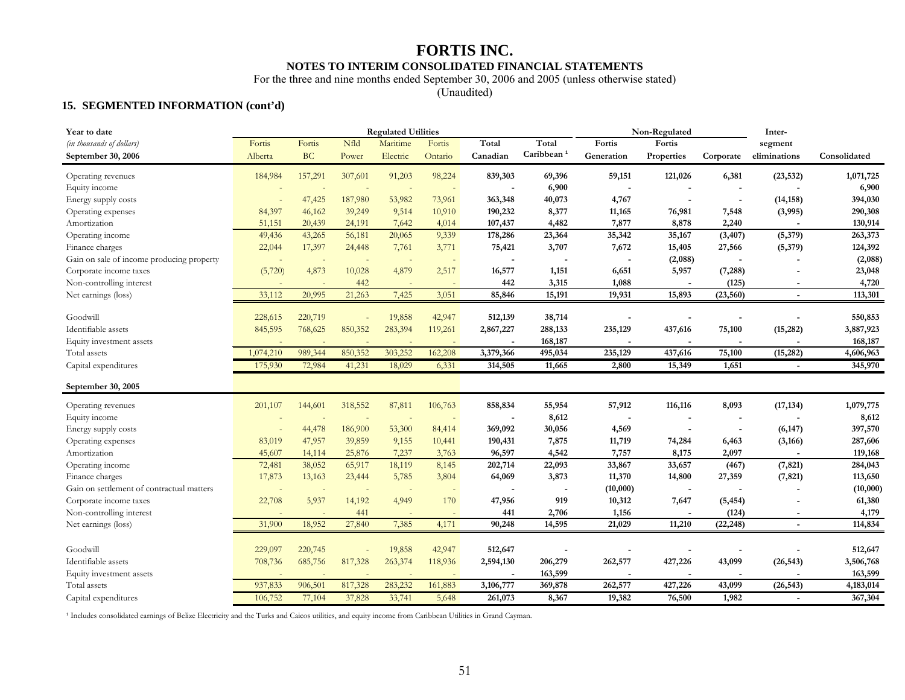# FORTIS INC.

## NOTES TO INTERIM CONSOLIDATED FINANCIAL STATEMENTS

For the three and nine months ended September 30, 2006 and 2005 (unless otherwise stated)

(Unaudited)

### 15. SEGMENTED INFORMATION (cont'd)

| Year to date | Regulated Utilities | | | | | | | Non-Regulated | | | Inter- | |
|---|---|---|---|---|---|---|---|---|---|---|---|---|
| *(in thousands of dollars)* | Fortis | Fortis | Nfld | Maritime | Fortis | Total | Total | Fortis | Fortis | | segment | |
| **September 30, 2006** | Alberta | BC | Power | Electric | Ontario | Canadian | Caribbean [1] | Generation | Properties | Corporate | eliminations | Consolidated |
| Operating revenues | 184,984 | 157,291 | 307,601 | 91,203 | 98,224 | 839,303 | 69,396 | 59,151 | 121,026 | 6,381 | (23,532) | 1,071,725 |
| Equity income | - | - | - | - | - | - | 6,900 | - | - | - | - | 6,900 |
| Energy supply costs | - | 47,425 | 187,980 | 53,982 | 73,961 | 363,348 | 40,073 | 4,767 | - | - | (14,158) | 394,030 |
| Operating expenses | 84,397 | 46,162 | 39,249 | 9,514 | 10,910 | 190,232 | 8,377 | 11,165 | 76,981 | 7,548 | (3,995) | 290,308 |
| Amortization | 51,151 | 20,439 | 24,191 | 7,642 | 4,014 | 107,437 | 4,482 | 7,877 | 8,878 | 2,240 | - | 130,914 |
| Operating income | 49,436 | 43,265 | 56,181 | 20,065 | 9,339 | 178,286 | 23,364 | 35,342 | 35,167 | (3,407) | (5,379) | 263,373 |
| Finance charges | 22,044 | 17,397 | 24,448 | 7,761 | 3,771 | 75,421 | 3,707 | 7,672 | 15,405 | 27,566 | (5,379) | 124,392 |
| Gain on sale of income producing property | - | - | - | - | - | - | - | - | (2,088) | - | - | (2,088) |
| Corporate income taxes | (5,720) | 4,873 | 10,028 | 4,879 | 2,517 | 16,577 | 1,151 | 6,651 | 5,957 | (7,288) | - | 23,048 |
| Non-controlling interest | - | - | 442 | - | - | 442 | 3,315 | 1,088 | - | (125) | - | 4,720 |
| Net earnings (loss) | 33,112 | 20,995 | 21,263 | 7,425 | 3,051 | 85,846 | 15,191 | 19,931 | 15,893 | (23,560) | - | 113,301 |
| Goodwill | 228,615 | 220,719 | - | 19,858 | 42,947 | 512,139 | 38,714 | - | - | - | - | 550,853 |
| Identifiable assets | 845,595 | 768,625 | 850,352 | 283,394 | 119,261 | 2,867,227 | 288,133 | 235,129 | 437,616 | 75,100 | (15,282) | 3,887,923 |
| Equity investment assets | - | - | - | - | - | - | 168,187 | - | - | - | - | 168,187 |
| Total assets | 1,074,210 | 989,344 | 850,352 | 303,252 | 162,208 | 3,379,366 | 495,034 | 235,129 | 437,616 | 75,100 | (15,282) | 4,606,963 |
| Capital expenditures | 175,930 | 72,984 | 41,231 | 18,029 | 6,331 | 314,505 | 11,665 | 2,800 | 15,349 | 1,651 | - | 345,970 |
| **September 30, 2005** | | | | | | | | | | | | |
| Operating revenues | 201,107 | 144,601 | 318,552 | 87,811 | 106,763 | 858,834 | 55,954 | 57,912 | 116,116 | 8,093 | (17,134) | 1,079,775 |
| Equity income | - | - | - | - | - | - | 8,612 | - | - | - | - | 8,612 |
| Energy supply costs | - | 44,478 | 186,900 | 53,300 | 84,414 | 369,092 | 30,056 | 4,569 | - | - | (6,147) | 397,570 |
| Operating expenses | 83,019 | 47,957 | 39,859 | 9,155 | 10,441 | 190,431 | 7,875 | 11,719 | 74,284 | 6,463 | (3,166) | 287,606 |
| Amortization | 45,607 | 14,114 | 25,876 | 7,237 | 3,763 | 96,597 | 4,542 | 7,757 | 8,175 | 2,097 | - | 119,168 |
| Operating income | 72,481 | 38,052 | 65,917 | 18,119 | 8,145 | 202,714 | 22,093 | 33,867 | 33,657 | (467) | (7,821) | 284,043 |
| Finance charges | 17,873 | 13,163 | 23,444 | 5,785 | 3,804 | 64,069 | 3,873 | 11,370 | 14,800 | 27,359 | (7,821) | 113,650 |
| Gain on settlement of contractual matters | - | - | - | - | - | - | - | (10,000) | - | - | - | (10,000) |
| Corporate income taxes | 22,708 | 5,937 | 14,192 | 4,949 | 170 | 47,956 | 919 | 10,312 | 7,647 | (5,454) | - | 61,380 |
| Non-controlling interest | - | - | 441 | - | - | 441 | 2,706 | 1,156 | - | (124) | - | 4,179 |
| Net earnings (loss) | 31,900 | 18,952 | 27,840 | 7,385 | 4,171 | 90,248 | 14,595 | 21,029 | 11,210 | (22,248) | - | 114,834 |
| Goodwill | 229,097 | 220,745 | - | 19,858 | 42,947 | 512,647 | - | - | - | - | - | 512,647 |
| Identifiable assets | 708,736 | 685,756 | 817,328 | 263,374 | 118,936 | 2,594,130 | 206,279 | 262,577 | 427,226 | 43,099 | (26,543) | 3,506,768 |
| Equity investment assets | - | - | - | - | - | - | 163,599 | - | - | - | - | 163,599 |
| Total assets | 937,833 | 906,501 | 817,328 | 283,232 | 161,883 | 3,106,777 | 369,878 | 262,577 | 427,226 | 43,099 | (26,543) | 4,183,014 |
| Capital expenditures | 106,752 | 77,104 | 37,828 | 33,741 | 5,648 | 261,073 | 8,367 | 19,382 | 76,500 | 1,982 | - | 367,304 |

[1] Includes consolidated earnings of Belize Electricity and the Turks and Caicos utilities, and equity income from Caribbean Utilities in Grand Cayman.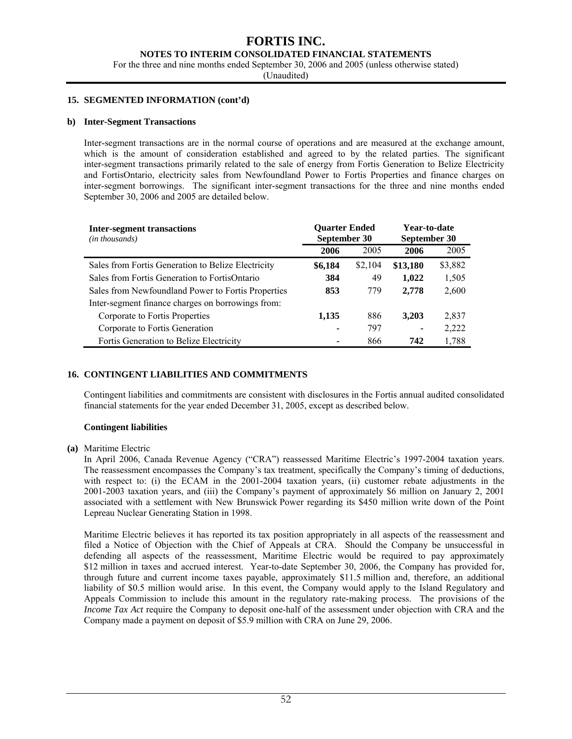## 15. SEGMENTED INFORMATION (cont'd)

### b) Inter-Segment Transactions

Inter-segment transactions are in the normal course of operations and are measured at the exchange amount, which is the amount of consideration established and agreed to by the related parties. The significant inter-segment transactions primarily related to the sale of energy from Fortis Generation to Belize Electricity and FortisOntario, electricity sales from Newfoundland Power to Fortis Properties and finance charges on inter-segment borrowings. The significant inter-segment transactions for the three and nine months ended September 30, 2006 and 2005 are detailed below.

| **Inter-segment transactions** *(in thousands)* | **Quarter Ended September 30** | | **Year-to-date September 30** | |
|---|---|---|---|---|
| | **2006** | 2005 | **2006** | 2005 |
| Sales from Fortis Generation to Belize Electricity | **$6,184** | $2,104 | **$13,180** | $3,882 |
| Sales from Fortis Generation to FortisOntario | **384** | 49 | **1,022** | 1,505 |
| Sales from Newfoundland Power to Fortis Properties | **853** | 779 | **2,778** | 2,600 |
| Inter-segment finance charges on borrowings from: | | | | |
| Corporate to Fortis Properties | **1,135** | 886 | **3,203** | 2,837 |
| Corporate to Fortis Generation | **-** | 797 | **-** | 2,222 |
| Fortis Generation to Belize Electricity | **-** | 866 | **742** | 1,788 |

## 16. CONTINGENT LIABILITIES AND COMMITMENTS

Contingent liabilities and commitments are consistent with disclosures in the Fortis annual audited consolidated financial statements for the year ended December 31, 2005, except as described below.

**Contingent liabilities**

**(a)** Maritime Electric

In April 2006, Canada Revenue Agency ("CRA") reassessed Maritime Electric's 1997-2004 taxation years. The reassessment encompasses the Company's tax treatment, specifically the Company's timing of deductions, with respect to: (i) the ECAM in the 2001-2004 taxation years, (ii) customer rebate adjustments in the 2001-2003 taxation years, and (iii) the Company's payment of approximately $6 million on January 2, 2001 associated with a settlement with New Brunswick Power regarding its $450 million write down of the Point Lepreau Nuclear Generating Station in 1998.

Maritime Electric believes it has reported its tax position appropriately in all aspects of the reassessment and filed a Notice of Objection with the Chief of Appeals at CRA. Should the Company be unsuccessful in defending all aspects of the reassessment, Maritime Electric would be required to pay approximately $12 million in taxes and accrued interest. Year-to-date September 30, 2006, the Company has provided for, through future and current income taxes payable, approximately $11.5 million and, therefore, an additional liability of $0.5 million would arise. In this event, the Company would apply to the Island Regulatory and Appeals Commission to include this amount in the regulatory rate-making process. The provisions of the *Income Tax Act* require the Company to deposit one-half of the assessment under objection with CRA and the Company made a payment on deposit of $5.9 million with CRA on June 29, 2006.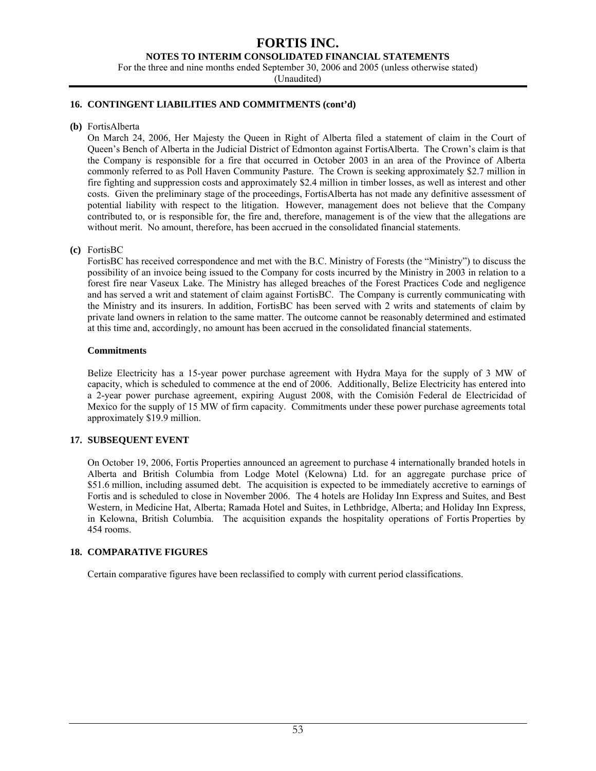## 16. CONTINGENT LIABILITIES AND COMMITMENTS (cont'd)

**(b)** FortisAlberta

On March 24, 2006, Her Majesty the Queen in Right of Alberta filed a statement of claim in the Court of Queen's Bench of Alberta in the Judicial District of Edmonton against FortisAlberta. The Crown's claim is that the Company is responsible for a fire that occurred in October 2003 in an area of the Province of Alberta commonly referred to as Poll Haven Community Pasture. The Crown is seeking approximately \$2.7 million in fire fighting and suppression costs and approximately \$2.4 million in timber losses, as well as interest and other costs. Given the preliminary stage of the proceedings, FortisAlberta has not made any definitive assessment of potential liability with respect to the litigation. However, management does not believe that the Company contributed to, or is responsible for, the fire and, therefore, management is of the view that the allegations are without merit. No amount, therefore, has been accrued in the consolidated financial statements.

**(c)** FortisBC

FortisBC has received correspondence and met with the B.C. Ministry of Forests (the "Ministry") to discuss the possibility of an invoice being issued to the Company for costs incurred by the Ministry in 2003 in relation to a forest fire near Vaseux Lake. The Ministry has alleged breaches of the Forest Practices Code and negligence and has served a writ and statement of claim against FortisBC. The Company is currently communicating with the Ministry and its insurers. In addition, FortisBC has been served with 2 writs and statements of claim by private land owners in relation to the same matter. The outcome cannot be reasonably determined and estimated at this time and, accordingly, no amount has been accrued in the consolidated financial statements.

### Commitments

Belize Electricity has a 15-year power purchase agreement with Hydra Maya for the supply of 3 MW of capacity, which is scheduled to commence at the end of 2006. Additionally, Belize Electricity has entered into a 2-year power purchase agreement, expiring August 2008, with the Comisión Federal de Electricidad of Mexico for the supply of 15 MW of firm capacity. Commitments under these power purchase agreements total approximately \$19.9 million.

## 17. SUBSEQUENT EVENT

On October 19, 2006, Fortis Properties announced an agreement to purchase 4 internationally branded hotels in Alberta and British Columbia from Lodge Motel (Kelowna) Ltd. for an aggregate purchase price of \$51.6 million, including assumed debt. The acquisition is expected to be immediately accretive to earnings of Fortis and is scheduled to close in November 2006. The 4 hotels are Holiday Inn Express and Suites, and Best Western, in Medicine Hat, Alberta; Ramada Hotel and Suites, in Lethbridge, Alberta; and Holiday Inn Express, in Kelowna, British Columbia. The acquisition expands the hospitality operations of Fortis Properties by 454 rooms.

## 18. COMPARATIVE FIGURES

Certain comparative figures have been reclassified to comply with current period classifications.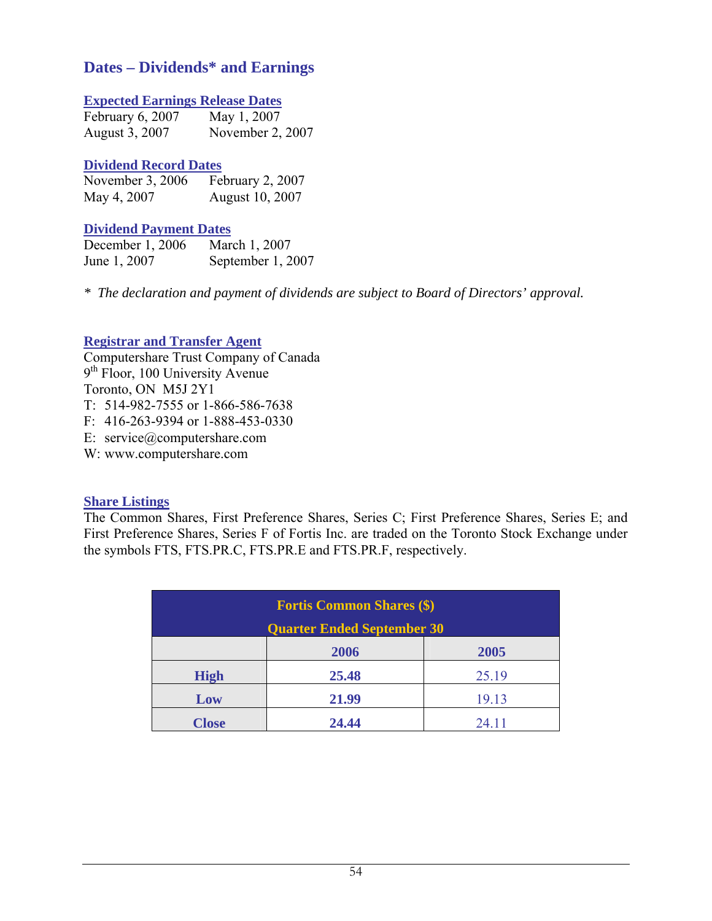## Dates – Dividends* and Earnings

### Expected Earnings Release Dates

| | |
|---|---|
| February 6, 2007 | May 1, 2007 |
| August 3, 2007 | November 2, 2007 |

### Dividend Record Dates

| | |
|---|---|
| November 3, 2006 | February 2, 2007 |
| May 4, 2007 | August 10, 2007 |

### Dividend Payment Dates

| | |
|---|---|
| December 1, 2006 | March 1, 2007 |
| June 1, 2007 | September 1, 2007 |

* *The declaration and payment of dividends are subject to Board of Directors' approval.*

### Registrar and Transfer Agent

Computershare Trust Company of Canada
9th Floor, 100 University Avenue
Toronto, ON M5J 2Y1
T: 514-982-7555 or 1-866-586-7638
F: 416-263-9394 or 1-888-453-0330
E: service@computershare.com
W: www.computershare.com

### Share Listings

The Common Shares, First Preference Shares, Series C; First Preference Shares, Series E; and First Preference Shares, Series F of Fortis Inc. are traded on the Toronto Stock Exchange under the symbols FTS, FTS.PR.C, FTS.PR.E and FTS.PR.F, respectively.

| Fortis Common Shares ($) Quarter Ended September 30 | | |
|---|---|---|
| | **2006** | **2005** |
| **High** | **25.48** | 25.19 |
| **Low** | **21.99** | 19.13 |
| **Close** | **24.44** | 24.11 |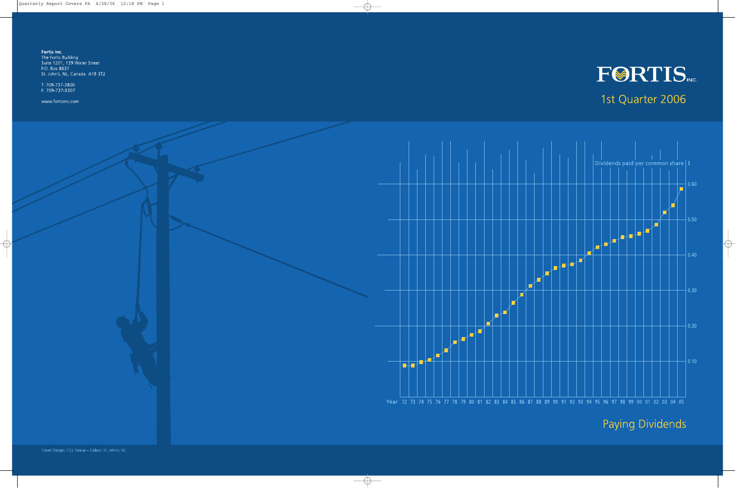**Fortis Inc.**
The Fortis Building
Suite 1201, 139 Water Street
P.O. Box 8837
St. John's, NL, Canada A1B 3T2

T: 709-737-2800
F: 709-737-5307

www.fortisinc.com

# FORTIS INC.

## 1st Quarter 2006

Dividends paid per common share | $

0.60
0.50
0.40
0.30
0.20
0.10

Year 72 73 74 75 76 77 78 79 80 81 82 83 84 85 86 87 88 89 90 91 92 93 94 95 96 97 98 99 00 01 02 03 04 05

## Paying Dividends

Cover Design: CCL Group – Colour, St. John's, NL